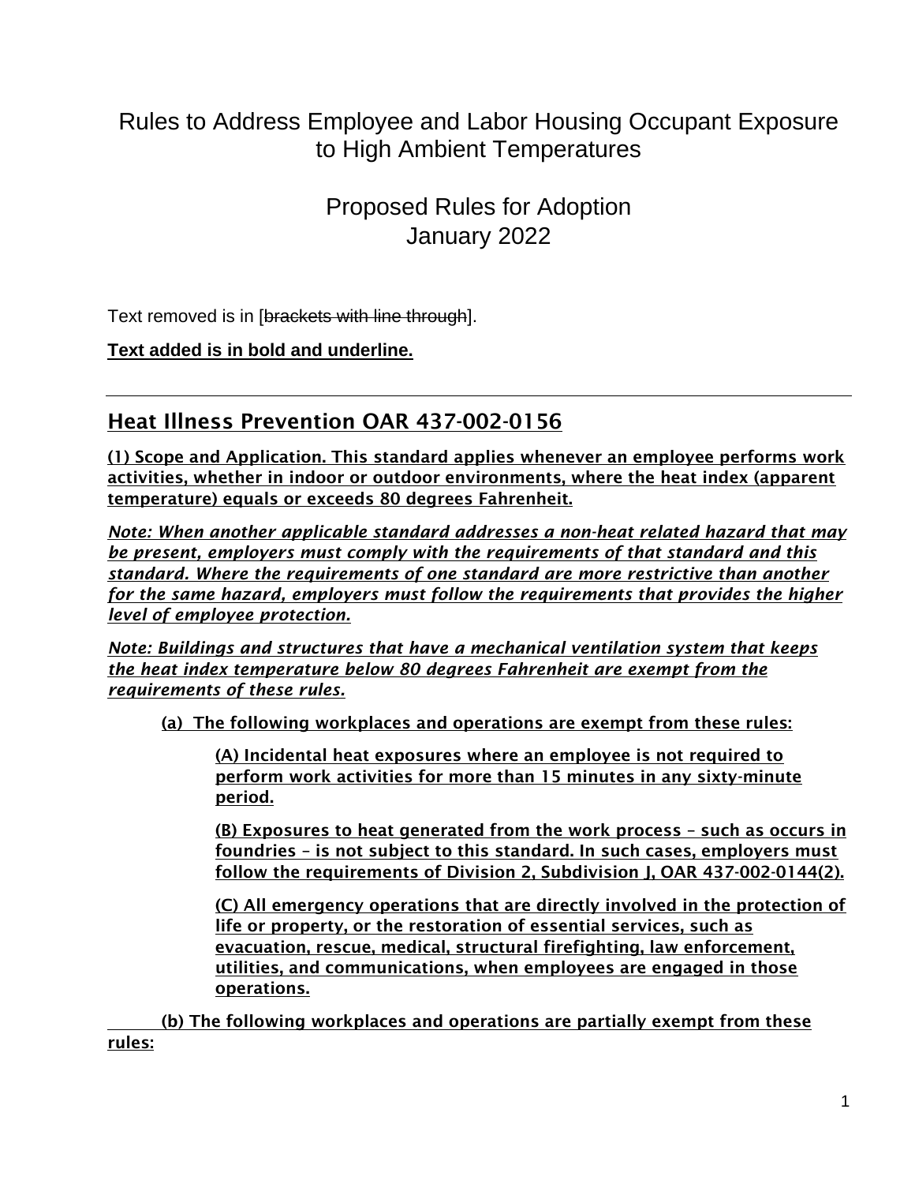# Rules to Address Employee and Labor Housing Occupant Exposure to High Ambient Temperatures

## Proposed Rules for Adoption
## January 2022

Text removed is in [~~brackets with line through~~].

**<u>Text added is in bold and underline.</u>**

---

## <u>Heat Illness Prevention OAR 437-002-0156</u>

**<u>(1) Scope and Application. This standard applies whenever an employee performs work activities, whether in indoor or outdoor environments, where the heat index (apparent temperature) equals or exceeds 80 degrees Fahrenheit.</u>**

***<u>Note: When another applicable standard addresses a non-heat related hazard that may be present, employers must comply with the requirements of that standard and this standard. Where the requirements of one standard are more restrictive than another for the same hazard, employers must follow the requirements that provides the higher level of employee protection.</u>***

***<u>Note: Buildings and structures that have a mechanical ventilation system that keeps the heat index temperature below 80 degrees Fahrenheit are exempt from the requirements of these rules.</u>***

**<u>(a) The following workplaces and operations are exempt from these rules:</u>**

**<u>(A) Incidental heat exposures where an employee is not required to perform work activities for more than 15 minutes in any sixty-minute period.</u>**

**<u>(B) Exposures to heat generated from the work process – such as occurs in foundries – is not subject to this standard. In such cases, employers must follow the requirements of Division 2, Subdivision J, OAR 437-002-0144(2).</u>**

**<u>(C) All emergency operations that are directly involved in the protection of life or property, or the restoration of essential services, such as evacuation, rescue, medical, structural firefighting, law enforcement, utilities, and communications, when employees are engaged in those operations.</u>**

**<u>(b) The following workplaces and operations are partially exempt from these rules:</u>**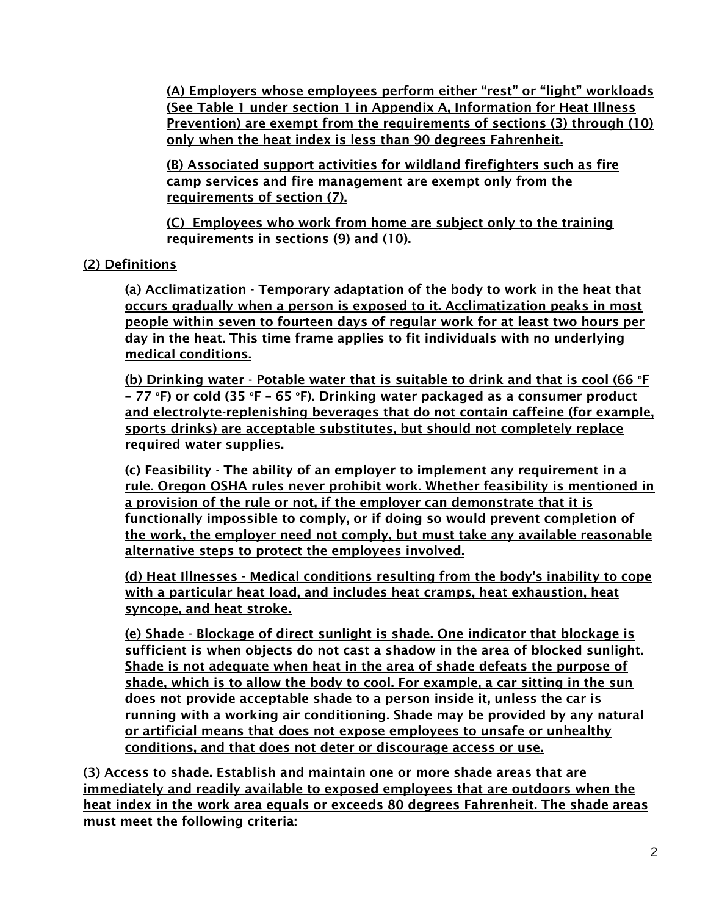(A) Employers whose employees perform either "rest" or "light" workloads (See Table 1 under section 1 in Appendix A, Information for Heat Illness Prevention) are exempt from the requirements of sections (3) through (10) only when the heat index is less than 90 degrees Fahrenheit.

(B) Associated support activities for wildland firefighters such as fire camp services and fire management are exempt only from the requirements of section (7).

(C) Employees who work from home are subject only to the training requirements in sections (9) and (10).

(2) Definitions

(a) Acclimatization - Temporary adaptation of the body to work in the heat that occurs gradually when a person is exposed to it. Acclimatization peaks in most people within seven to fourteen days of regular work for at least two hours per day in the heat. This time frame applies to fit individuals with no underlying medical conditions.

(b) Drinking water - Potable water that is suitable to drink and that is cool (66 °F – 77 °F) or cold (35 °F – 65 °F). Drinking water packaged as a consumer product and electrolyte-replenishing beverages that do not contain caffeine (for example, sports drinks) are acceptable substitutes, but should not completely replace required water supplies.

(c) Feasibility - The ability of an employer to implement any requirement in a rule. Oregon OSHA rules never prohibit work. Whether feasibility is mentioned in a provision of the rule or not, if the employer can demonstrate that it is functionally impossible to comply, or if doing so would prevent completion of the work, the employer need not comply, but must take any available reasonable alternative steps to protect the employees involved.

(d) Heat Illnesses - Medical conditions resulting from the body's inability to cope with a particular heat load, and includes heat cramps, heat exhaustion, heat syncope, and heat stroke.

(e) Shade - Blockage of direct sunlight is shade. One indicator that blockage is sufficient is when objects do not cast a shadow in the area of blocked sunlight. Shade is not adequate when heat in the area of shade defeats the purpose of shade, which is to allow the body to cool. For example, a car sitting in the sun does not provide acceptable shade to a person inside it, unless the car is running with a working air conditioning. Shade may be provided by any natural or artificial means that does not expose employees to unsafe or unhealthy conditions, and that does not deter or discourage access or use.

(3) Access to shade. Establish and maintain one or more shade areas that are immediately and readily available to exposed employees that are outdoors when the heat index in the work area equals or exceeds 80 degrees Fahrenheit. The shade areas must meet the following criteria: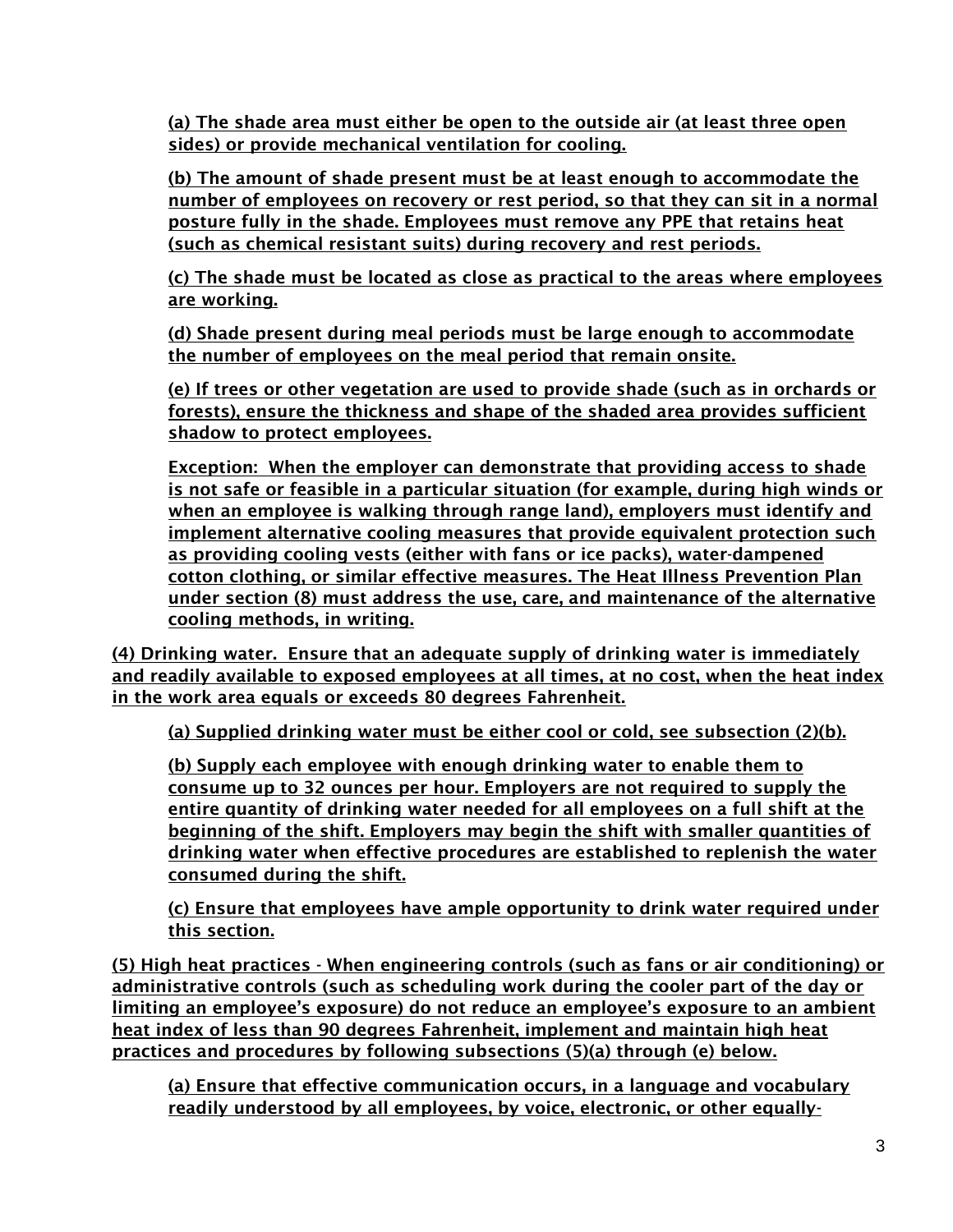(a) The shade area must either be open to the outside air (at least three open sides) or provide mechanical ventilation for cooling.

(b) The amount of shade present must be at least enough to accommodate the number of employees on recovery or rest period, so that they can sit in a normal posture fully in the shade. Employees must remove any PPE that retains heat (such as chemical resistant suits) during recovery and rest periods.

(c) The shade must be located as close as practical to the areas where employees are working.

(d) Shade present during meal periods must be large enough to accommodate the number of employees on the meal period that remain onsite.

(e) If trees or other vegetation are used to provide shade (such as in orchards or forests), ensure the thickness and shape of the shaded area provides sufficient shadow to protect employees.

Exception: When the employer can demonstrate that providing access to shade is not safe or feasible in a particular situation (for example, during high winds or when an employee is walking through range land), employers must identify and implement alternative cooling measures that provide equivalent protection such as providing cooling vests (either with fans or ice packs), water-dampened cotton clothing, or similar effective measures. The Heat Illness Prevention Plan under section (8) must address the use, care, and maintenance of the alternative cooling methods, in writing.

(4) Drinking water. Ensure that an adequate supply of drinking water is immediately and readily available to exposed employees at all times, at no cost, when the heat index in the work area equals or exceeds 80 degrees Fahrenheit.

(a) Supplied drinking water must be either cool or cold, see subsection (2)(b).

(b) Supply each employee with enough drinking water to enable them to consume up to 32 ounces per hour. Employers are not required to supply the entire quantity of drinking water needed for all employees on a full shift at the beginning of the shift. Employers may begin the shift with smaller quantities of drinking water when effective procedures are established to replenish the water consumed during the shift.

(c) Ensure that employees have ample opportunity to drink water required under this section.

(5) High heat practices - When engineering controls (such as fans or air conditioning) or administrative controls (such as scheduling work during the cooler part of the day or limiting an employee's exposure) do not reduce an employee's exposure to an ambient heat index of less than 90 degrees Fahrenheit, implement and maintain high heat practices and procedures by following subsections (5)(a) through (e) below.

(a) Ensure that effective communication occurs, in a language and vocabulary readily understood by all employees, by voice, electronic, or other equally-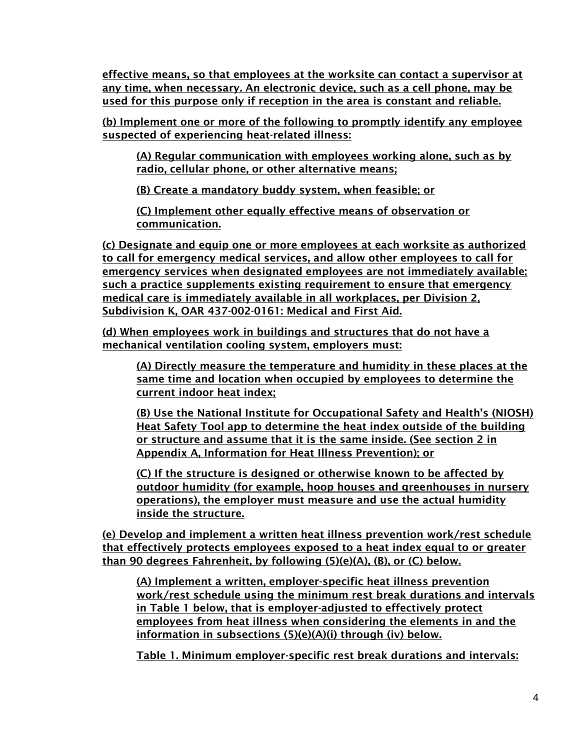effective means, so that employees at the worksite can contact a supervisor at any time, when necessary. An electronic device, such as a cell phone, may be used for this purpose only if reception in the area is constant and reliable.

(b) Implement one or more of the following to promptly identify any employee suspected of experiencing heat-related illness:

> (A) Regular communication with employees working alone, such as by radio, cellular phone, or other alternative means;
>
> (B) Create a mandatory buddy system, when feasible; or
>
> (C) Implement other equally effective means of observation or communication.

(c) Designate and equip one or more employees at each worksite as authorized to call for emergency medical services, and allow other employees to call for emergency services when designated employees are not immediately available; such a practice supplements existing requirement to ensure that emergency medical care is immediately available in all workplaces, per Division 2, Subdivision K, OAR 437-002-0161: Medical and First Aid.

(d) When employees work in buildings and structures that do not have a mechanical ventilation cooling system, employers must:

> (A) Directly measure the temperature and humidity in these places at the same time and location when occupied by employees to determine the current indoor heat index;
>
> (B) Use the National Institute for Occupational Safety and Health's (NIOSH) Heat Safety Tool app to determine the heat index outside of the building or structure and assume that it is the same inside. (See section 2 in Appendix A, Information for Heat Illness Prevention); or
>
> (C) If the structure is designed or otherwise known to be affected by outdoor humidity (for example, hoop houses and greenhouses in nursery operations), the employer must measure and use the actual humidity inside the structure.

(e) Develop and implement a written heat illness prevention work/rest schedule that effectively protects employees exposed to a heat index equal to or greater than 90 degrees Fahrenheit, by following (5)(e)(A), (B), or (C) below.

> (A) Implement a written, employer-specific heat illness prevention work/rest schedule using the minimum rest break durations and intervals in Table 1 below, that is employer-adjusted to effectively protect employees from heat illness when considering the elements in and the information in subsections (5)(e)(A)(i) through (iv) below.
>
> Table 1. Minimum employer-specific rest break durations and intervals: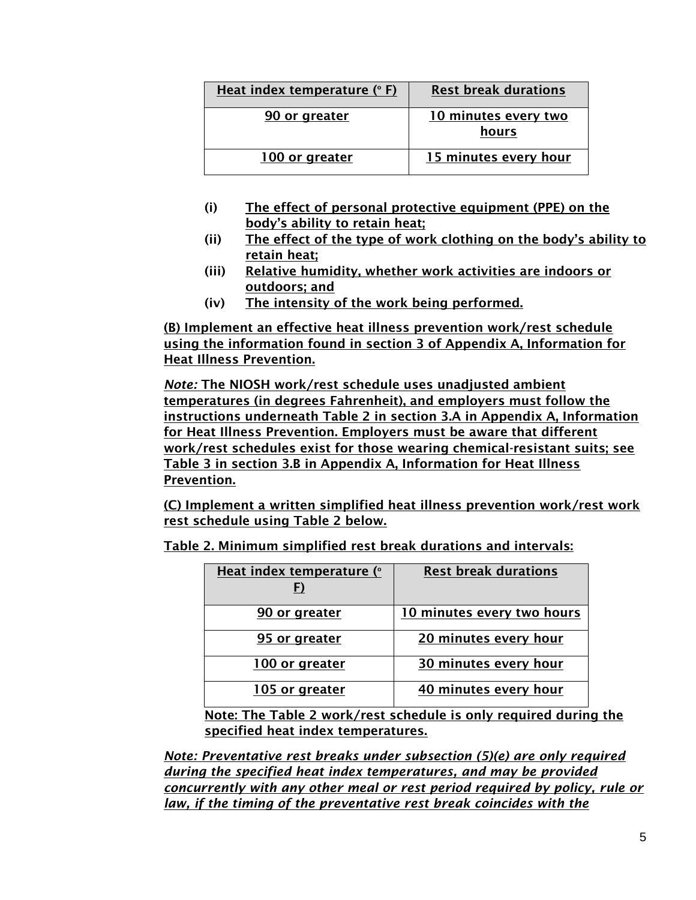| Heat index temperature (° F) | Rest break durations |
|---|---|
| 90 or greater | 10 minutes every two hours |
| 100 or greater | 15 minutes every hour |

- **(i)** **The effect of personal protective equipment (PPE) on the body's ability to retain heat;**
- **(ii)** **The effect of the type of work clothing on the body's ability to retain heat;**
- **(iii)** **Relative humidity, whether work activities are indoors or outdoors; and**
- **(iv)** **The intensity of the work being performed.**

**(B) Implement an effective heat illness prevention work/rest schedule using the information found in section 3 of Appendix A, Information for Heat Illness Prevention.**

***Note:*** **The NIOSH work/rest schedule uses unadjusted ambient temperatures (in degrees Fahrenheit), and employers must follow the instructions underneath Table 2 in section 3.A in Appendix A, Information for Heat Illness Prevention. Employers must be aware that different work/rest schedules exist for those wearing chemical-resistant suits; see Table 3 in section 3.B in Appendix A, Information for Heat Illness Prevention.**

**(C) Implement a written simplified heat illness prevention work/rest work rest schedule using Table 2 below.**

**Table 2. Minimum simplified rest break durations and intervals:**

| Heat index temperature (° F) | Rest break durations |
|---|---|
| 90 or greater | 10 minutes every two hours |
| 95 or greater | 20 minutes every hour |
| 100 or greater | 30 minutes every hour |
| 105 or greater | 40 minutes every hour |

**Note: The Table 2 work/rest schedule is only required during the specified heat index temperatures.**

***Note: Preventative rest breaks under subsection (5)(e) are only required during the specified heat index temperatures, and may be provided concurrently with any other meal or rest period required by policy, rule or law, if the timing of the preventative rest break coincides with the***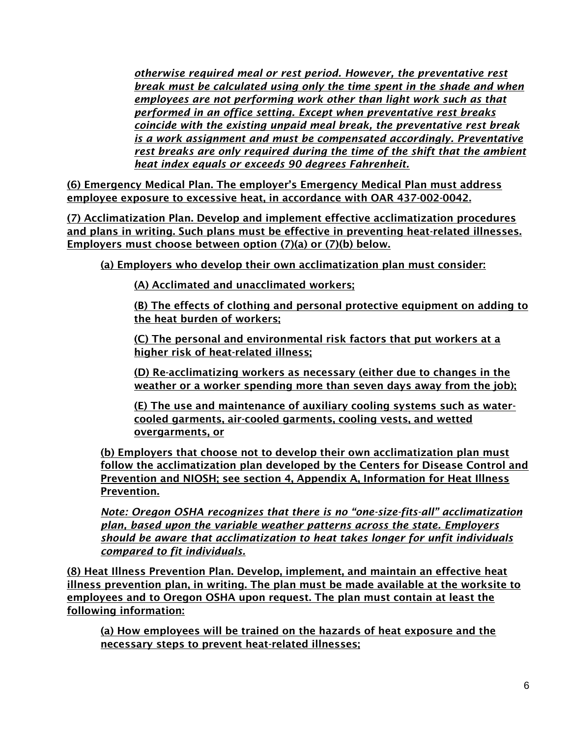*otherwise required meal or rest period. However, the preventative rest break must be calculated using only the time spent in the shade and when employees are not performing work other than light work such as that performed in an office setting. Except when preventative rest breaks coincide with the existing unpaid meal break, the preventative rest break is a work assignment and must be compensated accordingly. Preventative rest breaks are only required during the time of the shift that the ambient heat index equals or exceeds 90 degrees Fahrenheit.*

**(6) Emergency Medical Plan. The employer's Emergency Medical Plan must address employee exposure to excessive heat, in accordance with OAR 437-002-0042.**

**(7) Acclimatization Plan. Develop and implement effective acclimatization procedures and plans in writing. Such plans must be effective in preventing heat-related illnesses. Employers must choose between option (7)(a) or (7)(b) below.**

**(a) Employers who develop their own acclimatization plan must consider:**

**(A) Acclimated and unacclimated workers;**

**(B) The effects of clothing and personal protective equipment on adding to the heat burden of workers;**

**(C) The personal and environmental risk factors that put workers at a higher risk of heat-related illness;**

**(D) Re-acclimatizing workers as necessary (either due to changes in the weather or a worker spending more than seven days away from the job);**

**(E) The use and maintenance of auxiliary cooling systems such as water-cooled garments, air-cooled garments, cooling vests, and wetted overgarments, or**

**(b) Employers that choose not to develop their own acclimatization plan must follow the acclimatization plan developed by the Centers for Disease Control and Prevention and NIOSH; see section 4, Appendix A, Information for Heat Illness Prevention.**

*Note: Oregon OSHA recognizes that there is no "one-size-fits-all" acclimatization plan, based upon the variable weather patterns across the state. Employers should be aware that acclimatization to heat takes longer for unfit individuals compared to fit individuals.*

**(8) Heat Illness Prevention Plan. Develop, implement, and maintain an effective heat illness prevention plan, in writing. The plan must be made available at the worksite to employees and to Oregon OSHA upon request. The plan must contain at least the following information:**

**(a) How employees will be trained on the hazards of heat exposure and the necessary steps to prevent heat-related illnesses;**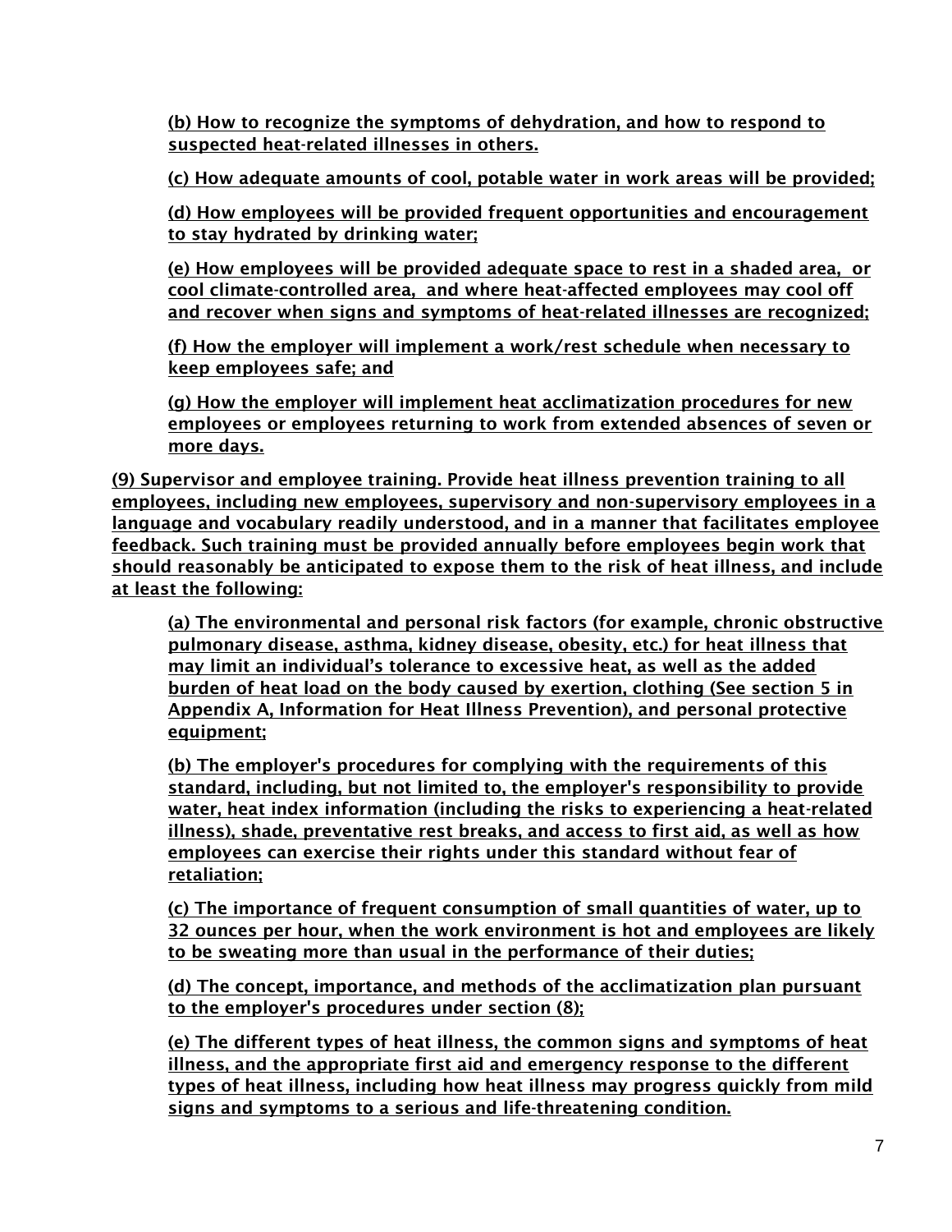(b) How to recognize the symptoms of dehydration, and how to respond to suspected heat-related illnesses in others.

(c) How adequate amounts of cool, potable water in work areas will be provided;

(d) How employees will be provided frequent opportunities and encouragement to stay hydrated by drinking water;

(e) How employees will be provided adequate space to rest in a shaded area, or cool climate-controlled area, and where heat-affected employees may cool off and recover when signs and symptoms of heat-related illnesses are recognized;

(f) How the employer will implement a work/rest schedule when necessary to keep employees safe; and

(g) How the employer will implement heat acclimatization procedures for new employees or employees returning to work from extended absences of seven or more days.

(9) Supervisor and employee training. Provide heat illness prevention training to all employees, including new employees, supervisory and non-supervisory employees in a language and vocabulary readily understood, and in a manner that facilitates employee feedback. Such training must be provided annually before employees begin work that should reasonably be anticipated to expose them to the risk of heat illness, and include at least the following:

(a) The environmental and personal risk factors (for example, chronic obstructive pulmonary disease, asthma, kidney disease, obesity, etc.) for heat illness that may limit an individual's tolerance to excessive heat, as well as the added burden of heat load on the body caused by exertion, clothing (See section 5 in Appendix A, Information for Heat Illness Prevention), and personal protective equipment;

(b) The employer's procedures for complying with the requirements of this standard, including, but not limited to, the employer's responsibility to provide water, heat index information (including the risks to experiencing a heat-related illness), shade, preventative rest breaks, and access to first aid, as well as how employees can exercise their rights under this standard without fear of retaliation;

(c) The importance of frequent consumption of small quantities of water, up to 32 ounces per hour, when the work environment is hot and employees are likely to be sweating more than usual in the performance of their duties;

(d) The concept, importance, and methods of the acclimatization plan pursuant to the employer's procedures under section (8);

(e) The different types of heat illness, the common signs and symptoms of heat illness, and the appropriate first aid and emergency response to the different types of heat illness, including how heat illness may progress quickly from mild signs and symptoms to a serious and life-threatening condition.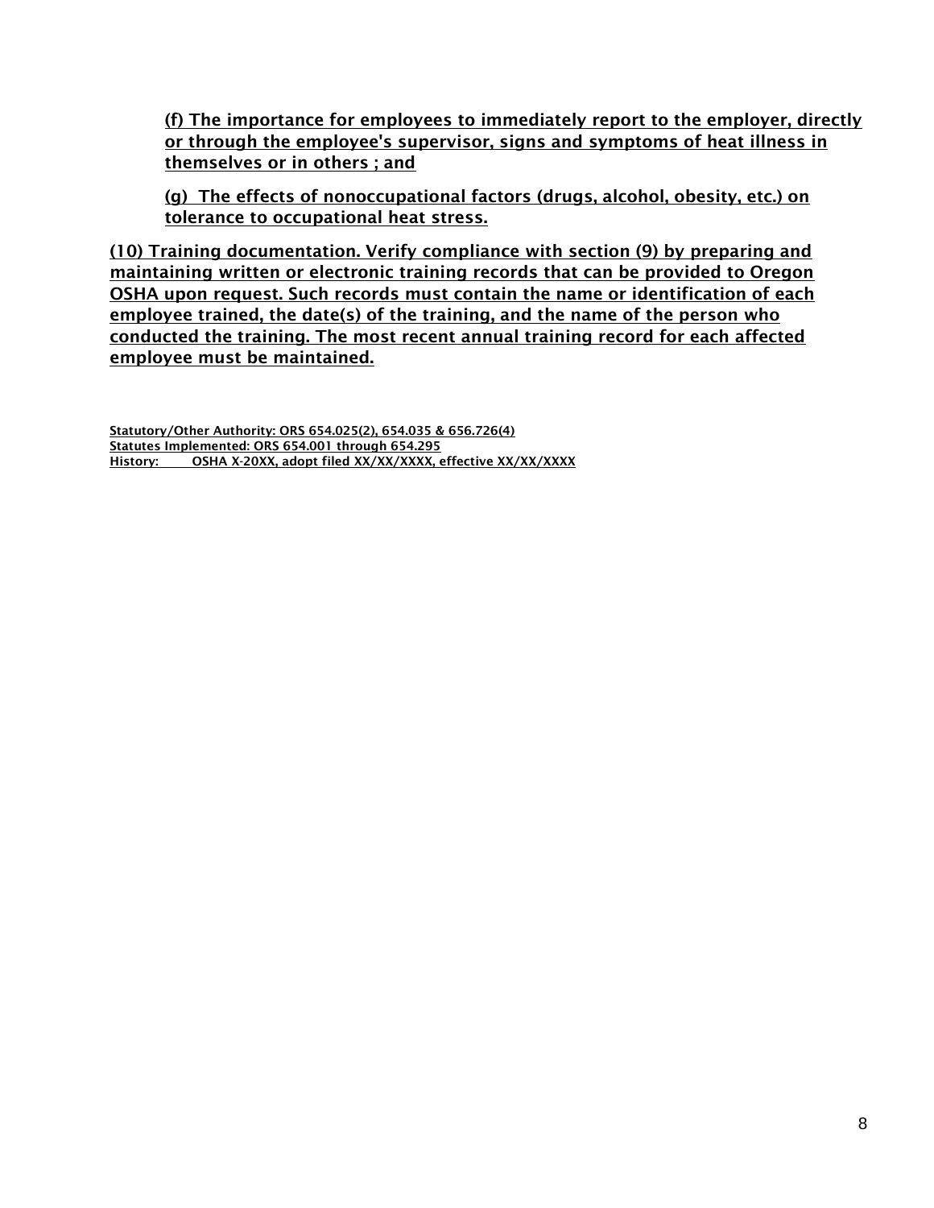(f) The importance for employees to immediately report to the employer, directly or through the employee's supervisor, signs and symptoms of heat illness in themselves or in others ; and

(g) The effects of nonoccupational factors (drugs, alcohol, obesity, etc.) on tolerance to occupational heat stress.

(10) Training documentation. Verify compliance with section (9) by preparing and maintaining written or electronic training records that can be provided to Oregon OSHA upon request. Such records must contain the name or identification of each employee trained, the date(s) of the training, and the name of the person who conducted the training. The most recent annual training record for each affected employee must be maintained.

Statutory/Other Authority: ORS 654.025(2), 654.035 & 656.726(4)
Statutes Implemented: ORS 654.001 through 654.295
History: OSHA X-20XX, adopt filed XX/XX/XXXX, effective XX/XX/XXXX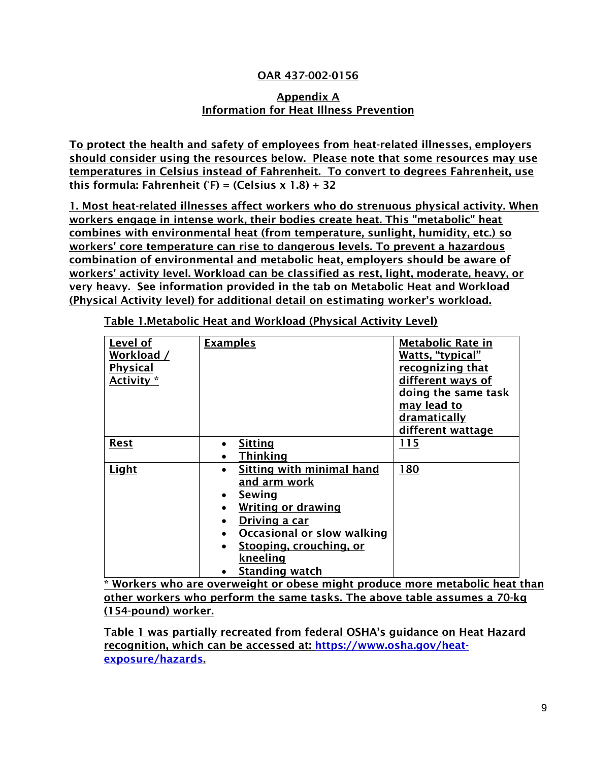**OAR 437-002-0156**

**Appendix A**
**Information for Heat Illness Prevention**

**To protect the health and safety of employees from heat-related illnesses, employers should consider using the resources below. Please note that some resources may use temperatures in Celsius instead of Fahrenheit. To convert to degrees Fahrenheit, use this formula: Fahrenheit (˚F) = (Celsius x 1.8) + 32**

**1. Most heat-related illnesses affect workers who do strenuous physical activity. When workers engage in intense work, their bodies create heat. This "metabolic" heat combines with environmental heat (from temperature, sunlight, humidity, etc.) so workers' core temperature can rise to dangerous levels. To prevent a hazardous combination of environmental and metabolic heat, employers should be aware of workers' activity level. Workload can be classified as rest, light, moderate, heavy, or very heavy. See information provided in the tab on Metabolic Heat and Workload (Physical Activity level) for additional detail on estimating worker's workload.**

**Table 1.Metabolic Heat and Workload (Physical Activity Level)**

| Level of Workload / Physical Activity * | Examples | Metabolic Rate in Watts, "typical" recognizing that different ways of doing the same task may lead to dramatically different wattage |
|---|---|---|
| Rest | • Sitting<br>• Thinking | 115 |
| Light | • Sitting with minimal hand and arm work<br>• Sewing<br>• Writing or drawing<br>• Driving a car<br>• Occasional or slow walking<br>• Stooping, crouching, or kneeling<br>• Standing watch | 180 |

**\* Workers who are overweight or obese might produce more metabolic heat than other workers who perform the same tasks. The above table assumes a 70-kg (154-pound) worker.**

**Table 1 was partially recreated from federal OSHA's guidance on Heat Hazard recognition, which can be accessed at: [https://www.osha.gov/heat-exposure/hazards](https://www.osha.gov/heat-exposure/hazards).**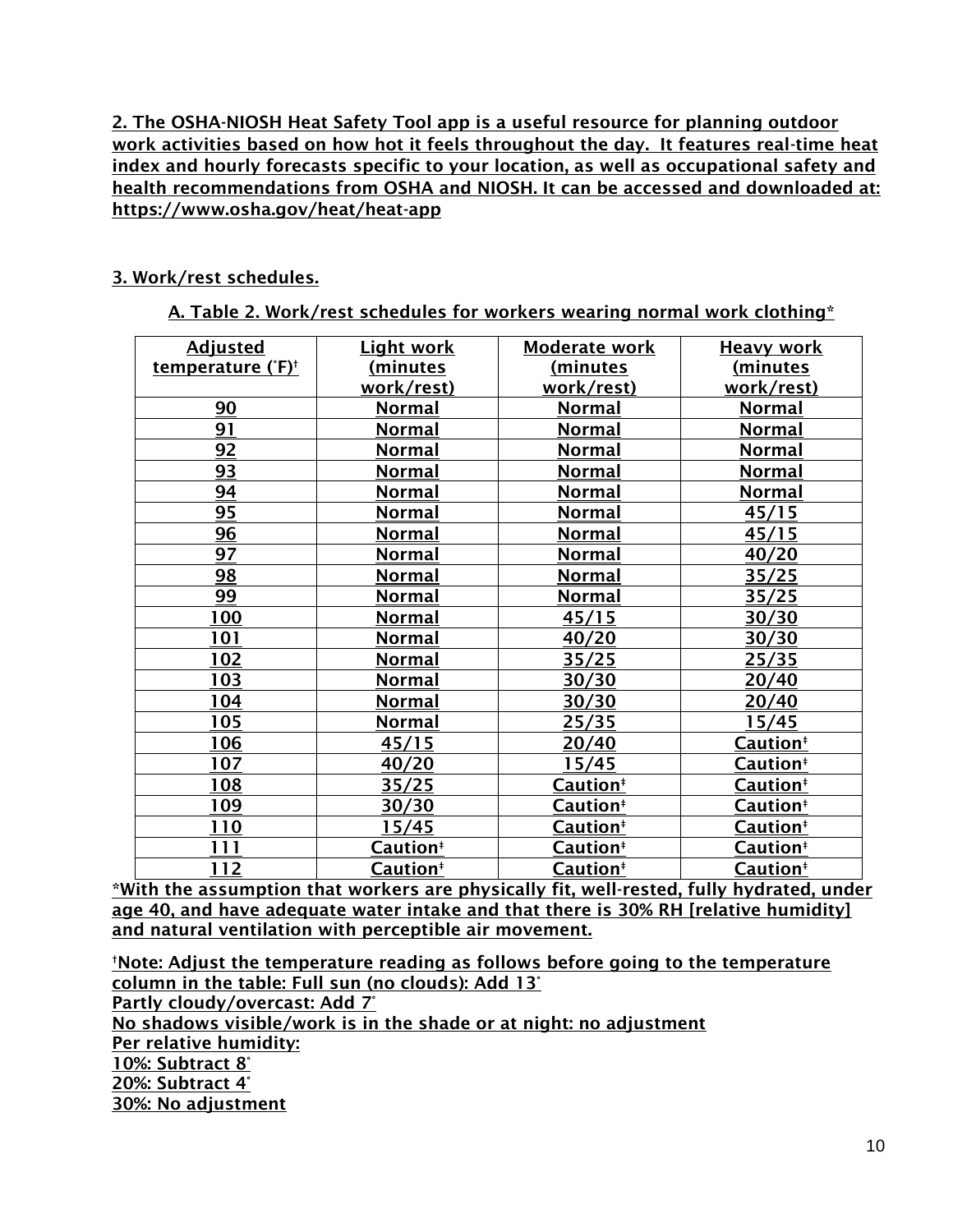**2. The OSHA-NIOSH Heat Safety Tool app is a useful resource for planning outdoor work activities based on how hot it feels throughout the day. It features real-time heat index and hourly forecasts specific to your location, as well as occupational safety and health recommendations from OSHA and NIOSH. It can be accessed and downloaded at: https://www.osha.gov/heat/heat-app**

**3. Work/rest schedules.**

**A. Table 2. Work/rest schedules for workers wearing normal work clothing***

| Adjusted temperature (˚F)† | Light work (minutes work/rest) | Moderate work (minutes work/rest) | Heavy work (minutes work/rest) |
|---|---|---|---|
| 90 | Normal | Normal | Normal |
| 91 | Normal | Normal | Normal |
| 92 | Normal | Normal | Normal |
| 93 | Normal | Normal | Normal |
| 94 | Normal | Normal | Normal |
| 95 | Normal | Normal | 45/15 |
| 96 | Normal | Normal | 45/15 |
| 97 | Normal | Normal | 40/20 |
| 98 | Normal | Normal | 35/25 |
| 99 | Normal | Normal | 35/25 |
| 100 | Normal | 45/15 | 30/30 |
| 101 | Normal | 40/20 | 30/30 |
| 102 | Normal | 35/25 | 25/35 |
| 103 | Normal | 30/30 | 20/40 |
| 104 | Normal | 30/30 | 20/40 |
| 105 | Normal | 25/35 | 15/45 |
| 106 | 45/15 | 20/40 | Caution‡ |
| 107 | 40/20 | 15/45 | Caution‡ |
| 108 | 35/25 | Caution‡ | Caution‡ |
| 109 | 30/30 | Caution‡ | Caution‡ |
| 110 | 15/45 | Caution‡ | Caution‡ |
| 111 | Caution‡ | Caution‡ | Caution‡ |
| 112 | Caution‡ | Caution‡ | Caution‡ |

***With the assumption that workers are physically fit, well-rested, fully hydrated, under age 40, and have adequate water intake and that there is 30% RH [relative humidity] and natural ventilation with perceptible air movement.**

**†Note: Adjust the temperature reading as follows before going to the temperature column in the table: Full sun (no clouds): Add 13˚**
**Partly cloudy/overcast: Add 7˚**
**No shadows visible/work is in the shade or at night: no adjustment**
**Per relative humidity:**
**10%: Subtract 8˚**
**20%: Subtract 4˚**
**30%: No adjustment**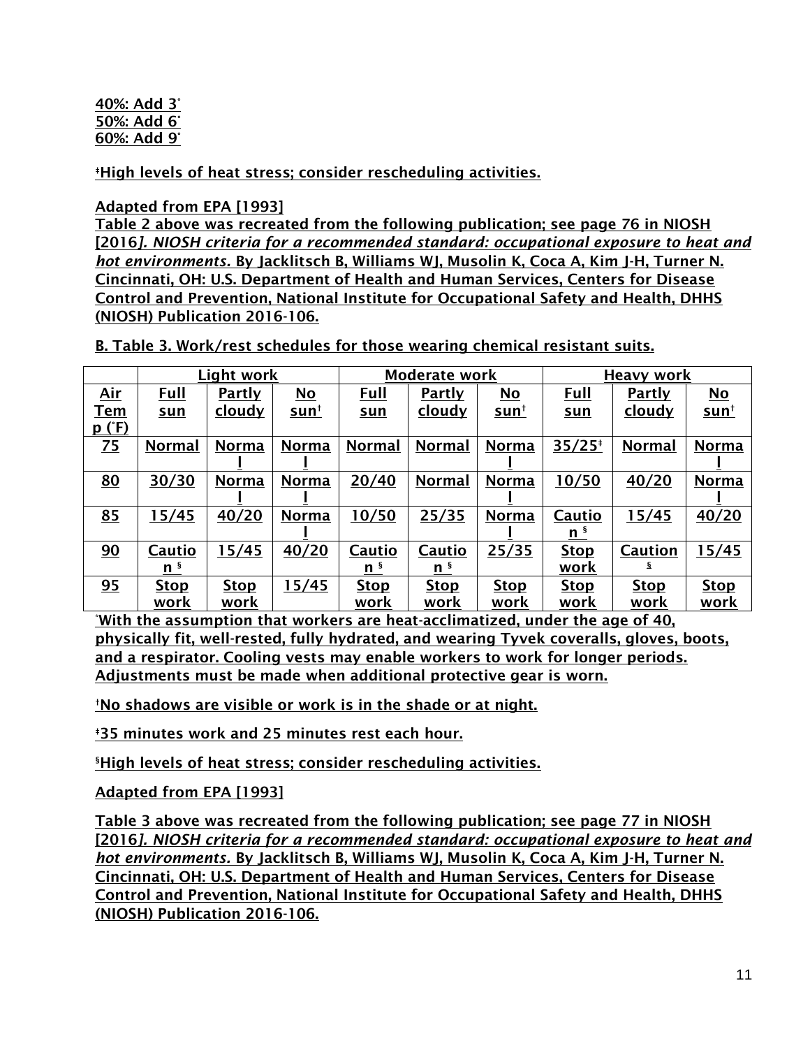40%: Add 3°
50%: Add 6°
60%: Add 9°

‡High levels of heat stress; consider rescheduling activities.

Adapted from EPA [1993]
Table 2 above was recreated from the following publication; see page 76 in NIOSH [2016]. *NIOSH criteria for a recommended standard: occupational exposure to heat and hot environments.* By Jacklitsch B, Williams WJ, Musolin K, Coca A, Kim J-H, Turner N. Cincinnati, OH: U.S. Department of Health and Human Services, Centers for Disease Control and Prevention, National Institute for Occupational Safety and Health, DHHS (NIOSH) Publication 2016-106.

B. Table 3. Work/rest schedules for those wearing chemical resistant suits.

| | Light work | | | Moderate work | | | Heavy work | | |
|---|---|---|---|---|---|---|---|---|---|
| Air Temp (°F) | Full sun | Partly cloudy | No sun† | Full sun | Partly cloudy | No sun† | Full sun | Partly cloudy | No sun† |
| 75 | Normal | Normal | Normal | Normal | Normal | Normal | 35/25‡ | Normal | Normal |
| 80 | 30/30 | Normal | Normal | 20/40 | Normal | Normal | 10/50 | 40/20 | Normal |
| 85 | 15/45 | 40/20 | Normal | 10/50 | 25/35 | Normal | Caution § | 15/45 | 40/20 |
| 90 | Caution § | 15/45 | 40/20 | Caution § | Caution § | 25/35 | Stop work | Caution § | 15/45 |
| 95 | Stop work | Stop work | 15/45 | Stop work | Stop work | Stop work | Stop work | Stop work | Stop work |

*With the assumption that workers are heat-acclimatized, under the age of 40, physically fit, well-rested, fully hydrated, and wearing Tyvek coveralls, gloves, boots, and a respirator. Cooling vests may enable workers to work for longer periods. Adjustments must be made when additional protective gear is worn.

†No shadows are visible or work is in the shade or at night.

‡35 minutes work and 25 minutes rest each hour.

§High levels of heat stress; consider rescheduling activities.

Adapted from EPA [1993]

Table 3 above was recreated from the following publication; see page 77 in NIOSH [2016]. *NIOSH criteria for a recommended standard: occupational exposure to heat and hot environments.* By Jacklitsch B, Williams WJ, Musolin K, Coca A, Kim J-H, Turner N. Cincinnati, OH: U.S. Department of Health and Human Services, Centers for Disease Control and Prevention, National Institute for Occupational Safety and Health, DHHS (NIOSH) Publication 2016-106.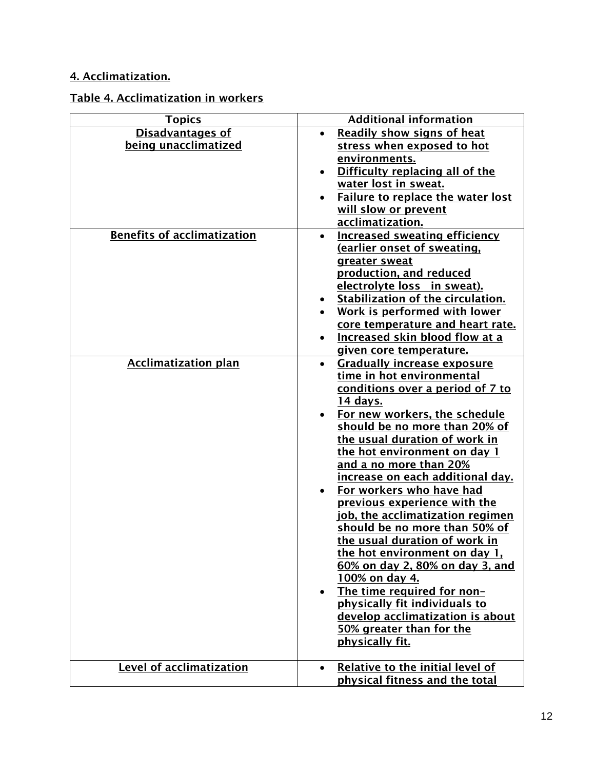## 4. Acclimatization.

### Table 4. Acclimatization in workers

| Topics | Additional information |
| --- | --- |
| Disadvantages of being unacclimatized | • Readily show signs of heat stress when exposed to hot environments.<br>• Difficulty replacing all of the water lost in sweat.<br>• Failure to replace the water lost will slow or prevent acclimatization. |
| Benefits of acclimatization | • Increased sweating efficiency (earlier onset of sweating, greater sweat production, and reduced electrolyte loss in sweat).<br>• Stabilization of the circulation.<br>• Work is performed with lower core temperature and heart rate.<br>• Increased skin blood flow at a given core temperature. |
| Acclimatization plan | • Gradually increase exposure time in hot environmental conditions over a period of 7 to 14 days.<br>• For new workers, the schedule should be no more than 20% of the usual duration of work in the hot environment on day 1 and a no more than 20% increase on each additional day.<br>• For workers who have had previous experience with the job, the acclimatization regimen should be no more than 50% of the usual duration of work in the hot environment on day 1, 60% on day 2, 80% on day 3, and 100% on day 4.<br>• The time required for non-physically fit individuals to develop acclimatization is about 50% greater than for the physically fit. |
| Level of acclimatization | • Relative to the initial level of physical fitness and the total |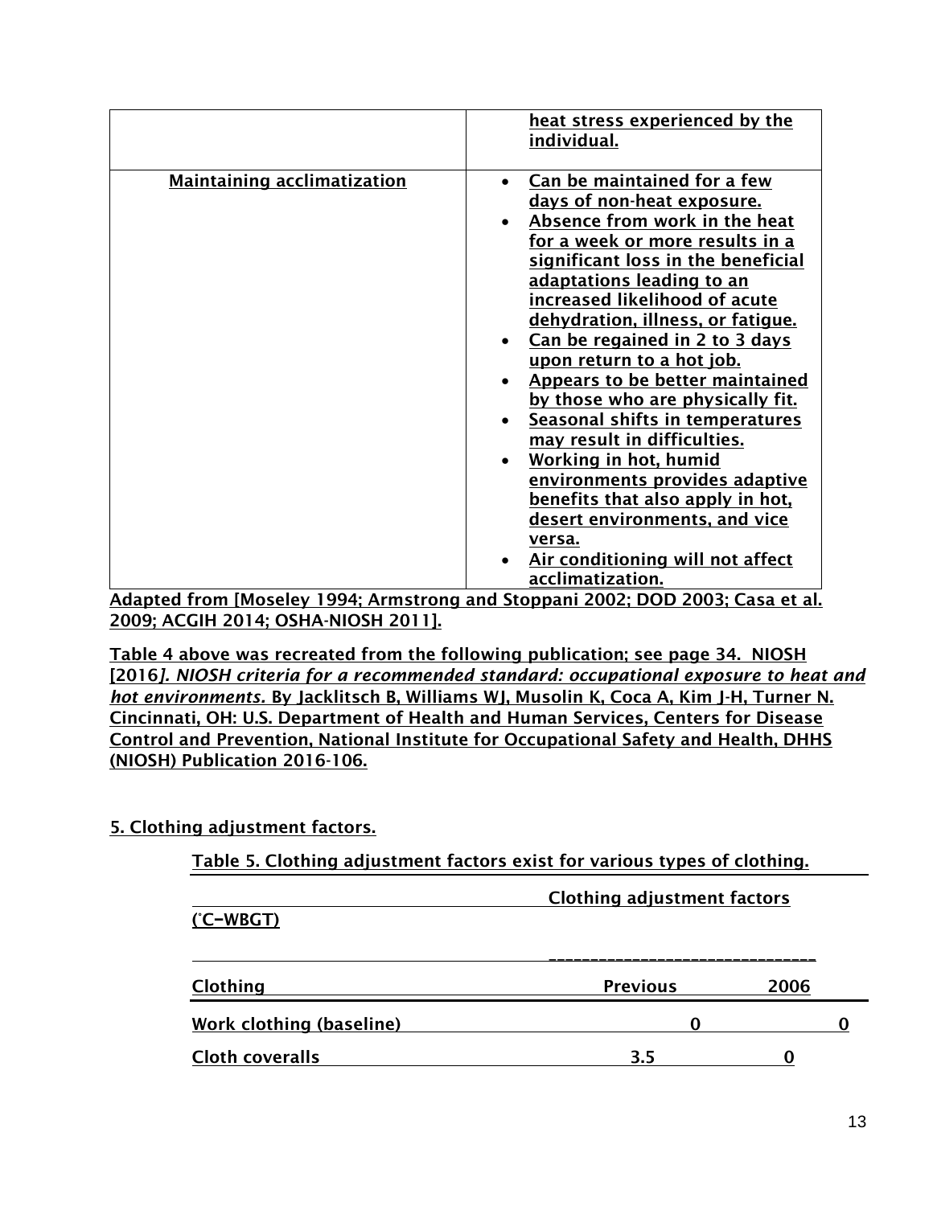| | |
|---|---|
| | heat stress experienced by the individual. |
| Maintaining acclimatization | • Can be maintained for a few days of non-heat exposure.<br>• Absence from work in the heat for a week or more results in a significant loss in the beneficial adaptations leading to an increased likelihood of acute dehydration, illness, or fatigue.<br>• Can be regained in 2 to 3 days upon return to a hot job.<br>• Appears to be better maintained by those who are physically fit.<br>• Seasonal shifts in temperatures may result in difficulties.<br>• Working in hot, humid environments provides adaptive benefits that also apply in hot, desert environments, and vice versa.<br>• Air conditioning will not affect acclimatization. |

Adapted from [Moseley 1994; Armstrong and Stoppani 2002; DOD 2003; Casa et al. 2009; ACGIH 2014; OSHA-NIOSH 2011].

Table 4 above was recreated from the following publication; see page 34. NIOSH [2016*]. NIOSH criteria for a recommended standard: occupational exposure to heat and hot environments.* By Jacklitsch B, Williams WJ, Musolin K, Coca A, Kim J-H, Turner N. Cincinnati, OH: U.S. Department of Health and Human Services, Centers for Disease Control and Prevention, National Institute for Occupational Safety and Health, DHHS (NIOSH) Publication 2016-106.

## 5. Clothing adjustment factors.

Table 5. Clothing adjustment factors exist for various types of clothing.

| Clothing | Clothing adjustment factors (°C−WBGT) Previous | 2006 |
|---|---|---|
| Work clothing (baseline) | 0 | 0 |
| Cloth coveralls | 3.5 | 0 |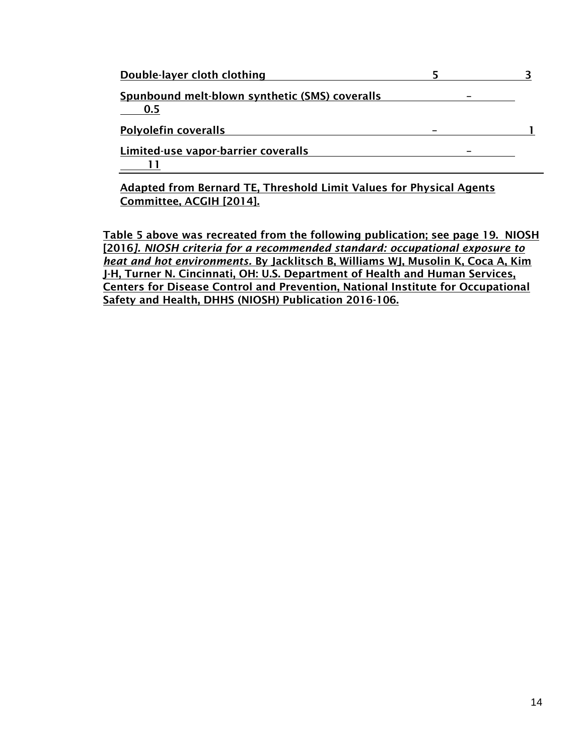| | | |
|---|---|---|
| Double-layer cloth clothing | 5 | 3 |
| Spunbound melt-blown synthetic (SMS) coveralls | – | 0.5 |
| Polyolefin coveralls | – | 1 |
| Limited-use vapor-barrier coveralls | – | 11 |

Adapted from Bernard TE, Threshold Limit Values for Physical Agents Committee, ACGIH [2014].

Table 5 above was recreated from the following publication; see page 19. NIOSH [2016]. *NIOSH criteria for a recommended standard: occupational exposure to heat and hot environments.* By Jacklitsch B, Williams WJ, Musolin K, Coca A, Kim J-H, Turner N. Cincinnati, OH: U.S. Department of Health and Human Services, Centers for Disease Control and Prevention, National Institute for Occupational Safety and Health, DHHS (NIOSH) Publication 2016-106.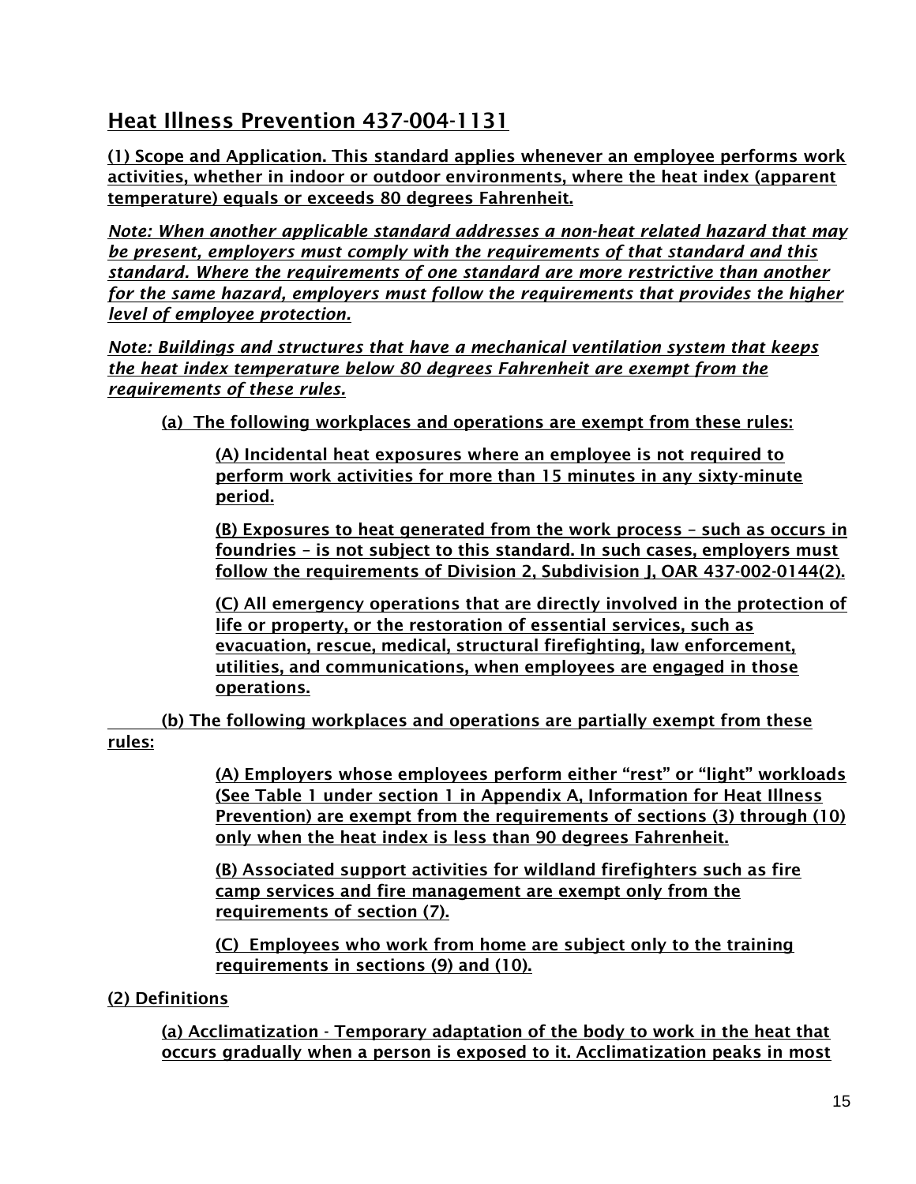## Heat Illness Prevention 437-004-1131

(1) Scope and Application. This standard applies whenever an employee performs work activities, whether in indoor or outdoor environments, where the heat index (apparent temperature) equals or exceeds 80 degrees Fahrenheit.

*Note: When another applicable standard addresses a non-heat related hazard that may be present, employers must comply with the requirements of that standard and this standard. Where the requirements of one standard are more restrictive than another for the same hazard, employers must follow the requirements that provides the higher level of employee protection.*

*Note: Buildings and structures that have a mechanical ventilation system that keeps the heat index temperature below 80 degrees Fahrenheit are exempt from the requirements of these rules.*

(a) The following workplaces and operations are exempt from these rules:

(A) Incidental heat exposures where an employee is not required to perform work activities for more than 15 minutes in any sixty-minute period.

(B) Exposures to heat generated from the work process – such as occurs in foundries – is not subject to this standard. In such cases, employers must follow the requirements of Division 2, Subdivision J, OAR 437-002-0144(2).

(C) All emergency operations that are directly involved in the protection of life or property, or the restoration of essential services, such as evacuation, rescue, medical, structural firefighting, law enforcement, utilities, and communications, when employees are engaged in those operations.

(b) The following workplaces and operations are partially exempt from these rules:

(A) Employers whose employees perform either "rest" or "light" workloads (See Table 1 under section 1 in Appendix A, Information for Heat Illness Prevention) are exempt from the requirements of sections (3) through (10) only when the heat index is less than 90 degrees Fahrenheit.

(B) Associated support activities for wildland firefighters such as fire camp services and fire management are exempt only from the requirements of section (7).

(C) Employees who work from home are subject only to the training requirements in sections (9) and (10).

(2) Definitions

(a) Acclimatization - Temporary adaptation of the body to work in the heat that occurs gradually when a person is exposed to it. Acclimatization peaks in most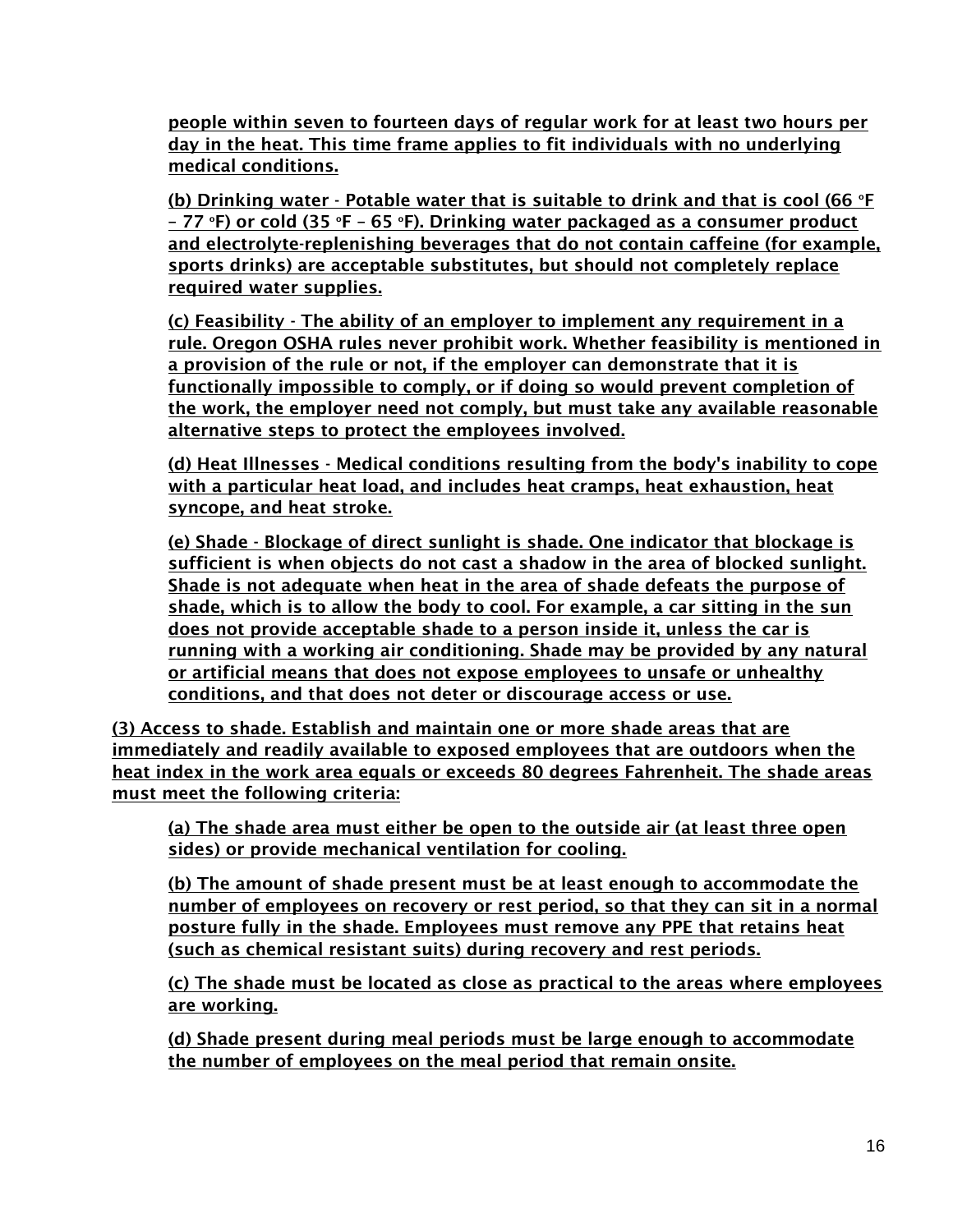people within seven to fourteen days of regular work for at least two hours per day in the heat. This time frame applies to fit individuals with no underlying medical conditions.

(b) Drinking water - Potable water that is suitable to drink and that is cool (66 °F – 77 °F) or cold (35 °F – 65 °F). Drinking water packaged as a consumer product and electrolyte-replenishing beverages that do not contain caffeine (for example, sports drinks) are acceptable substitutes, but should not completely replace required water supplies.

(c) Feasibility - The ability of an employer to implement any requirement in a rule. Oregon OSHA rules never prohibit work. Whether feasibility is mentioned in a provision of the rule or not, if the employer can demonstrate that it is functionally impossible to comply, or if doing so would prevent completion of the work, the employer need not comply, but must take any available reasonable alternative steps to protect the employees involved.

(d) Heat Illnesses - Medical conditions resulting from the body's inability to cope with a particular heat load, and includes heat cramps, heat exhaustion, heat syncope, and heat stroke.

(e) Shade - Blockage of direct sunlight is shade. One indicator that blockage is sufficient is when objects do not cast a shadow in the area of blocked sunlight. Shade is not adequate when heat in the area of shade defeats the purpose of shade, which is to allow the body to cool. For example, a car sitting in the sun does not provide acceptable shade to a person inside it, unless the car is running with a working air conditioning. Shade may be provided by any natural or artificial means that does not expose employees to unsafe or unhealthy conditions, and that does not deter or discourage access or use.

(3) Access to shade. Establish and maintain one or more shade areas that are immediately and readily available to exposed employees that are outdoors when the heat index in the work area equals or exceeds 80 degrees Fahrenheit. The shade areas must meet the following criteria:

(a) The shade area must either be open to the outside air (at least three open sides) or provide mechanical ventilation for cooling.

(b) The amount of shade present must be at least enough to accommodate the number of employees on recovery or rest period, so that they can sit in a normal posture fully in the shade. Employees must remove any PPE that retains heat (such as chemical resistant suits) during recovery and rest periods.

(c) The shade must be located as close as practical to the areas where employees are working.

(d) Shade present during meal periods must be large enough to accommodate the number of employees on the meal period that remain onsite.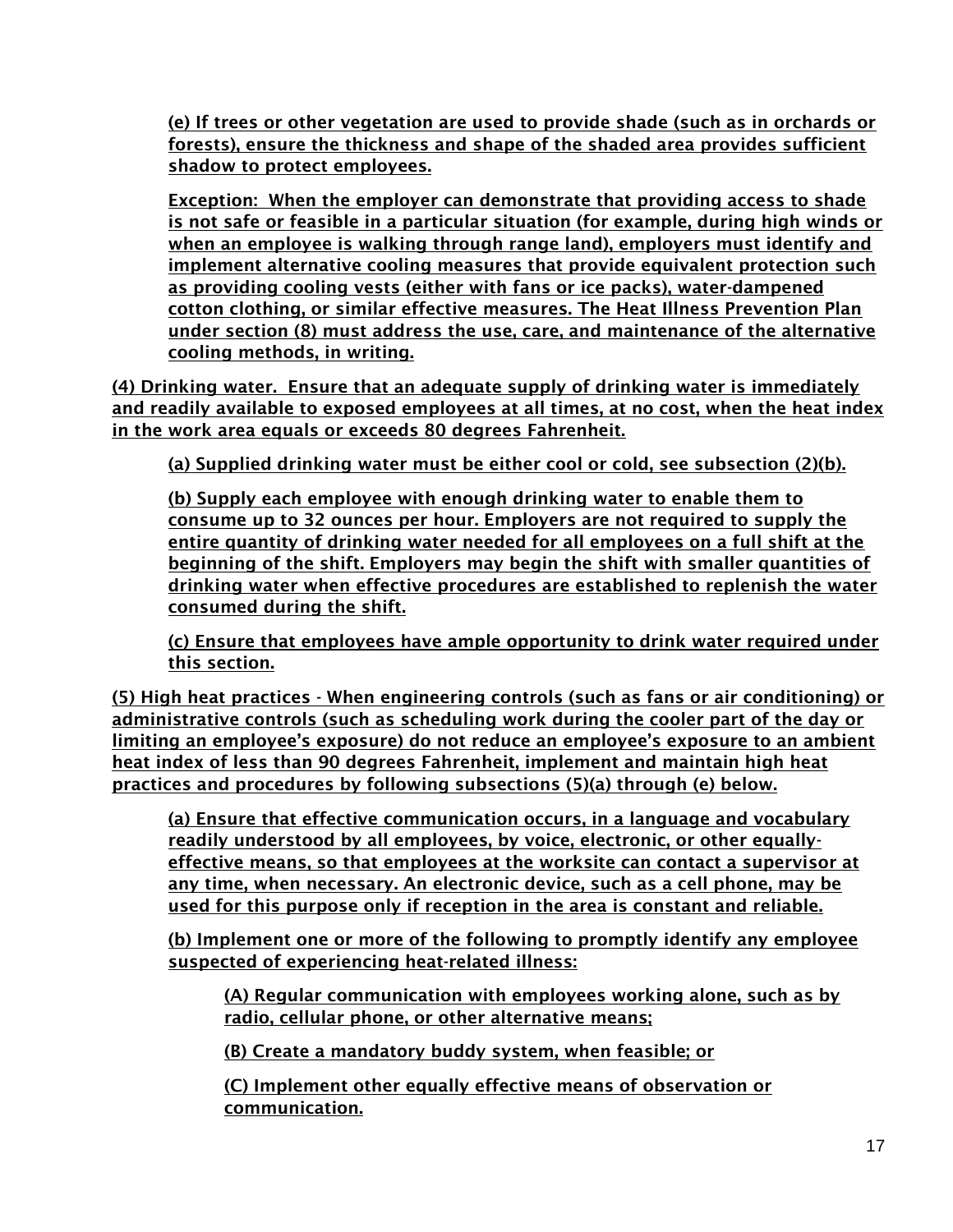(e) If trees or other vegetation are used to provide shade (such as in orchards or forests), ensure the thickness and shape of the shaded area provides sufficient shadow to protect employees.

Exception: When the employer can demonstrate that providing access to shade is not safe or feasible in a particular situation (for example, during high winds or when an employee is walking through range land), employers must identify and implement alternative cooling measures that provide equivalent protection such as providing cooling vests (either with fans or ice packs), water-dampened cotton clothing, or similar effective measures. The Heat Illness Prevention Plan under section (8) must address the use, care, and maintenance of the alternative cooling methods, in writing.

(4) Drinking water. Ensure that an adequate supply of drinking water is immediately and readily available to exposed employees at all times, at no cost, when the heat index in the work area equals or exceeds 80 degrees Fahrenheit.

(a) Supplied drinking water must be either cool or cold, see subsection (2)(b).

(b) Supply each employee with enough drinking water to enable them to consume up to 32 ounces per hour. Employers are not required to supply the entire quantity of drinking water needed for all employees on a full shift at the beginning of the shift. Employers may begin the shift with smaller quantities of drinking water when effective procedures are established to replenish the water consumed during the shift.

(c) Ensure that employees have ample opportunity to drink water required under this section.

(5) High heat practices - When engineering controls (such as fans or air conditioning) or administrative controls (such as scheduling work during the cooler part of the day or limiting an employee's exposure) do not reduce an employee's exposure to an ambient heat index of less than 90 degrees Fahrenheit, implement and maintain high heat practices and procedures by following subsections (5)(a) through (e) below.

(a) Ensure that effective communication occurs, in a language and vocabulary readily understood by all employees, by voice, electronic, or other equally-effective means, so that employees at the worksite can contact a supervisor at any time, when necessary. An electronic device, such as a cell phone, may be used for this purpose only if reception in the area is constant and reliable.

(b) Implement one or more of the following to promptly identify any employee suspected of experiencing heat-related illness:

(A) Regular communication with employees working alone, such as by radio, cellular phone, or other alternative means;

(B) Create a mandatory buddy system, when feasible; or

(C) Implement other equally effective means of observation or communication.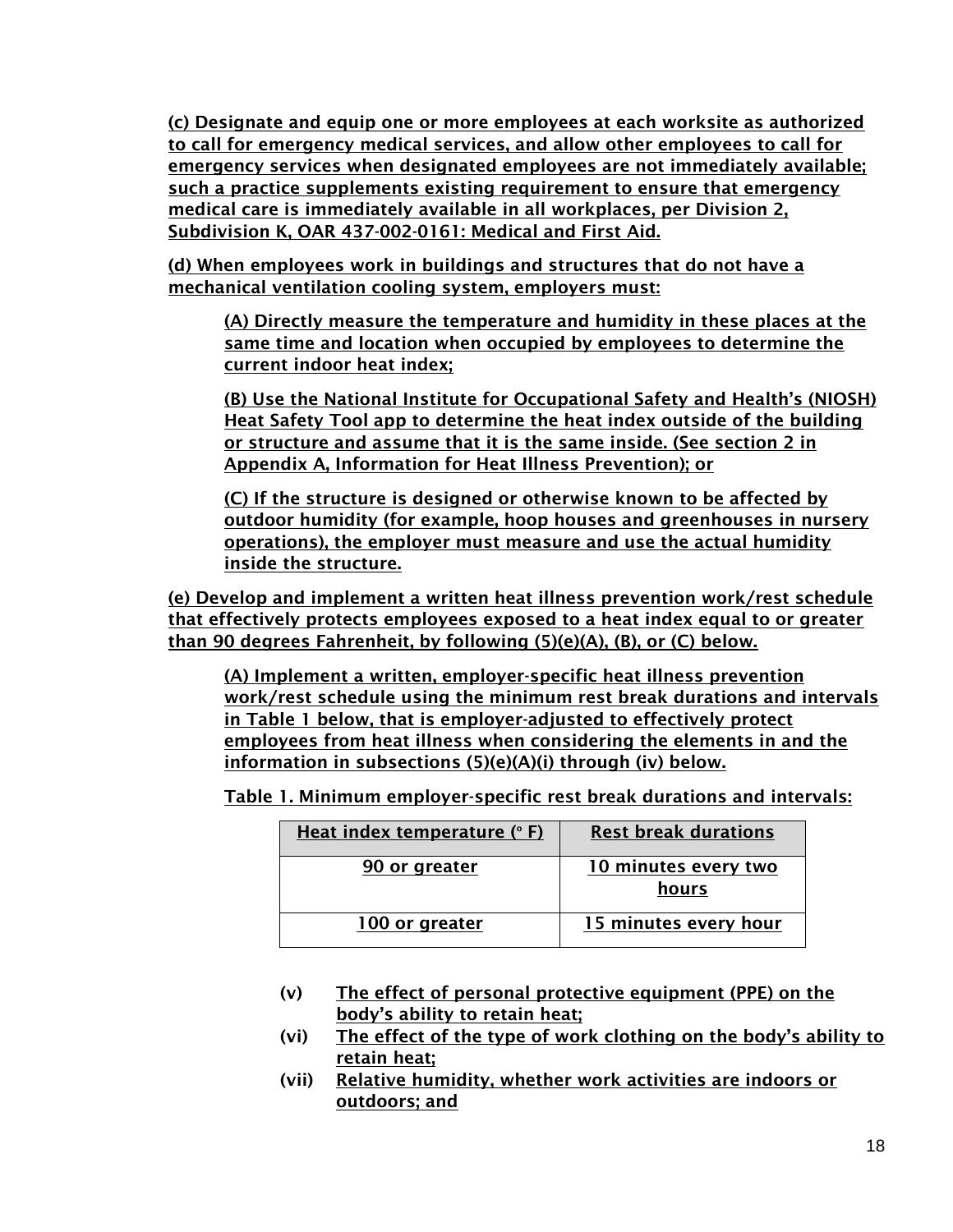(c) Designate and equip one or more employees at each worksite as authorized to call for emergency medical services, and allow other employees to call for emergency services when designated employees are not immediately available; such a practice supplements existing requirement to ensure that emergency medical care is immediately available in all workplaces, per Division 2, Subdivision K, OAR 437-002-0161: Medical and First Aid.

(d) When employees work in buildings and structures that do not have a mechanical ventilation cooling system, employers must:

> (A) Directly measure the temperature and humidity in these places at the same time and location when occupied by employees to determine the current indoor heat index;
>
> (B) Use the National Institute for Occupational Safety and Health's (NIOSH) Heat Safety Tool app to determine the heat index outside of the building or structure and assume that it is the same inside. (See section 2 in Appendix A, Information for Heat Illness Prevention); or
>
> (C) If the structure is designed or otherwise known to be affected by outdoor humidity (for example, hoop houses and greenhouses in nursery operations), the employer must measure and use the actual humidity inside the structure.

(e) Develop and implement a written heat illness prevention work/rest schedule that effectively protects employees exposed to a heat index equal to or greater than 90 degrees Fahrenheit, by following (5)(e)(A), (B), or (C) below.

> (A) Implement a written, employer-specific heat illness prevention work/rest schedule using the minimum rest break durations and intervals in Table 1 below, that is employer-adjusted to effectively protect employees from heat illness when considering the elements in and the information in subsections (5)(e)(A)(i) through (iv) below.

Table 1. Minimum employer-specific rest break durations and intervals:

| Heat index temperature (° F) | Rest break durations |
|---|---|
| 90 or greater | 10 minutes every two hours |
| 100 or greater | 15 minutes every hour |

- (v) The effect of personal protective equipment (PPE) on the body's ability to retain heat;
- (vi) The effect of the type of work clothing on the body's ability to retain heat;
- (vii) Relative humidity, whether work activities are indoors or outdoors; and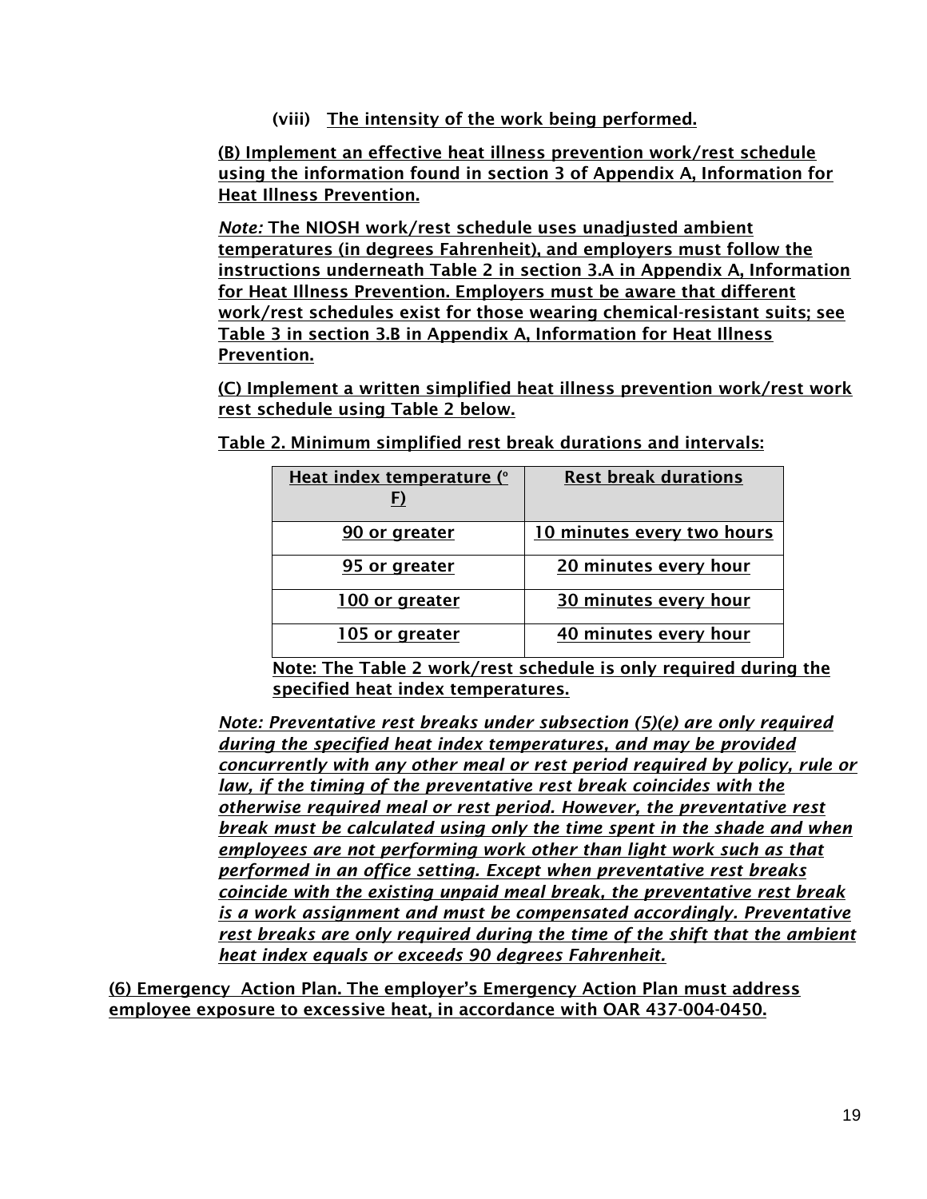(viii) The intensity of the work being performed.

(B) Implement an effective heat illness prevention work/rest schedule using the information found in section 3 of Appendix A, Information for Heat Illness Prevention.

*Note:* The NIOSH work/rest schedule uses unadjusted ambient temperatures (in degrees Fahrenheit), and employers must follow the instructions underneath Table 2 in section 3.A in Appendix A, Information for Heat Illness Prevention. Employers must be aware that different work/rest schedules exist for those wearing chemical-resistant suits; see Table 3 in section 3.B in Appendix A, Information for Heat Illness Prevention.

(C) Implement a written simplified heat illness prevention work/rest work rest schedule using Table 2 below.

Table 2. Minimum simplified rest break durations and intervals:

| Heat index temperature (° F) | Rest break durations |
|---|---|
| 90 or greater | 10 minutes every two hours |
| 95 or greater | 20 minutes every hour |
| 100 or greater | 30 minutes every hour |
| 105 or greater | 40 minutes every hour |

Note: The Table 2 work/rest schedule is only required during the specified heat index temperatures.

*Note: Preventative rest breaks under subsection (5)(e) are only required during the specified heat index temperatures, and may be provided concurrently with any other meal or rest period required by policy, rule or law, if the timing of the preventative rest break coincides with the otherwise required meal or rest period. However, the preventative rest break must be calculated using only the time spent in the shade and when employees are not performing work other than light work such as that performed in an office setting. Except when preventative rest breaks coincide with the existing unpaid meal break, the preventative rest break is a work assignment and must be compensated accordingly. Preventative rest breaks are only required during the time of the shift that the ambient heat index equals or exceeds 90 degrees Fahrenheit.*

(6) Emergency Action Plan. The employer's Emergency Action Plan must address employee exposure to excessive heat, in accordance with OAR 437-004-0450.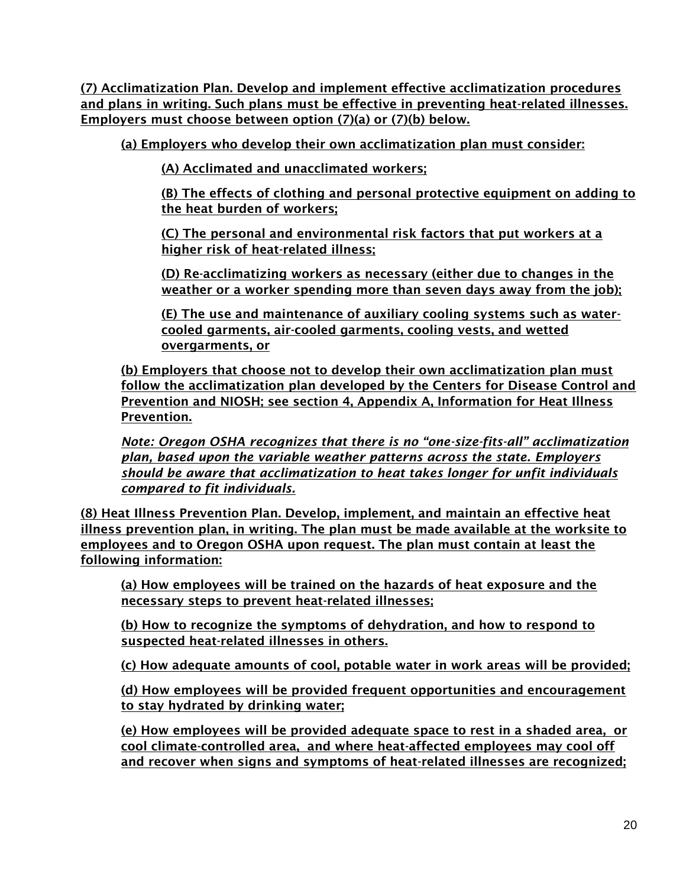(7) Acclimatization Plan. Develop and implement effective acclimatization procedures and plans in writing. Such plans must be effective in preventing heat-related illnesses. Employers must choose between option (7)(a) or (7)(b) below.

(a) Employers who develop their own acclimatization plan must consider:

(A) Acclimated and unacclimated workers;

(B) The effects of clothing and personal protective equipment on adding to the heat burden of workers;

(C) The personal and environmental risk factors that put workers at a higher risk of heat-related illness;

(D) Re-acclimatizing workers as necessary (either due to changes in the weather or a worker spending more than seven days away from the job);

(E) The use and maintenance of auxiliary cooling systems such as water-cooled garments, air-cooled garments, cooling vests, and wetted overgarments, or

(b) Employers that choose not to develop their own acclimatization plan must follow the acclimatization plan developed by the Centers for Disease Control and Prevention and NIOSH; see section 4, Appendix A, Information for Heat Illness Prevention.

*Note: Oregon OSHA recognizes that there is no "one-size-fits-all" acclimatization plan, based upon the variable weather patterns across the state. Employers should be aware that acclimatization to heat takes longer for unfit individuals compared to fit individuals.*

(8) Heat Illness Prevention Plan. Develop, implement, and maintain an effective heat illness prevention plan, in writing. The plan must be made available at the worksite to employees and to Oregon OSHA upon request. The plan must contain at least the following information:

(a) How employees will be trained on the hazards of heat exposure and the necessary steps to prevent heat-related illnesses;

(b) How to recognize the symptoms of dehydration, and how to respond to suspected heat-related illnesses in others.

(c) How adequate amounts of cool, potable water in work areas will be provided;

(d) How employees will be provided frequent opportunities and encouragement to stay hydrated by drinking water;

(e) How employees will be provided adequate space to rest in a shaded area, or cool climate-controlled area, and where heat-affected employees may cool off and recover when signs and symptoms of heat-related illnesses are recognized;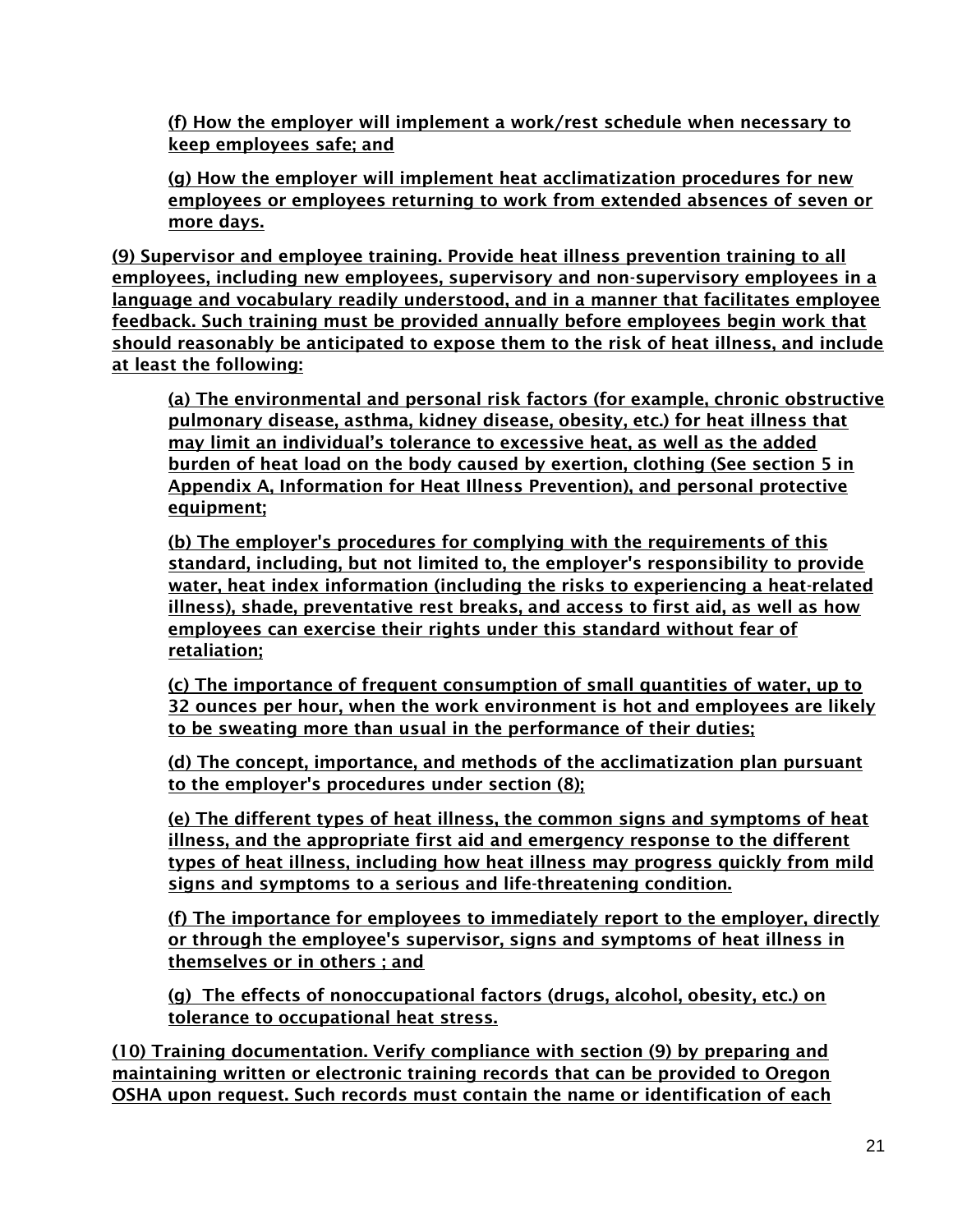(f) How the employer will implement a work/rest schedule when necessary to keep employees safe; and

(g) How the employer will implement heat acclimatization procedures for new employees or employees returning to work from extended absences of seven or more days.

(9) Supervisor and employee training. Provide heat illness prevention training to all employees, including new employees, supervisory and non-supervisory employees in a language and vocabulary readily understood, and in a manner that facilitates employee feedback. Such training must be provided annually before employees begin work that should reasonably be anticipated to expose them to the risk of heat illness, and include at least the following:

(a) The environmental and personal risk factors (for example, chronic obstructive pulmonary disease, asthma, kidney disease, obesity, etc.) for heat illness that may limit an individual's tolerance to excessive heat, as well as the added burden of heat load on the body caused by exertion, clothing (See section 5 in Appendix A, Information for Heat Illness Prevention), and personal protective equipment;

(b) The employer's procedures for complying with the requirements of this standard, including, but not limited to, the employer's responsibility to provide water, heat index information (including the risks to experiencing a heat-related illness), shade, preventative rest breaks, and access to first aid, as well as how employees can exercise their rights under this standard without fear of retaliation;

(c) The importance of frequent consumption of small quantities of water, up to 32 ounces per hour, when the work environment is hot and employees are likely to be sweating more than usual in the performance of their duties;

(d) The concept, importance, and methods of the acclimatization plan pursuant to the employer's procedures under section (8);

(e) The different types of heat illness, the common signs and symptoms of heat illness, and the appropriate first aid and emergency response to the different types of heat illness, including how heat illness may progress quickly from mild signs and symptoms to a serious and life-threatening condition.

(f) The importance for employees to immediately report to the employer, directly or through the employee's supervisor, signs and symptoms of heat illness in themselves or in others ; and

(g) The effects of nonoccupational factors (drugs, alcohol, obesity, etc.) on tolerance to occupational heat stress.

(10) Training documentation. Verify compliance with section (9) by preparing and maintaining written or electronic training records that can be provided to Oregon OSHA upon request. Such records must contain the name or identification of each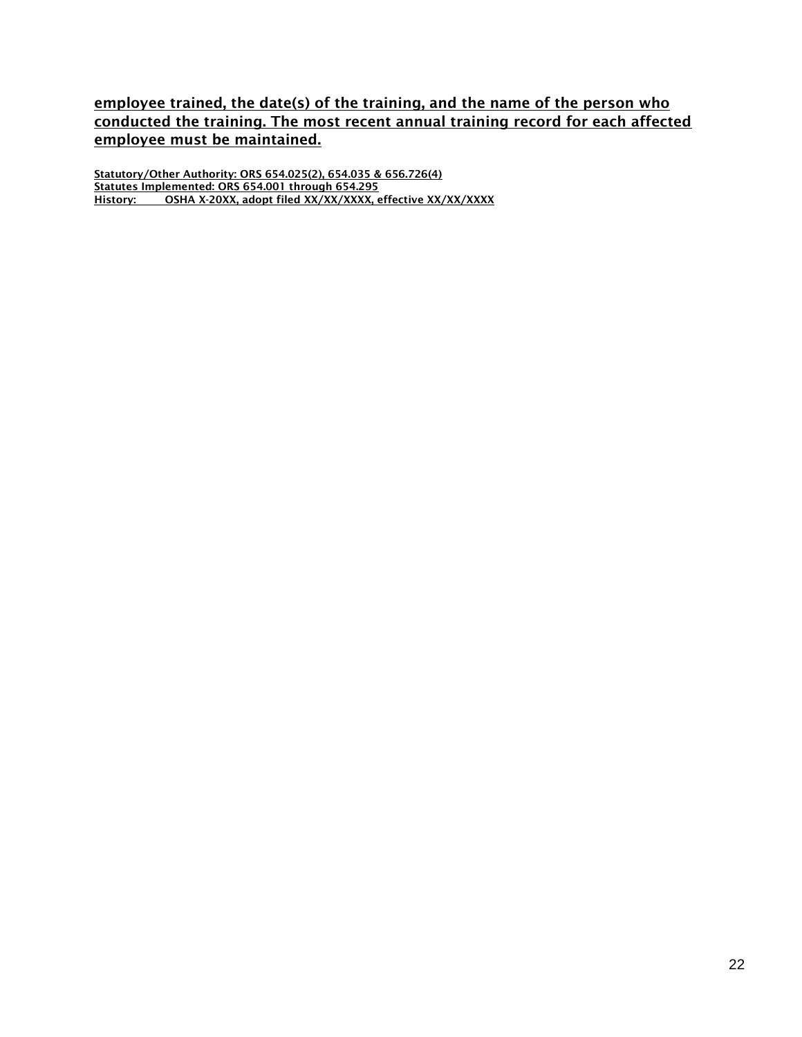**employee trained, the date(s) of the training, and the name of the person who conducted the training. The most recent annual training record for each affected employee must be maintained.**

**Statutory/Other Authority: ORS 654.025(2), 654.035 & 656.726(4)**
**Statutes Implemented: ORS 654.001 through 654.295**
**History: OSHA X-20XX, adopt filed XX/XX/XXXX, effective XX/XX/XXXX**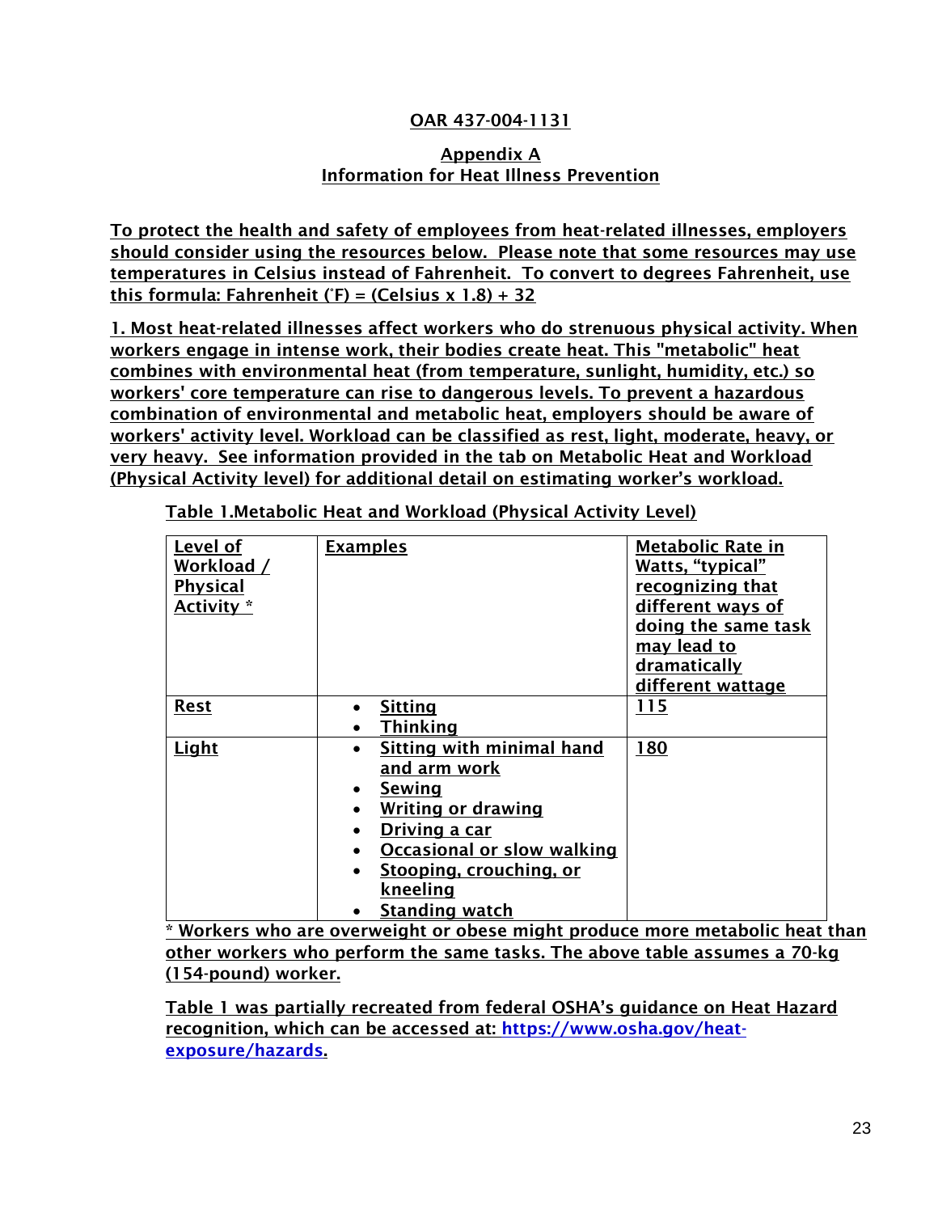## OAR 437-004-1131

### Appendix A
### Information for Heat Illness Prevention

To protect the health and safety of employees from heat-related illnesses, employers should consider using the resources below. Please note that some resources may use temperatures in Celsius instead of Fahrenheit. To convert to degrees Fahrenheit, use this formula: Fahrenheit (˚F) = (Celsius x 1.8) + 32

1. Most heat-related illnesses affect workers who do strenuous physical activity. When workers engage in intense work, their bodies create heat. This "metabolic" heat combines with environmental heat (from temperature, sunlight, humidity, etc.) so workers' core temperature can rise to dangerous levels. To prevent a hazardous combination of environmental and metabolic heat, employers should be aware of workers' activity level. Workload can be classified as rest, light, moderate, heavy, or very heavy. See information provided in the tab on Metabolic Heat and Workload (Physical Activity level) for additional detail on estimating worker's workload.

Table 1.Metabolic Heat and Workload (Physical Activity Level)

| Level of Workload / Physical Activity * | Examples | Metabolic Rate in Watts, "typical" recognizing that different ways of doing the same task may lead to dramatically different wattage |
|---|---|---|
| Rest | • Sitting<br>• Thinking | 115 |
| Light | • Sitting with minimal hand and arm work<br>• Sewing<br>• Writing or drawing<br>• Driving a car<br>• Occasional or slow walking<br>• Stooping, crouching, or kneeling<br>• Standing watch | 180 |

* Workers who are overweight or obese might produce more metabolic heat than other workers who perform the same tasks. The above table assumes a 70-kg (154-pound) worker.

Table 1 was partially recreated from federal OSHA's guidance on Heat Hazard recognition, which can be accessed at: https://www.osha.gov/heat-exposure/hazards.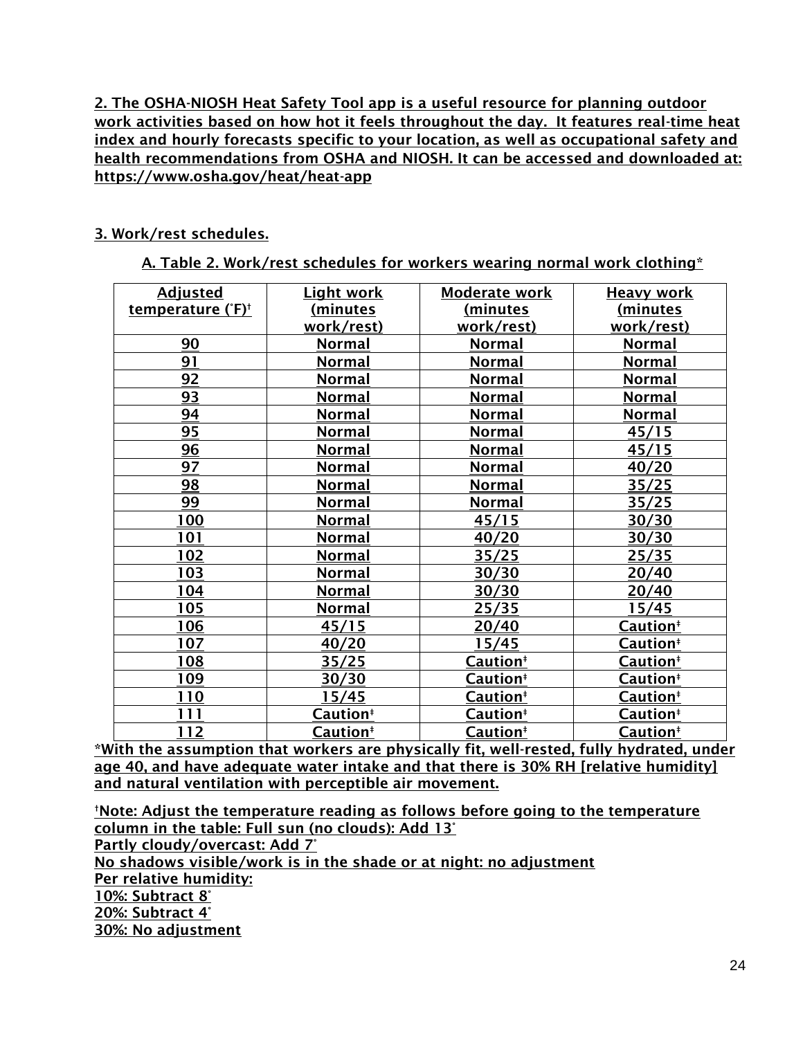**2. The OSHA-NIOSH Heat Safety Tool app is a useful resource for planning outdoor work activities based on how hot it feels throughout the day. It features real-time heat index and hourly forecasts specific to your location, as well as occupational safety and health recommendations from OSHA and NIOSH. It can be accessed and downloaded at: https://www.osha.gov/heat/heat-app**

**3. Work/rest schedules.**

**A. Table 2. Work/rest schedules for workers wearing normal work clothing***

| Adjusted temperature (°F)† | Light work (minutes work/rest) | Moderate work (minutes work/rest) | Heavy work (minutes work/rest) |
|---|---|---|---|
| 90 | Normal | Normal | Normal |
| 91 | Normal | Normal | Normal |
| 92 | Normal | Normal | Normal |
| 93 | Normal | Normal | Normal |
| 94 | Normal | Normal | Normal |
| 95 | Normal | Normal | 45/15 |
| 96 | Normal | Normal | 45/15 |
| 97 | Normal | Normal | 40/20 |
| 98 | Normal | Normal | 35/25 |
| 99 | Normal | Normal | 35/25 |
| 100 | Normal | 45/15 | 30/30 |
| 101 | Normal | 40/20 | 30/30 |
| 102 | Normal | 35/25 | 25/35 |
| 103 | Normal | 30/30 | 20/40 |
| 104 | Normal | 30/30 | 20/40 |
| 105 | Normal | 25/35 | 15/45 |
| 106 | 45/15 | 20/40 | Caution‡ |
| 107 | 40/20 | 15/45 | Caution‡ |
| 108 | 35/25 | Caution‡ | Caution‡ |
| 109 | 30/30 | Caution‡ | Caution‡ |
| 110 | 15/45 | Caution‡ | Caution‡ |
| 111 | Caution‡ | Caution‡ | Caution‡ |
| 112 | Caution‡ | Caution‡ | Caution‡ |

***With the assumption that workers are physically fit, well-rested, fully hydrated, under age 40, and have adequate water intake and that there is 30% RH [relative humidity] and natural ventilation with perceptible air movement.**

**†Note: Adjust the temperature reading as follows before going to the temperature column in the table: Full sun (no clouds): Add 13°**
**Partly cloudy/overcast: Add 7°**
**No shadows visible/work is in the shade or at night: no adjustment**
**Per relative humidity:**
**10%: Subtract 8°**
**20%: Subtract 4°**
**30%: No adjustment**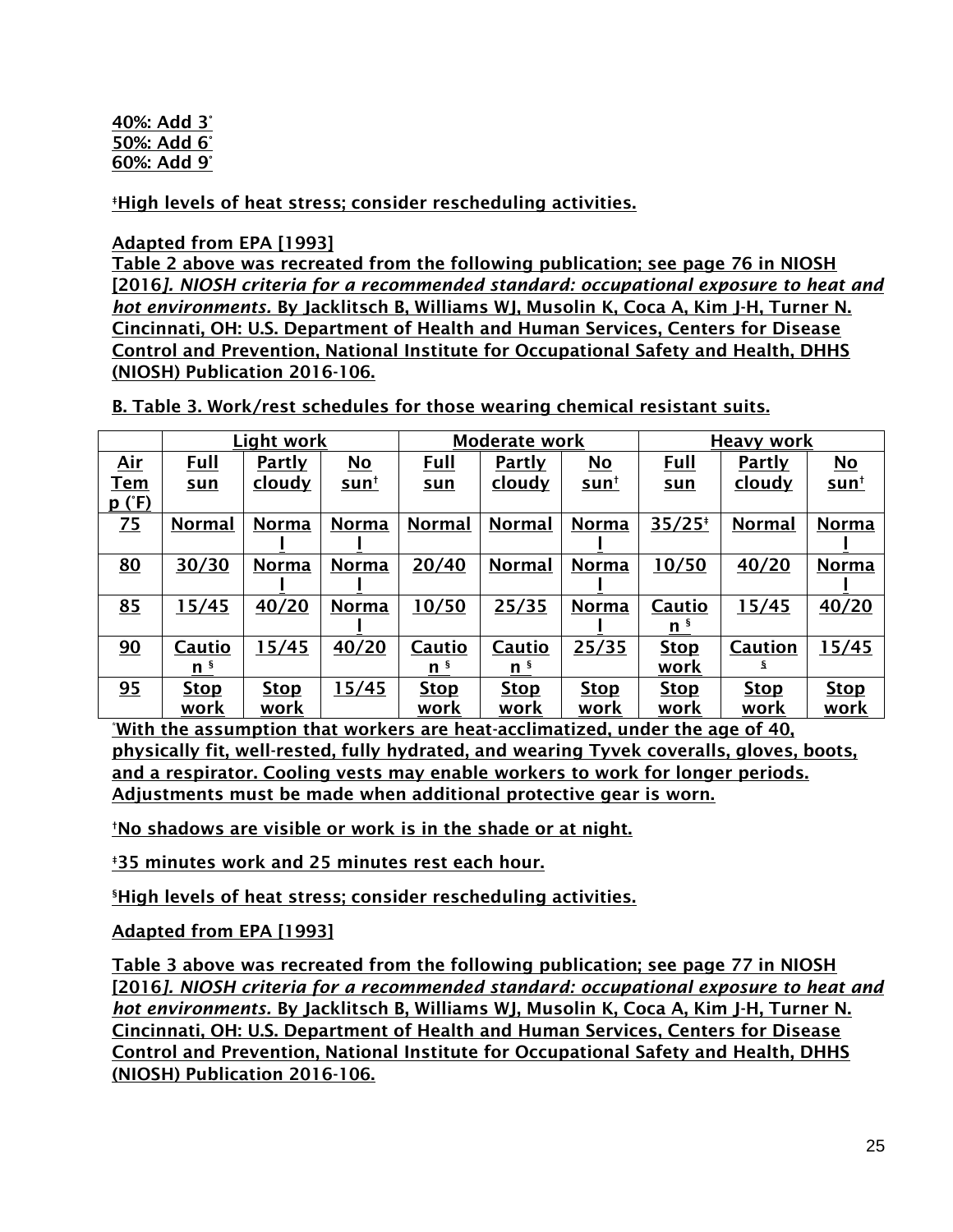40%: Add 3˚
50%: Add 6˚
60%: Add 9˚

‡High levels of heat stress; consider rescheduling activities.

Adapted from EPA [1993]

Table 2 above was recreated from the following publication; see page 76 in NIOSH [2016]. *NIOSH criteria for a recommended standard: occupational exposure to heat and hot environments.* By Jacklitsch B, Williams WJ, Musolin K, Coca A, Kim J-H, Turner N. Cincinnati, OH: U.S. Department of Health and Human Services, Centers for Disease Control and Prevention, National Institute for Occupational Safety and Health, DHHS (NIOSH) Publication 2016-106.

B. Table 3. Work/rest schedules for those wearing chemical resistant suits.

| | Light work | | | Moderate work | | | Heavy work | | |
|---|---|---|---|---|---|---|---|---|---|
| Air Temp (˚F) | Full sun | Partly cloudy | No sun† | Full sun | Partly cloudy | No sun† | Full sun | Partly cloudy | No sun† |
| 75 | Normal | Normal | Normal | Normal | Normal | Normal | 35/25‡ | Normal | Normal |
| 80 | 30/30 | Normal | Normal | 20/40 | Normal | Normal | 10/50 | 40/20 | Normal |
| 85 | 15/45 | 40/20 | Normal | 10/50 | 25/35 | Normal | Caution § | 15/45 | 40/20 |
| 90 | Caution § | 15/45 | 40/20 | Caution § | Caution § | 25/35 | Stop work | Caution § | 15/45 |
| 95 | Stop work | Stop work | 15/45 | Stop work | Stop work | Stop work | Stop work | Stop work | Stop work |

˚With the assumption that workers are heat-acclimatized, under the age of 40, physically fit, well-rested, fully hydrated, and wearing Tyvek coveralls, gloves, boots, and a respirator. Cooling vests may enable workers to work for longer periods. Adjustments must be made when additional protective gear is worn.

†No shadows are visible or work is in the shade or at night.

‡35 minutes work and 25 minutes rest each hour.

§High levels of heat stress; consider rescheduling activities.

Adapted from EPA [1993]

Table 3 above was recreated from the following publication; see page 77 in NIOSH [2016]. *NIOSH criteria for a recommended standard: occupational exposure to heat and hot environments.* By Jacklitsch B, Williams WJ, Musolin K, Coca A, Kim J-H, Turner N. Cincinnati, OH: U.S. Department of Health and Human Services, Centers for Disease Control and Prevention, National Institute for Occupational Safety and Health, DHHS (NIOSH) Publication 2016-106.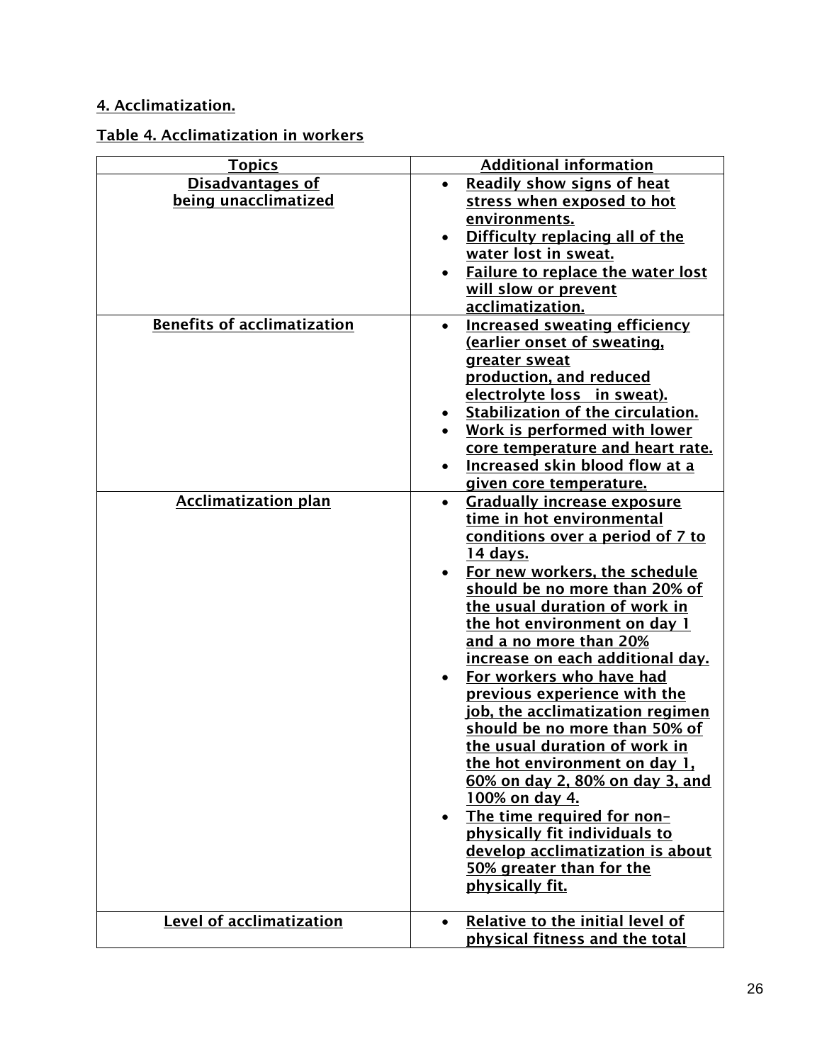## 4. Acclimatization.

### Table 4. Acclimatization in workers

| Topics | Additional information |
|---|---|
| Disadvantages of being unacclimatized | • Readily show signs of heat stress when exposed to hot environments.<br>• Difficulty replacing all of the water lost in sweat.<br>• Failure to replace the water lost will slow or prevent acclimatization. |
| Benefits of acclimatization | • Increased sweating efficiency (earlier onset of sweating, greater sweat production, and reduced electrolyte loss in sweat).<br>• Stabilization of the circulation.<br>• Work is performed with lower core temperature and heart rate.<br>• Increased skin blood flow at a given core temperature. |
| Acclimatization plan | • Gradually increase exposure time in hot environmental conditions over a period of 7 to 14 days.<br>• For new workers, the schedule should be no more than 20% of the usual duration of work in the hot environment on day 1 and a no more than 20% increase on each additional day.<br>• For workers who have had previous experience with the job, the acclimatization regimen should be no more than 50% of the usual duration of work in the hot environment on day 1, 60% on day 2, 80% on day 3, and 100% on day 4.<br>• The time required for non-physically fit individuals to develop acclimatization is about 50% greater than for the physically fit. |
| Level of acclimatization | • Relative to the initial level of physical fitness and the total |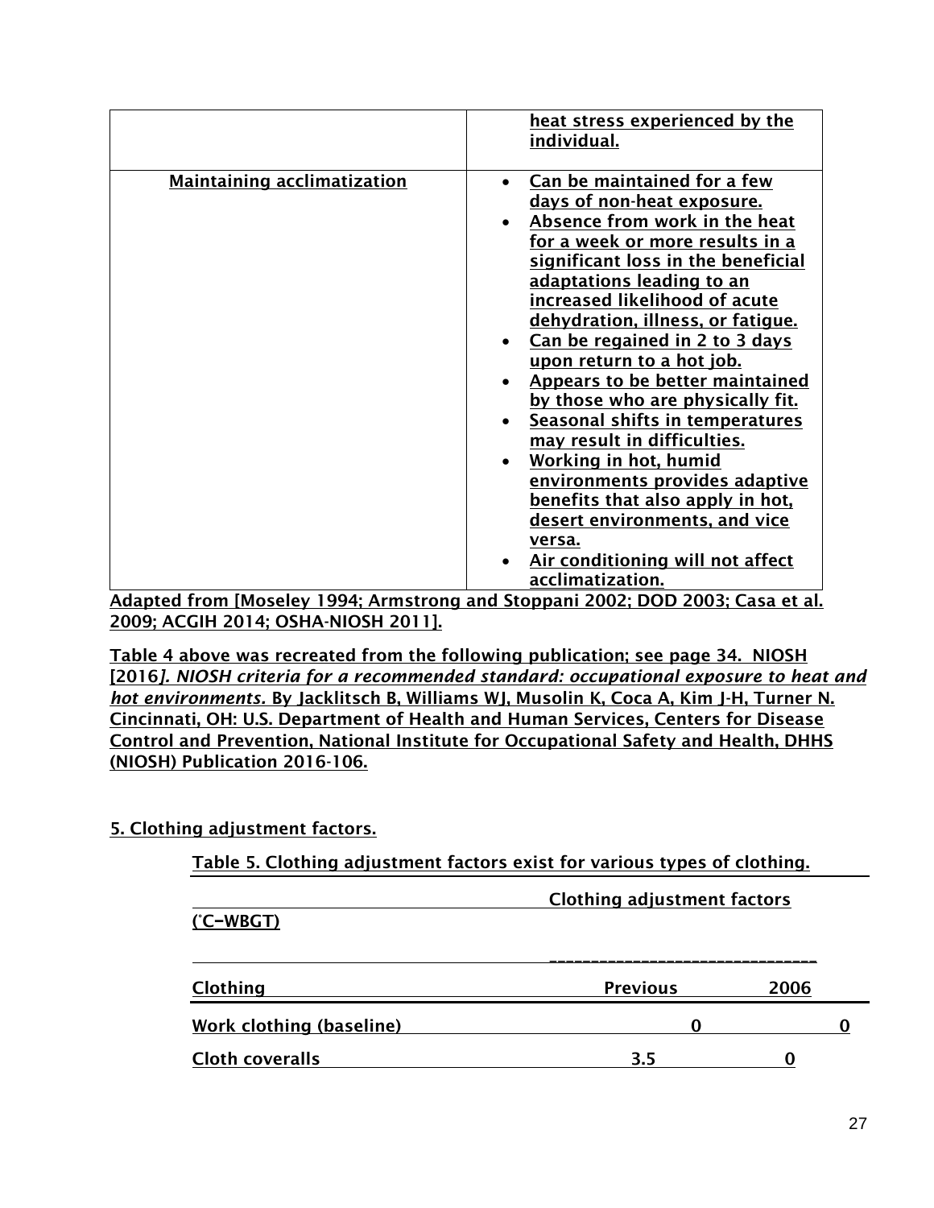| | |
|---|---|
| | heat stress experienced by the individual. |
| Maintaining acclimatization | • Can be maintained for a few days of non-heat exposure.<br>• Absence from work in the heat for a week or more results in a significant loss in the beneficial adaptations leading to an increased likelihood of acute dehydration, illness, or fatigue.<br>• Can be regained in 2 to 3 days upon return to a hot job.<br>• Appears to be better maintained by those who are physically fit.<br>• Seasonal shifts in temperatures may result in difficulties.<br>• Working in hot, humid environments provides adaptive benefits that also apply in hot, desert environments, and vice versa.<br>• Air conditioning will not affect acclimatization. |

Adapted from [Moseley 1994; Armstrong and Stoppani 2002; DOD 2003; Casa et al. 2009; ACGIH 2014; OSHA-NIOSH 2011].

Table 4 above was recreated from the following publication; see page 34. NIOSH [2016]. *NIOSH criteria for a recommended standard: occupational exposure to heat and hot environments.* By Jacklitsch B, Williams WJ, Musolin K, Coca A, Kim J-H, Turner N. Cincinnati, OH: U.S. Department of Health and Human Services, Centers for Disease Control and Prevention, National Institute for Occupational Safety and Health, DHHS (NIOSH) Publication 2016-106.

## 5. Clothing adjustment factors.

Table 5. Clothing adjustment factors exist for various types of clothing.

| | Clothing adjustment factors (°C–WBGT) | |
|---|---|---|
| Clothing | Previous | 2006 |
| Work clothing (baseline) | 0 | 0 |
| Cloth coveralls | 3.5 | 0 |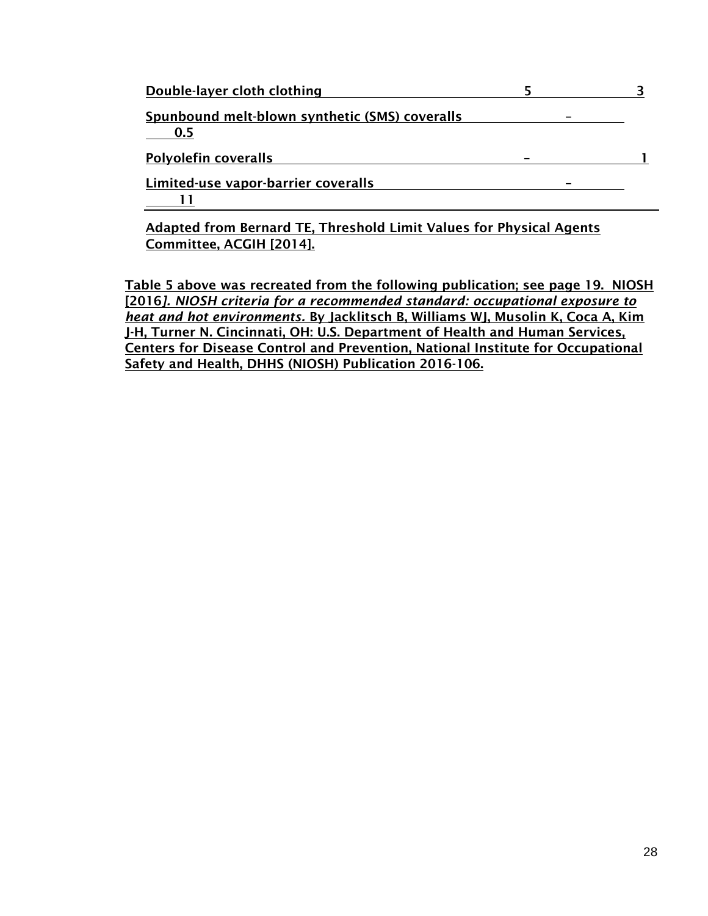| | | |
|---|---|---|
| Double-layer cloth clothing | 5 | 3 |
| Spunbound melt-blown synthetic (SMS) coveralls | – | 0.5 |
| Polyolefin coveralls | – | 1 |
| Limited-use vapor-barrier coveralls | – | 11 |

Adapted from Bernard TE, Threshold Limit Values for Physical Agents Committee, ACGIH [2014].

Table 5 above was recreated from the following publication; see page 19. NIOSH [2016]. *NIOSH criteria for a recommended standard: occupational exposure to heat and hot environments.* By Jacklitsch B, Williams WJ, Musolin K, Coca A, Kim J-H, Turner N. Cincinnati, OH: U.S. Department of Health and Human Services, Centers for Disease Control and Prevention, National Institute for Occupational Safety and Health, DHHS (NIOSH) Publication 2016-106.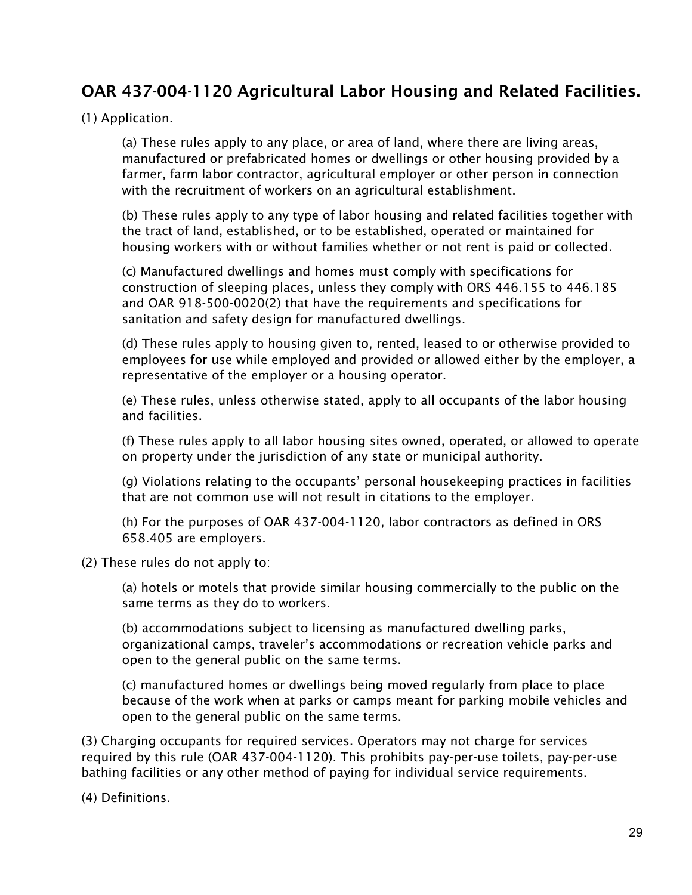## OAR 437-004-1120 Agricultural Labor Housing and Related Facilities.

(1) Application.

(a) These rules apply to any place, or area of land, where there are living areas, manufactured or prefabricated homes or dwellings or other housing provided by a farmer, farm labor contractor, agricultural employer or other person in connection with the recruitment of workers on an agricultural establishment.

(b) These rules apply to any type of labor housing and related facilities together with the tract of land, established, or to be established, operated or maintained for housing workers with or without families whether or not rent is paid or collected.

(c) Manufactured dwellings and homes must comply with specifications for construction of sleeping places, unless they comply with ORS 446.155 to 446.185 and OAR 918-500-0020(2) that have the requirements and specifications for sanitation and safety design for manufactured dwellings.

(d) These rules apply to housing given to, rented, leased to or otherwise provided to employees for use while employed and provided or allowed either by the employer, a representative of the employer or a housing operator.

(e) These rules, unless otherwise stated, apply to all occupants of the labor housing and facilities.

(f) These rules apply to all labor housing sites owned, operated, or allowed to operate on property under the jurisdiction of any state or municipal authority.

(g) Violations relating to the occupants' personal housekeeping practices in facilities that are not common use will not result in citations to the employer.

(h) For the purposes of OAR 437-004-1120, labor contractors as defined in ORS 658.405 are employers.

(2) These rules do not apply to:

(a) hotels or motels that provide similar housing commercially to the public on the same terms as they do to workers.

(b) accommodations subject to licensing as manufactured dwelling parks, organizational camps, traveler's accommodations or recreation vehicle parks and open to the general public on the same terms.

(c) manufactured homes or dwellings being moved regularly from place to place because of the work when at parks or camps meant for parking mobile vehicles and open to the general public on the same terms.

(3) Charging occupants for required services. Operators may not charge for services required by this rule (OAR 437-004-1120). This prohibits pay-per-use toilets, pay-per-use bathing facilities or any other method of paying for individual service requirements.

(4) Definitions.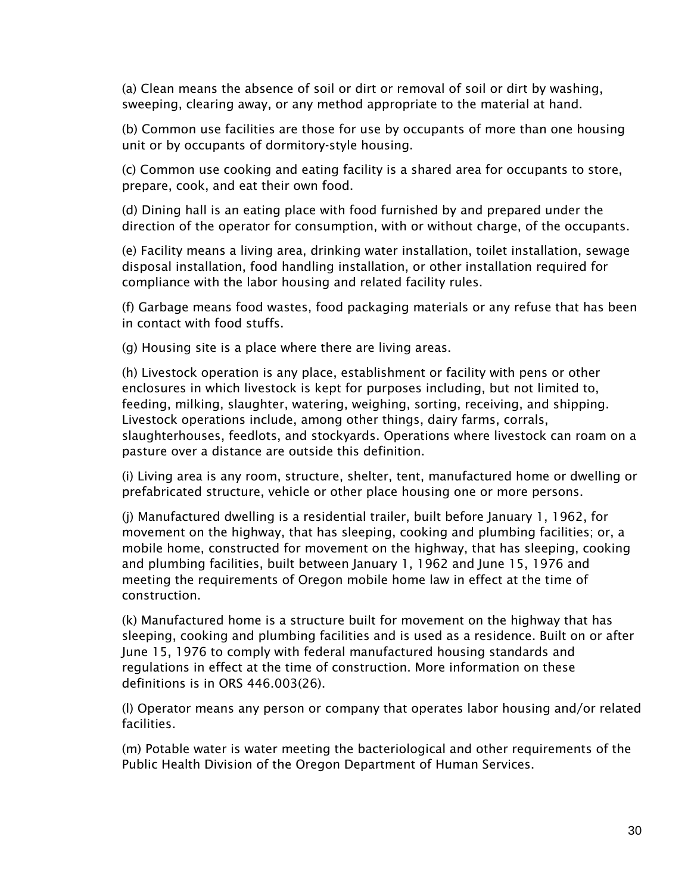(a) Clean means the absence of soil or dirt or removal of soil or dirt by washing, sweeping, clearing away, or any method appropriate to the material at hand.

(b) Common use facilities are those for use by occupants of more than one housing unit or by occupants of dormitory-style housing.

(c) Common use cooking and eating facility is a shared area for occupants to store, prepare, cook, and eat their own food.

(d) Dining hall is an eating place with food furnished by and prepared under the direction of the operator for consumption, with or without charge, of the occupants.

(e) Facility means a living area, drinking water installation, toilet installation, sewage disposal installation, food handling installation, or other installation required for compliance with the labor housing and related facility rules.

(f) Garbage means food wastes, food packaging materials or any refuse that has been in contact with food stuffs.

(g) Housing site is a place where there are living areas.

(h) Livestock operation is any place, establishment or facility with pens or other enclosures in which livestock is kept for purposes including, but not limited to, feeding, milking, slaughter, watering, weighing, sorting, receiving, and shipping. Livestock operations include, among other things, dairy farms, corrals, slaughterhouses, feedlots, and stockyards. Operations where livestock can roam on a pasture over a distance are outside this definition.

(i) Living area is any room, structure, shelter, tent, manufactured home or dwelling or prefabricated structure, vehicle or other place housing one or more persons.

(j) Manufactured dwelling is a residential trailer, built before January 1, 1962, for movement on the highway, that has sleeping, cooking and plumbing facilities; or, a mobile home, constructed for movement on the highway, that has sleeping, cooking and plumbing facilities, built between January 1, 1962 and June 15, 1976 and meeting the requirements of Oregon mobile home law in effect at the time of construction.

(k) Manufactured home is a structure built for movement on the highway that has sleeping, cooking and plumbing facilities and is used as a residence. Built on or after June 15, 1976 to comply with federal manufactured housing standards and regulations in effect at the time of construction. More information on these definitions is in ORS 446.003(26).

(l) Operator means any person or company that operates labor housing and/or related facilities.

(m) Potable water is water meeting the bacteriological and other requirements of the Public Health Division of the Oregon Department of Human Services.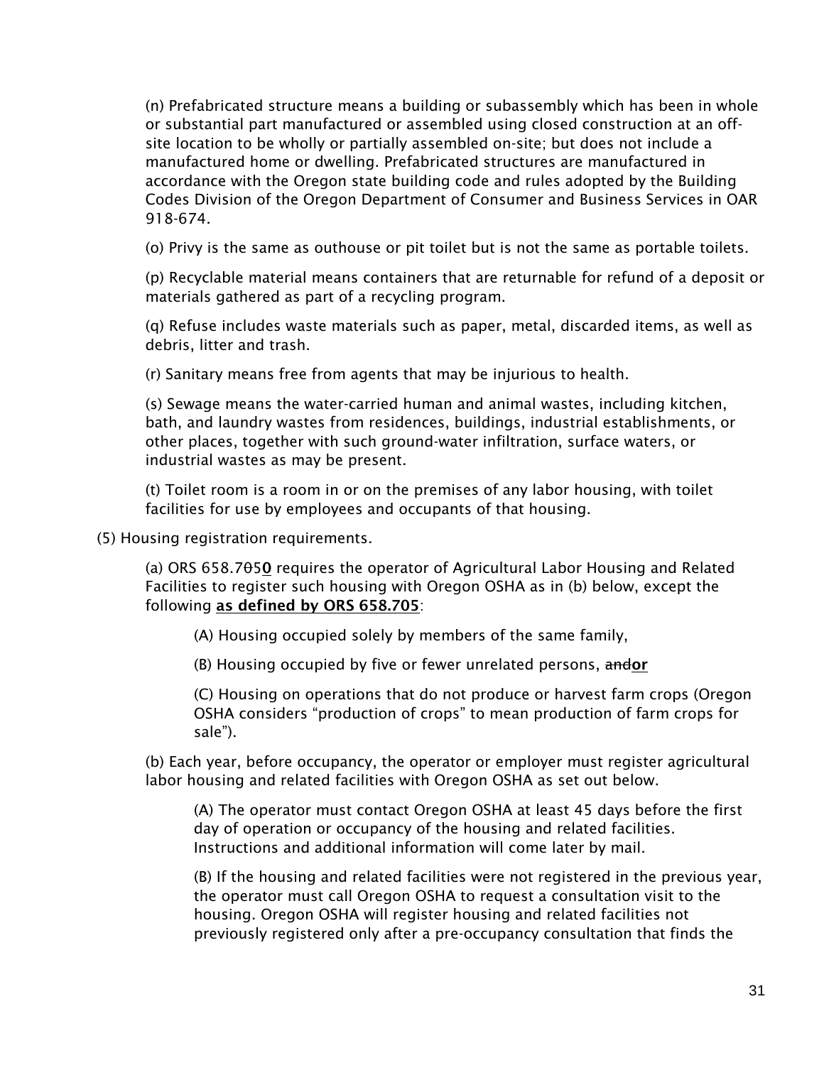(n) Prefabricated structure means a building or subassembly which has been in whole or substantial part manufactured or assembled using closed construction at an off-site location to be wholly or partially assembled on-site; but does not include a manufactured home or dwelling. Prefabricated structures are manufactured in accordance with the Oregon state building code and rules adopted by the Building Codes Division of the Oregon Department of Consumer and Business Services in OAR 918-674.

(o) Privy is the same as outhouse or pit toilet but is not the same as portable toilets.

(p) Recyclable material means containers that are returnable for refund of a deposit or materials gathered as part of a recycling program.

(q) Refuse includes waste materials such as paper, metal, discarded items, as well as debris, litter and trash.

(r) Sanitary means free from agents that may be injurious to health.

(s) Sewage means the water-carried human and animal wastes, including kitchen, bath, and laundry wastes from residences, buildings, industrial establishments, or other places, together with such ground-water infiltration, surface waters, or industrial wastes as may be present.

(t) Toilet room is a room in or on the premises of any labor housing, with toilet facilities for use by employees and occupants of that housing.

(5) Housing registration requirements.

(a) ORS 658.7~~0~~5**0** requires the operator of Agricultural Labor Housing and Related Facilities to register such housing with Oregon OSHA as in (b) below, except the following **as defined by ORS 658.705**:

(A) Housing occupied solely by members of the same family,

(B) Housing occupied by five or fewer unrelated persons, ~~and~~**or**

(C) Housing on operations that do not produce or harvest farm crops (Oregon OSHA considers "production of crops" to mean production of farm crops for sale").

(b) Each year, before occupancy, the operator or employer must register agricultural labor housing and related facilities with Oregon OSHA as set out below.

(A) The operator must contact Oregon OSHA at least 45 days before the first day of operation or occupancy of the housing and related facilities. Instructions and additional information will come later by mail.

(B) If the housing and related facilities were not registered in the previous year, the operator must call Oregon OSHA to request a consultation visit to the housing. Oregon OSHA will register housing and related facilities not previously registered only after a pre-occupancy consultation that finds the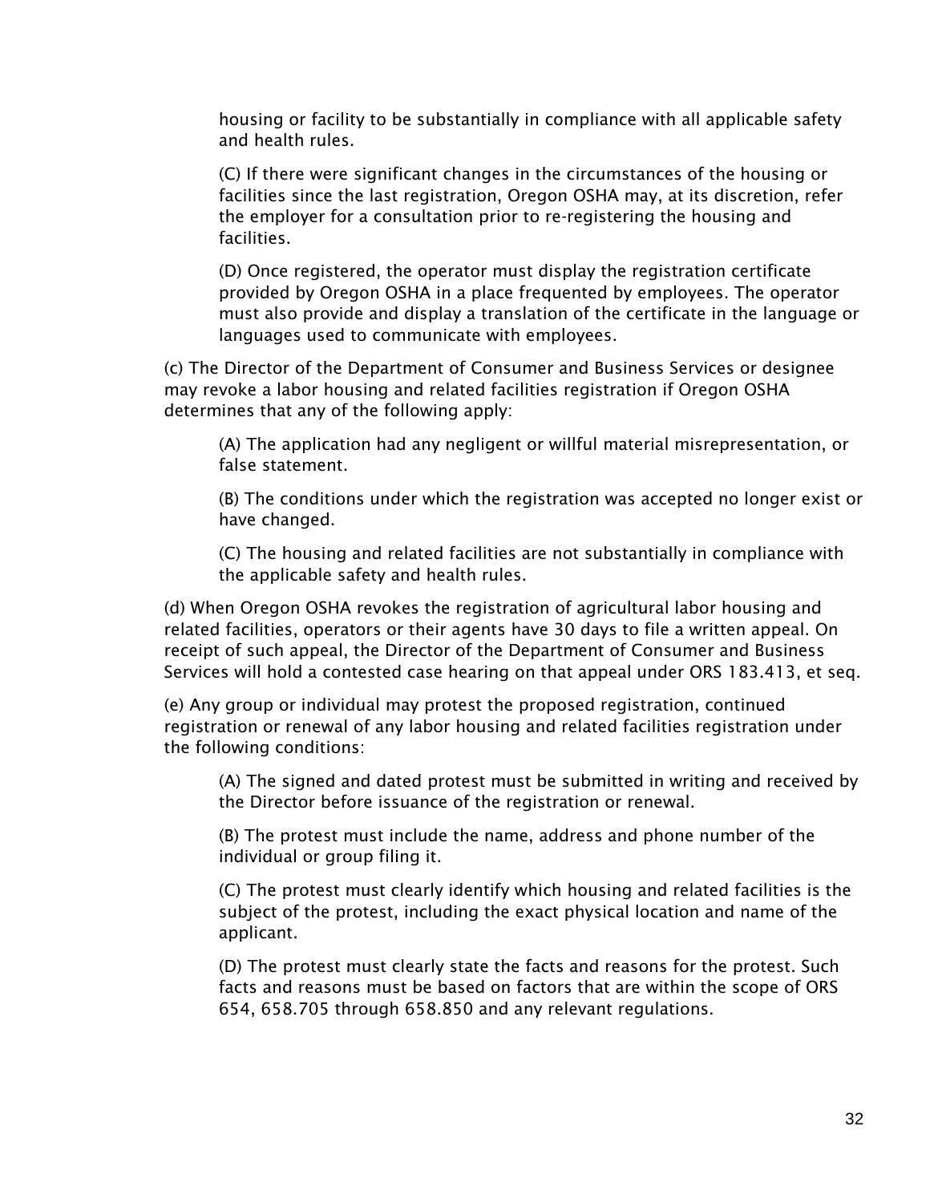housing or facility to be substantially in compliance with all applicable safety and health rules.

(C) If there were significant changes in the circumstances of the housing or facilities since the last registration, Oregon OSHA may, at its discretion, refer the employer for a consultation prior to re-registering the housing and facilities.

(D) Once registered, the operator must display the registration certificate provided by Oregon OSHA in a place frequented by employees. The operator must also provide and display a translation of the certificate in the language or languages used to communicate with employees.

(c) The Director of the Department of Consumer and Business Services or designee may revoke a labor housing and related facilities registration if Oregon OSHA determines that any of the following apply:

(A) The application had any negligent or willful material misrepresentation, or false statement.

(B) The conditions under which the registration was accepted no longer exist or have changed.

(C) The housing and related facilities are not substantially in compliance with the applicable safety and health rules.

(d) When Oregon OSHA revokes the registration of agricultural labor housing and related facilities, operators or their agents have 30 days to file a written appeal. On receipt of such appeal, the Director of the Department of Consumer and Business Services will hold a contested case hearing on that appeal under ORS 183.413, et seq.

(e) Any group or individual may protest the proposed registration, continued registration or renewal of any labor housing and related facilities registration under the following conditions:

(A) The signed and dated protest must be submitted in writing and received by the Director before issuance of the registration or renewal.

(B) The protest must include the name, address and phone number of the individual or group filing it.

(C) The protest must clearly identify which housing and related facilities is the subject of the protest, including the exact physical location and name of the applicant.

(D) The protest must clearly state the facts and reasons for the protest. Such facts and reasons must be based on factors that are within the scope of ORS 654, 658.705 through 658.850 and any relevant regulations.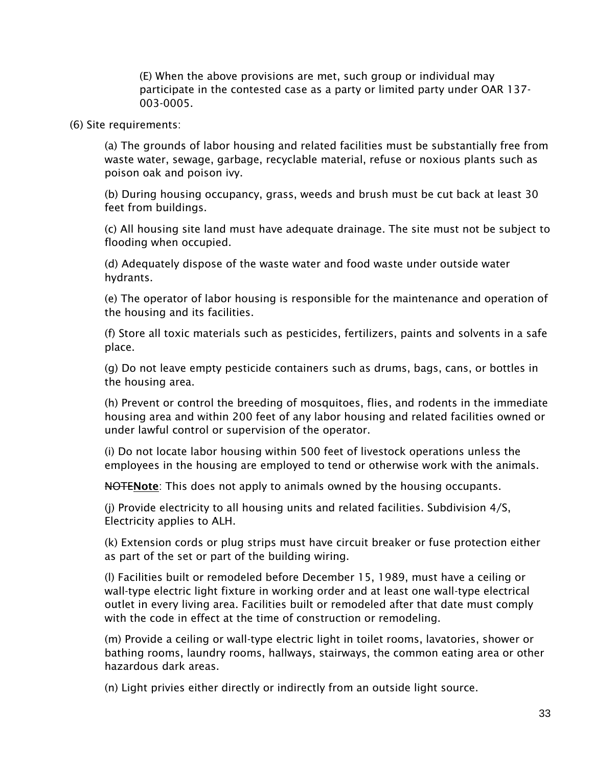(E) When the above provisions are met, such group or individual may participate in the contested case as a party or limited party under OAR 137-003-0005.

(6) Site requirements:

(a) The grounds of labor housing and related facilities must be substantially free from waste water, sewage, garbage, recyclable material, refuse or noxious plants such as poison oak and poison ivy.

(b) During housing occupancy, grass, weeds and brush must be cut back at least 30 feet from buildings.

(c) All housing site land must have adequate drainage. The site must not be subject to flooding when occupied.

(d) Adequately dispose of the waste water and food waste under outside water hydrants.

(e) The operator of labor housing is responsible for the maintenance and operation of the housing and its facilities.

(f) Store all toxic materials such as pesticides, fertilizers, paints and solvents in a safe place.

(g) Do not leave empty pesticide containers such as drums, bags, cans, or bottles in the housing area.

(h) Prevent or control the breeding of mosquitoes, flies, and rodents in the immediate housing area and within 200 feet of any labor housing and related facilities owned or under lawful control or supervision of the operator.

(i) Do not locate labor housing within 500 feet of livestock operations unless the employees in the housing are employed to tend or otherwise work with the animals.

~~NOTE~~**Note**: This does not apply to animals owned by the housing occupants.

(j) Provide electricity to all housing units and related facilities. Subdivision 4/S, Electricity applies to ALH.

(k) Extension cords or plug strips must have circuit breaker or fuse protection either as part of the set or part of the building wiring.

(l) Facilities built or remodeled before December 15, 1989, must have a ceiling or wall-type electric light fixture in working order and at least one wall-type electrical outlet in every living area. Facilities built or remodeled after that date must comply with the code in effect at the time of construction or remodeling.

(m) Provide a ceiling or wall-type electric light in toilet rooms, lavatories, shower or bathing rooms, laundry rooms, hallways, stairways, the common eating area or other hazardous dark areas.

(n) Light privies either directly or indirectly from an outside light source.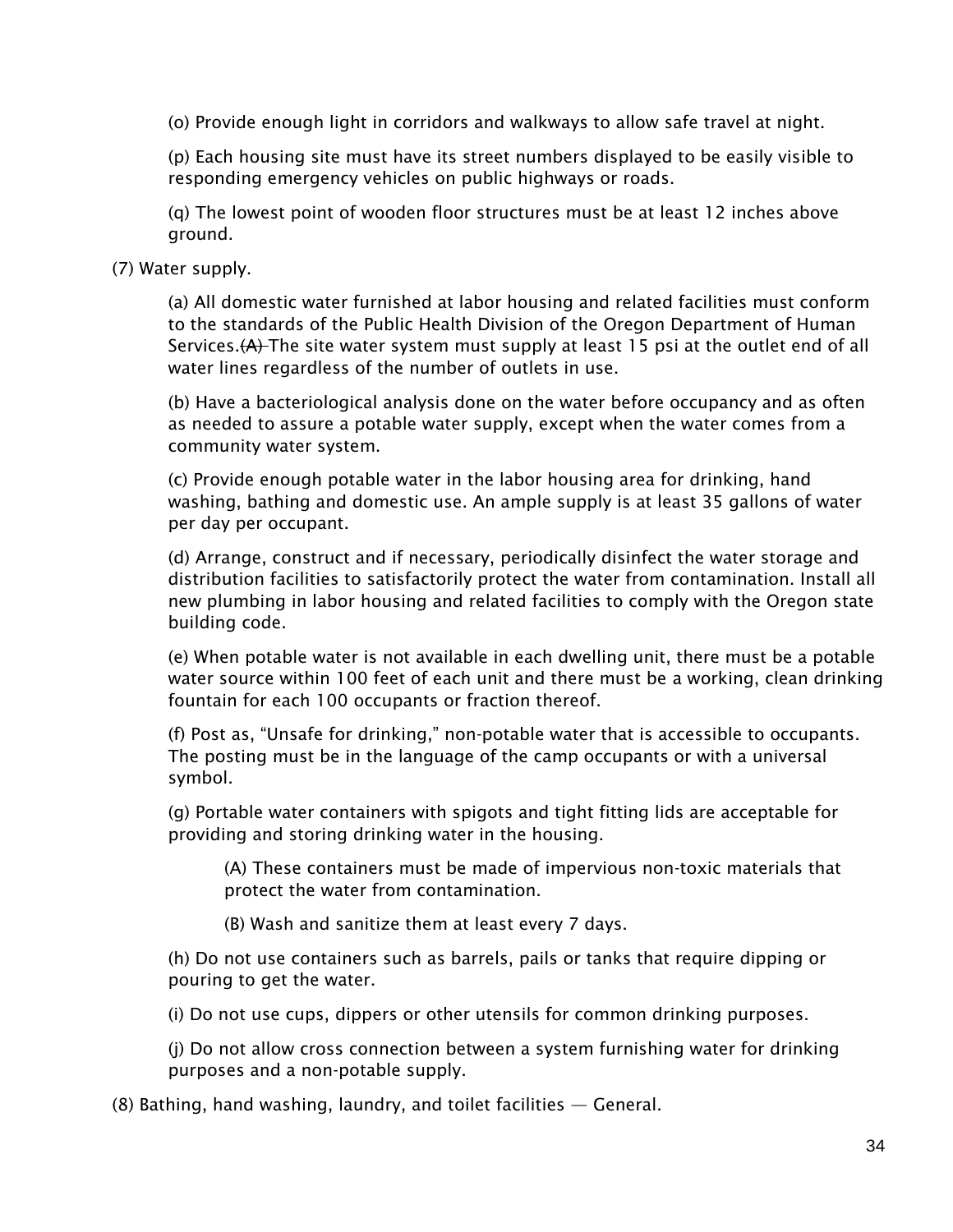(o) Provide enough light in corridors and walkways to allow safe travel at night.

(p) Each housing site must have its street numbers displayed to be easily visible to responding emergency vehicles on public highways or roads.

(q) The lowest point of wooden floor structures must be at least 12 inches above ground.

(7) Water supply.

(a) All domestic water furnished at labor housing and related facilities must conform to the standards of the Public Health Division of the Oregon Department of Human Services.~~(A)~~ The site water system must supply at least 15 psi at the outlet end of all water lines regardless of the number of outlets in use.

(b) Have a bacteriological analysis done on the water before occupancy and as often as needed to assure a potable water supply, except when the water comes from a community water system.

(c) Provide enough potable water in the labor housing area for drinking, hand washing, bathing and domestic use. An ample supply is at least 35 gallons of water per day per occupant.

(d) Arrange, construct and if necessary, periodically disinfect the water storage and distribution facilities to satisfactorily protect the water from contamination. Install all new plumbing in labor housing and related facilities to comply with the Oregon state building code.

(e) When potable water is not available in each dwelling unit, there must be a potable water source within 100 feet of each unit and there must be a working, clean drinking fountain for each 100 occupants or fraction thereof.

(f) Post as, "Unsafe for drinking," non-potable water that is accessible to occupants. The posting must be in the language of the camp occupants or with a universal symbol.

(g) Portable water containers with spigots and tight fitting lids are acceptable for providing and storing drinking water in the housing.

(A) These containers must be made of impervious non-toxic materials that protect the water from contamination.

(B) Wash and sanitize them at least every 7 days.

(h) Do not use containers such as barrels, pails or tanks that require dipping or pouring to get the water.

(i) Do not use cups, dippers or other utensils for common drinking purposes.

(j) Do not allow cross connection between a system furnishing water for drinking purposes and a non-potable supply.

(8) Bathing, hand washing, laundry, and toilet facilities — General.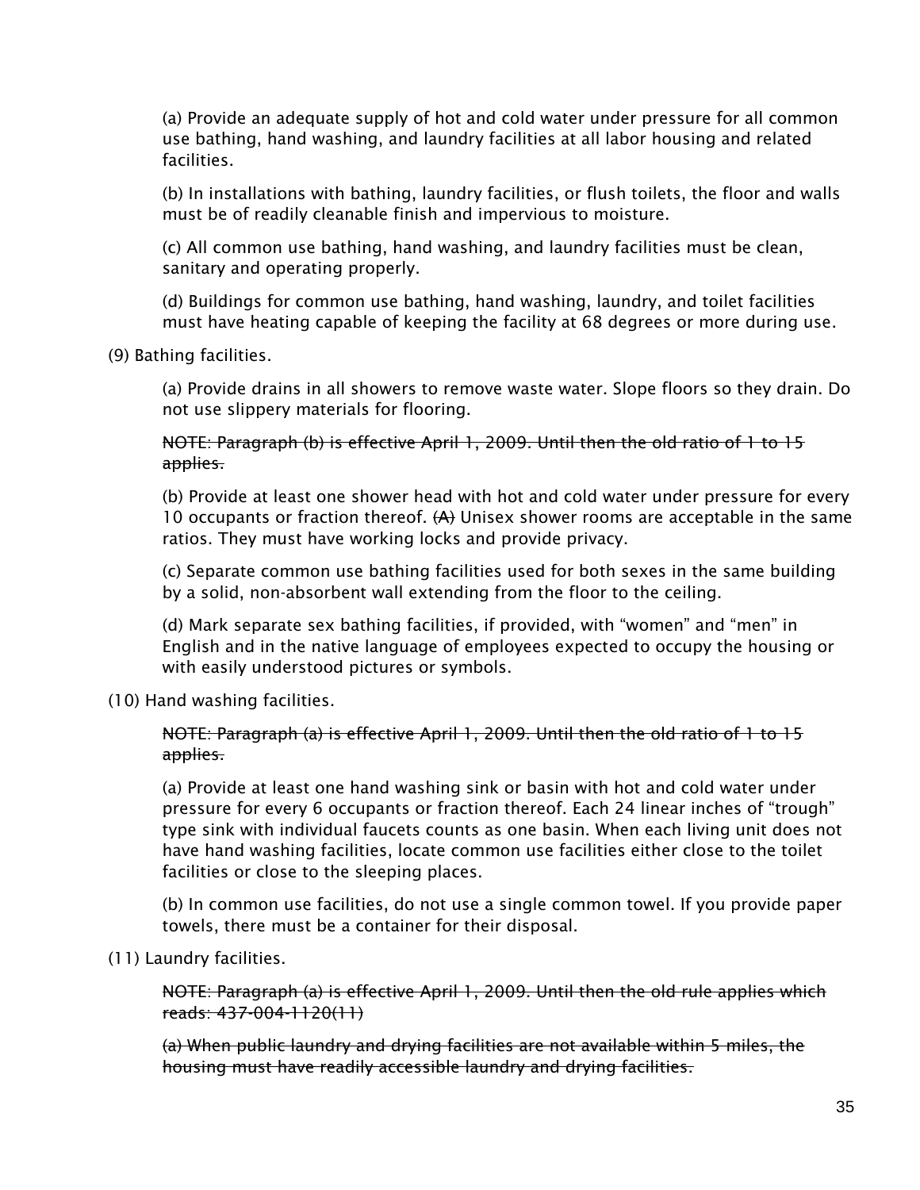(a) Provide an adequate supply of hot and cold water under pressure for all common use bathing, hand washing, and laundry facilities at all labor housing and related facilities.

(b) In installations with bathing, laundry facilities, or flush toilets, the floor and walls must be of readily cleanable finish and impervious to moisture.

(c) All common use bathing, hand washing, and laundry facilities must be clean, sanitary and operating properly.

(d) Buildings for common use bathing, hand washing, laundry, and toilet facilities must have heating capable of keeping the facility at 68 degrees or more during use.

(9) Bathing facilities.

(a) Provide drains in all showers to remove waste water. Slope floors so they drain. Do not use slippery materials for flooring.

~~NOTE: Paragraph (b) is effective April 1, 2009. Until then the old ratio of 1 to 15 applies.~~

(b) Provide at least one shower head with hot and cold water under pressure for every 10 occupants or fraction thereof. ~~(A)~~ Unisex shower rooms are acceptable in the same ratios. They must have working locks and provide privacy.

(c) Separate common use bathing facilities used for both sexes in the same building by a solid, non-absorbent wall extending from the floor to the ceiling.

(d) Mark separate sex bathing facilities, if provided, with "women" and "men" in English and in the native language of employees expected to occupy the housing or with easily understood pictures or symbols.

(10) Hand washing facilities.

~~NOTE: Paragraph (a) is effective April 1, 2009. Until then the old ratio of 1 to 15 applies.~~

(a) Provide at least one hand washing sink or basin with hot and cold water under pressure for every 6 occupants or fraction thereof. Each 24 linear inches of "trough" type sink with individual faucets counts as one basin. When each living unit does not have hand washing facilities, locate common use facilities either close to the toilet facilities or close to the sleeping places.

(b) In common use facilities, do not use a single common towel. If you provide paper towels, there must be a container for their disposal.

(11) Laundry facilities.

~~NOTE: Paragraph (a) is effective April 1, 2009. Until then the old rule applies which reads: 437-004-1120(11)~~

~~(a) When public laundry and drying facilities are not available within 5 miles, the housing must have readily accessible laundry and drying facilities.~~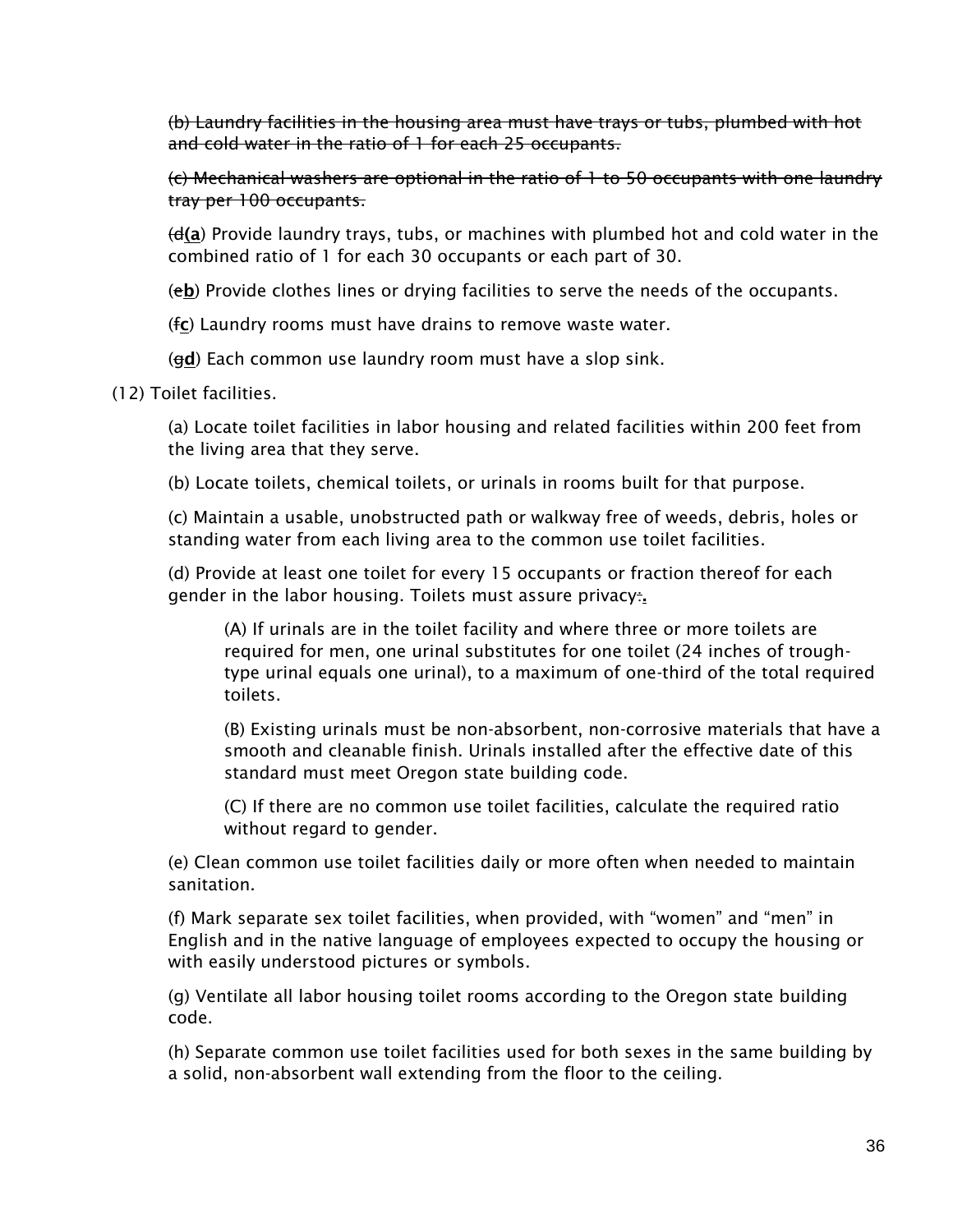~~(b) Laundry facilities in the housing area must have trays or tubs, plumbed with hot and cold water in the ratio of 1 for each 25 occupants.~~

~~(c) Mechanical washers are optional in the ratio of 1 to 50 occupants with one laundry tray per 100 occupants.~~

(~~d~~**(a**) Provide laundry trays, tubs, or machines with plumbed hot and cold water in the combined ratio of 1 for each 30 occupants or each part of 30.

(~~e~~**b**) Provide clothes lines or drying facilities to serve the needs of the occupants.

(~~f~~**c**) Laundry rooms must have drains to remove waste water.

(~~g~~**d**) Each common use laundry room must have a slop sink.

(12) Toilet facilities.

(a) Locate toilet facilities in labor housing and related facilities within 200 feet from the living area that they serve.

(b) Locate toilets, chemical toilets, or urinals in rooms built for that purpose.

(c) Maintain a usable, unobstructed path or walkway free of weeds, debris, holes or standing water from each living area to the common use toilet facilities.

(d) Provide at least one toilet for every 15 occupants or fraction thereof for each gender in the labor housing. Toilets must assure privacy~~:~~**.**

(A) If urinals are in the toilet facility and where three or more toilets are required for men, one urinal substitutes for one toilet (24 inches of trough-type urinal equals one urinal), to a maximum of one-third of the total required toilets.

(B) Existing urinals must be non-absorbent, non-corrosive materials that have a smooth and cleanable finish. Urinals installed after the effective date of this standard must meet Oregon state building code.

(C) If there are no common use toilet facilities, calculate the required ratio without regard to gender.

(e) Clean common use toilet facilities daily or more often when needed to maintain sanitation.

(f) Mark separate sex toilet facilities, when provided, with "women" and "men" in English and in the native language of employees expected to occupy the housing or with easily understood pictures or symbols.

(g) Ventilate all labor housing toilet rooms according to the Oregon state building code.

(h) Separate common use toilet facilities used for both sexes in the same building by a solid, non-absorbent wall extending from the floor to the ceiling.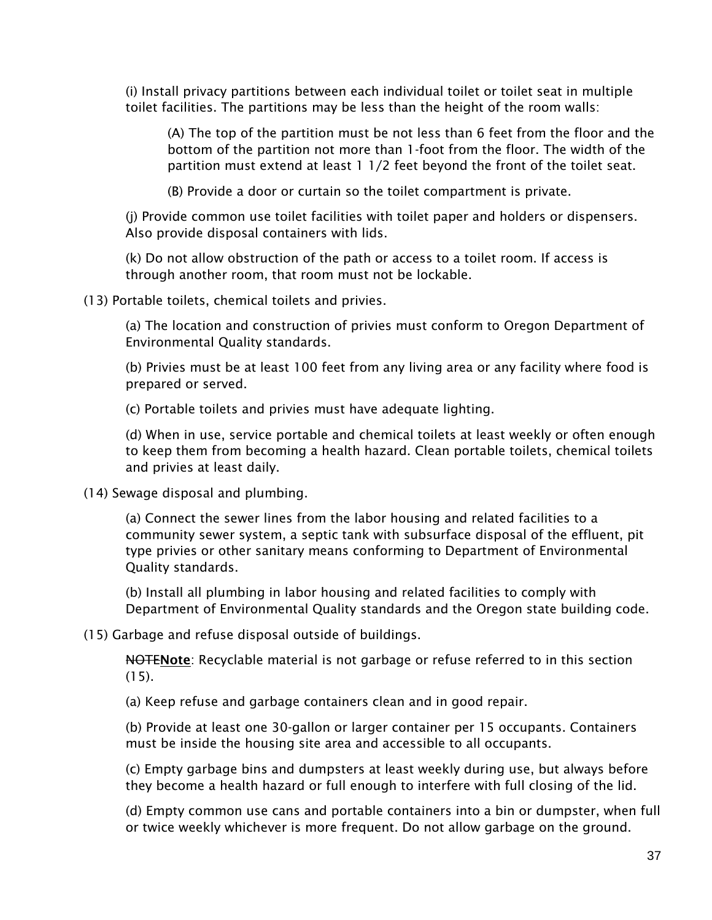(i) Install privacy partitions between each individual toilet or toilet seat in multiple toilet facilities. The partitions may be less than the height of the room walls:

(A) The top of the partition must be not less than 6 feet from the floor and the bottom of the partition not more than 1-foot from the floor. The width of the partition must extend at least 1 1/2 feet beyond the front of the toilet seat.

(B) Provide a door or curtain so the toilet compartment is private.

(j) Provide common use toilet facilities with toilet paper and holders or dispensers. Also provide disposal containers with lids.

(k) Do not allow obstruction of the path or access to a toilet room. If access is through another room, that room must not be lockable.

(13) Portable toilets, chemical toilets and privies.

(a) The location and construction of privies must conform to Oregon Department of Environmental Quality standards.

(b) Privies must be at least 100 feet from any living area or any facility where food is prepared or served.

(c) Portable toilets and privies must have adequate lighting.

(d) When in use, service portable and chemical toilets at least weekly or often enough to keep them from becoming a health hazard. Clean portable toilets, chemical toilets and privies at least daily.

(14) Sewage disposal and plumbing.

(a) Connect the sewer lines from the labor housing and related facilities to a community sewer system, a septic tank with subsurface disposal of the effluent, pit type privies or other sanitary means conforming to Department of Environmental Quality standards.

(b) Install all plumbing in labor housing and related facilities to comply with Department of Environmental Quality standards and the Oregon state building code.

(15) Garbage and refuse disposal outside of buildings.

~~NOTE~~**Note**: Recyclable material is not garbage or refuse referred to in this section (15).

(a) Keep refuse and garbage containers clean and in good repair.

(b) Provide at least one 30-gallon or larger container per 15 occupants. Containers must be inside the housing site area and accessible to all occupants.

(c) Empty garbage bins and dumpsters at least weekly during use, but always before they become a health hazard or full enough to interfere with full closing of the lid.

(d) Empty common use cans and portable containers into a bin or dumpster, when full or twice weekly whichever is more frequent. Do not allow garbage on the ground.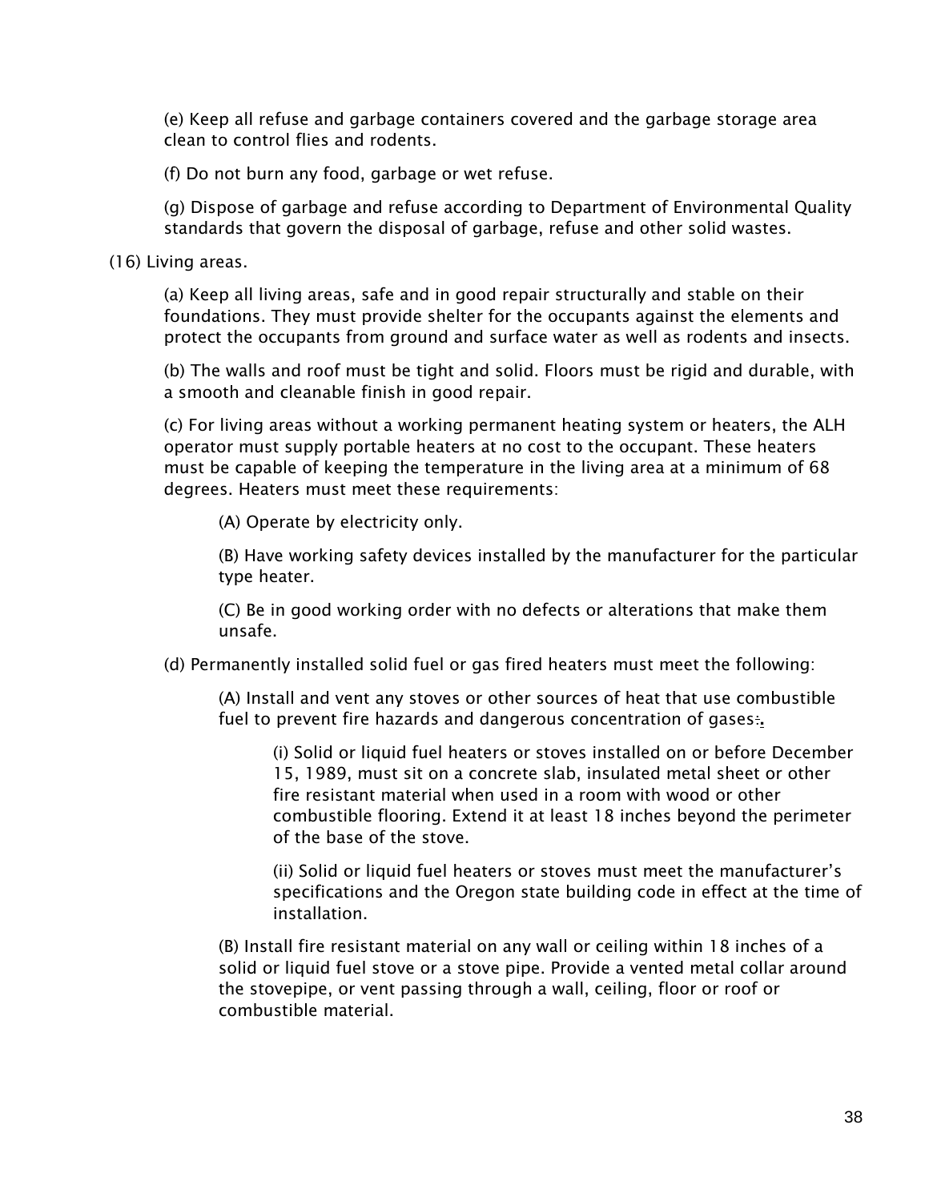(e) Keep all refuse and garbage containers covered and the garbage storage area clean to control flies and rodents.

(f) Do not burn any food, garbage or wet refuse.

(g) Dispose of garbage and refuse according to Department of Environmental Quality standards that govern the disposal of garbage, refuse and other solid wastes.

(16) Living areas.

(a) Keep all living areas, safe and in good repair structurally and stable on their foundations. They must provide shelter for the occupants against the elements and protect the occupants from ground and surface water as well as rodents and insects.

(b) The walls and roof must be tight and solid. Floors must be rigid and durable, with a smooth and cleanable finish in good repair.

(c) For living areas without a working permanent heating system or heaters, the ALH operator must supply portable heaters at no cost to the occupant. These heaters must be capable of keeping the temperature in the living area at a minimum of 68 degrees. Heaters must meet these requirements:

(A) Operate by electricity only.

(B) Have working safety devices installed by the manufacturer for the particular type heater.

(C) Be in good working order with no defects or alterations that make them unsafe.

(d) Permanently installed solid fuel or gas fired heaters must meet the following:

(A) Install and vent any stoves or other sources of heat that use combustible fuel to prevent fire hazards and dangerous concentration of gases:.

(i) Solid or liquid fuel heaters or stoves installed on or before December 15, 1989, must sit on a concrete slab, insulated metal sheet or other fire resistant material when used in a room with wood or other combustible flooring. Extend it at least 18 inches beyond the perimeter of the base of the stove.

(ii) Solid or liquid fuel heaters or stoves must meet the manufacturer's specifications and the Oregon state building code in effect at the time of installation.

(B) Install fire resistant material on any wall or ceiling within 18 inches of a solid or liquid fuel stove or a stove pipe. Provide a vented metal collar around the stovepipe, or vent passing through a wall, ceiling, floor or roof or combustible material.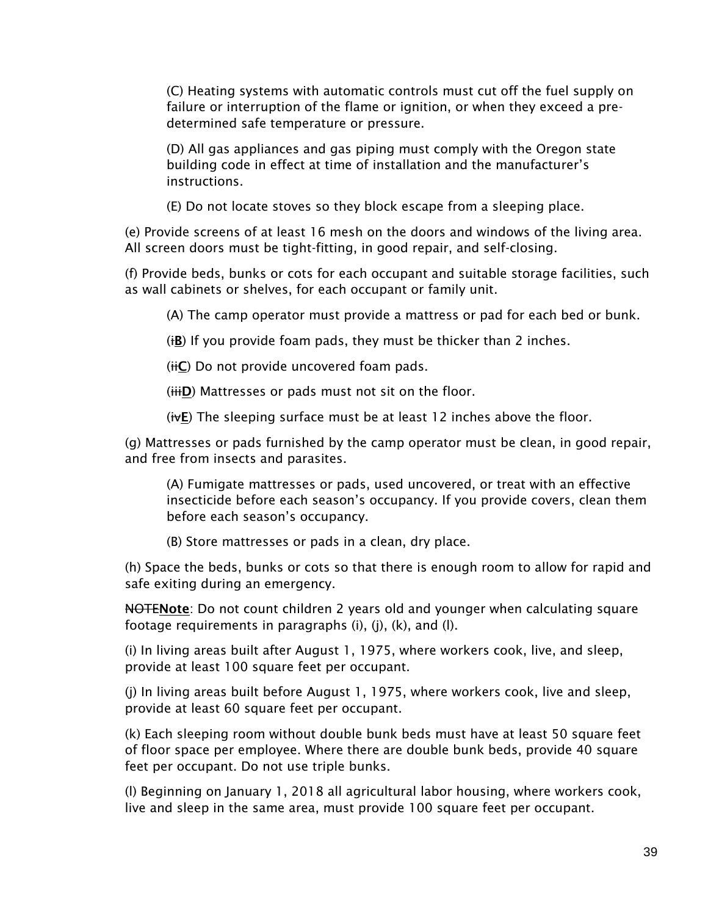(C) Heating systems with automatic controls must cut off the fuel supply on failure or interruption of the flame or ignition, or when they exceed a pre-determined safe temperature or pressure.

(D) All gas appliances and gas piping must comply with the Oregon state building code in effect at time of installation and the manufacturer's instructions.

(E) Do not locate stoves so they block escape from a sleeping place.

(e) Provide screens of at least 16 mesh on the doors and windows of the living area. All screen doors must be tight-fitting, in good repair, and self-closing.

(f) Provide beds, bunks or cots for each occupant and suitable storage facilities, such as wall cabinets or shelves, for each occupant or family unit.

(A) The camp operator must provide a mattress or pad for each bed or bunk.

(~~i~~**B**) If you provide foam pads, they must be thicker than 2 inches.

(~~ii~~**C**) Do not provide uncovered foam pads.

(~~iii~~**D**) Mattresses or pads must not sit on the floor.

(~~iv~~**E**) The sleeping surface must be at least 12 inches above the floor.

(g) Mattresses or pads furnished by the camp operator must be clean, in good repair, and free from insects and parasites.

(A) Fumigate mattresses or pads, used uncovered, or treat with an effective insecticide before each season's occupancy. If you provide covers, clean them before each season's occupancy.

(B) Store mattresses or pads in a clean, dry place.

(h) Space the beds, bunks or cots so that there is enough room to allow for rapid and safe exiting during an emergency.

~~NOTE~~**Note**: Do not count children 2 years old and younger when calculating square footage requirements in paragraphs (i), (j), (k), and (l).

(i) In living areas built after August 1, 1975, where workers cook, live, and sleep, provide at least 100 square feet per occupant.

(j) In living areas built before August 1, 1975, where workers cook, live and sleep, provide at least 60 square feet per occupant.

(k) Each sleeping room without double bunk beds must have at least 50 square feet of floor space per employee. Where there are double bunk beds, provide 40 square feet per occupant. Do not use triple bunks.

(l) Beginning on January 1, 2018 all agricultural labor housing, where workers cook, live and sleep in the same area, must provide 100 square feet per occupant.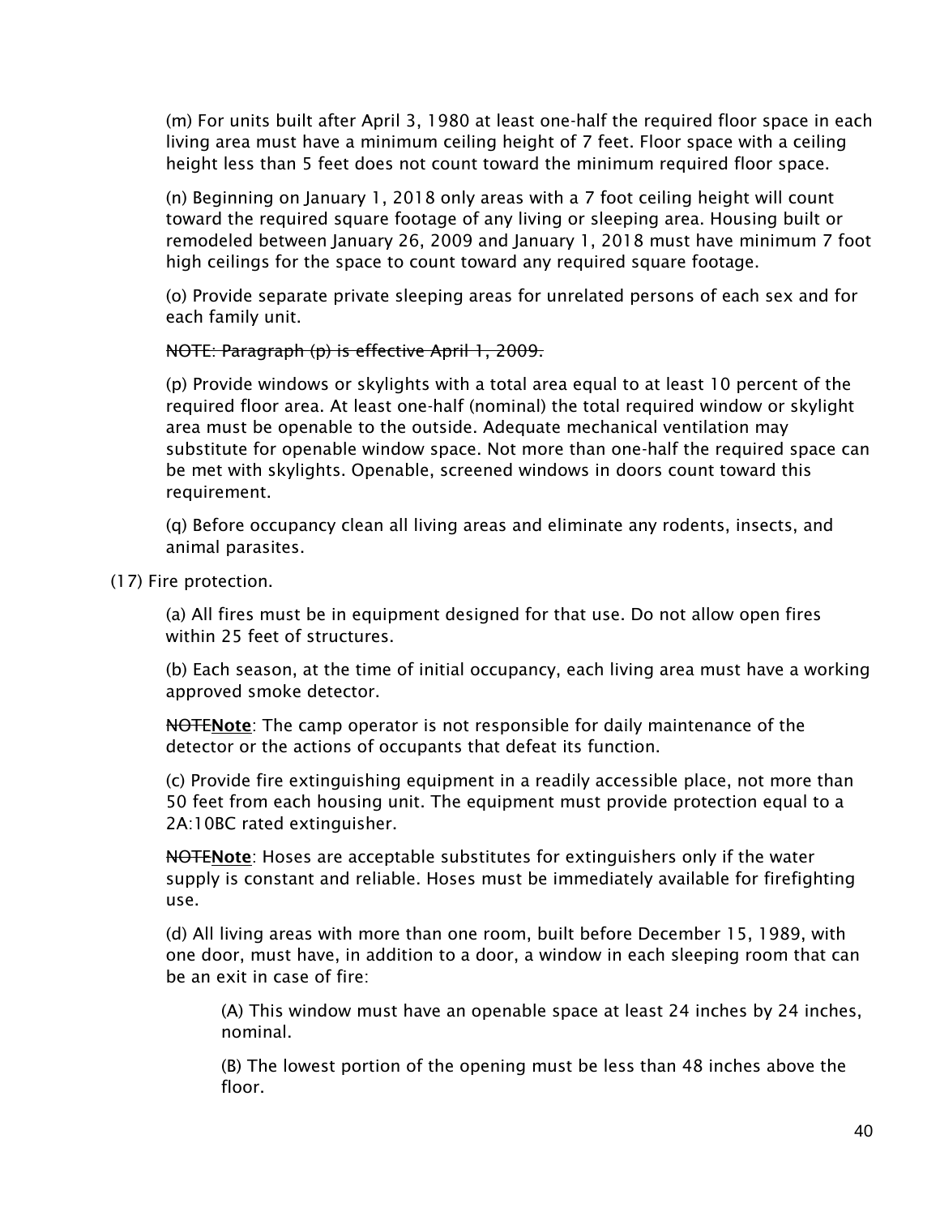(m) For units built after April 3, 1980 at least one-half the required floor space in each living area must have a minimum ceiling height of 7 feet. Floor space with a ceiling height less than 5 feet does not count toward the minimum required floor space.

(n) Beginning on January 1, 2018 only areas with a 7 foot ceiling height will count toward the required square footage of any living or sleeping area. Housing built or remodeled between January 26, 2009 and January 1, 2018 must have minimum 7 foot high ceilings for the space to count toward any required square footage.

(o) Provide separate private sleeping areas for unrelated persons of each sex and for each family unit.

~~NOTE: Paragraph (p) is effective April 1, 2009.~~

(p) Provide windows or skylights with a total area equal to at least 10 percent of the required floor area. At least one-half (nominal) the total required window or skylight area must be openable to the outside. Adequate mechanical ventilation may substitute for openable window space. Not more than one-half the required space can be met with skylights. Openable, screened windows in doors count toward this requirement.

(q) Before occupancy clean all living areas and eliminate any rodents, insects, and animal parasites.

(17) Fire protection.

(a) All fires must be in equipment designed for that use. Do not allow open fires within 25 feet of structures.

(b) Each season, at the time of initial occupancy, each living area must have a working approved smoke detector.

~~NOTE~~**Note**: The camp operator is not responsible for daily maintenance of the detector or the actions of occupants that defeat its function.

(c) Provide fire extinguishing equipment in a readily accessible place, not more than 50 feet from each housing unit. The equipment must provide protection equal to a 2A:10BC rated extinguisher.

~~NOTE~~**Note**: Hoses are acceptable substitutes for extinguishers only if the water supply is constant and reliable. Hoses must be immediately available for firefighting use.

(d) All living areas with more than one room, built before December 15, 1989, with one door, must have, in addition to a door, a window in each sleeping room that can be an exit in case of fire:

(A) This window must have an openable space at least 24 inches by 24 inches, nominal.

(B) The lowest portion of the opening must be less than 48 inches above the floor.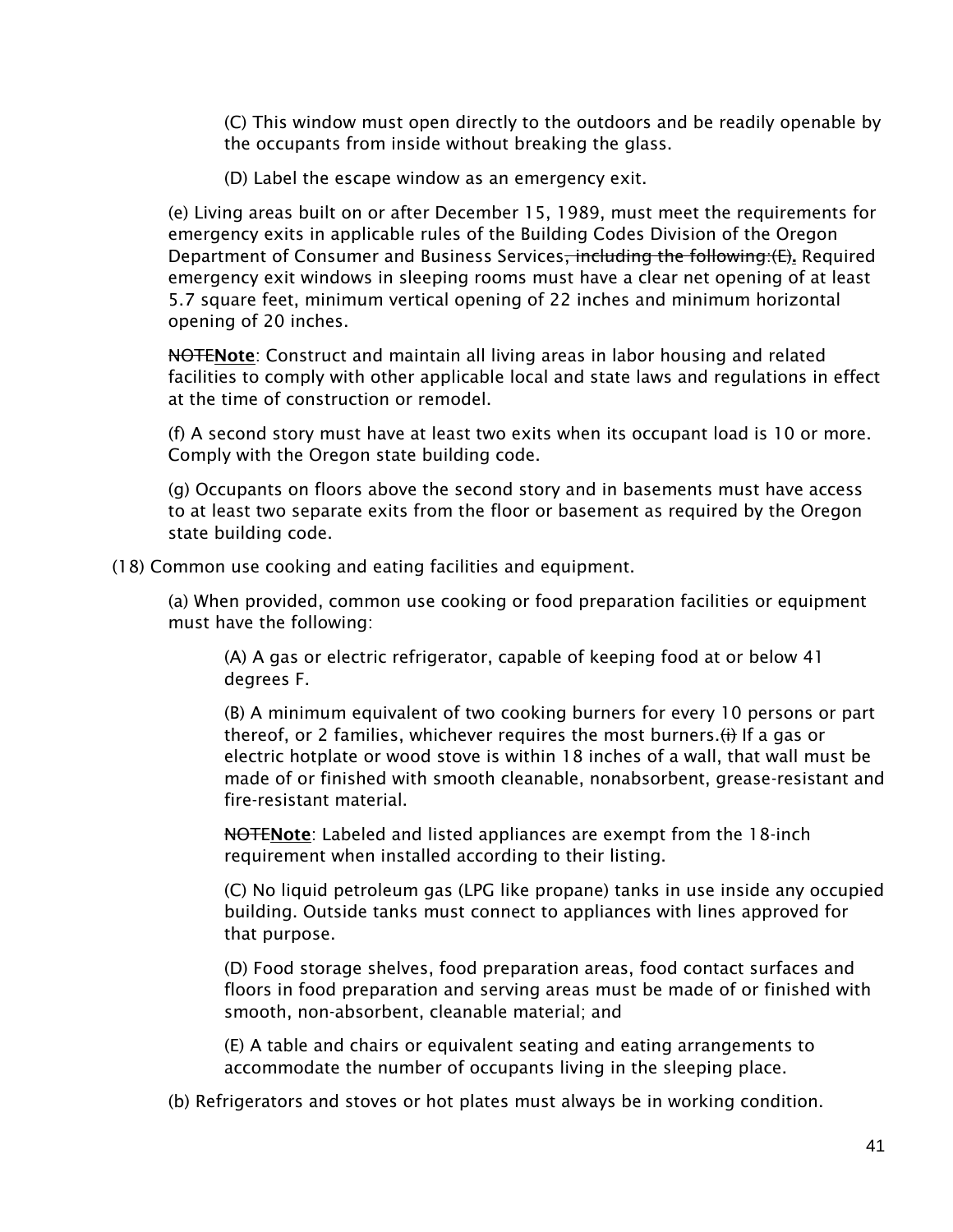(C) This window must open directly to the outdoors and be readily openable by the occupants from inside without breaking the glass.

(D) Label the escape window as an emergency exit.

(e) Living areas built on or after December 15, 1989, must meet the requirements for emergency exits in applicable rules of the Building Codes Division of the Oregon Department of Consumer and Business Services~~, including the following:(E)~~**.** Required emergency exit windows in sleeping rooms must have a clear net opening of at least 5.7 square feet, minimum vertical opening of 22 inches and minimum horizontal opening of 20 inches.

~~NOTE~~**Note**: Construct and maintain all living areas in labor housing and related facilities to comply with other applicable local and state laws and regulations in effect at the time of construction or remodel.

(f) A second story must have at least two exits when its occupant load is 10 or more. Comply with the Oregon state building code.

(g) Occupants on floors above the second story and in basements must have access to at least two separate exits from the floor or basement as required by the Oregon state building code.

(18) Common use cooking and eating facilities and equipment.

(a) When provided, common use cooking or food preparation facilities or equipment must have the following:

(A) A gas or electric refrigerator, capable of keeping food at or below 41 degrees F.

(B) A minimum equivalent of two cooking burners for every 10 persons or part thereof, or 2 families, whichever requires the most burners.~~(i)~~ If a gas or electric hotplate or wood stove is within 18 inches of a wall, that wall must be made of or finished with smooth cleanable, nonabsorbent, grease-resistant and fire-resistant material.

~~NOTE~~**Note**: Labeled and listed appliances are exempt from the 18-inch requirement when installed according to their listing.

(C) No liquid petroleum gas (LPG like propane) tanks in use inside any occupied building. Outside tanks must connect to appliances with lines approved for that purpose.

(D) Food storage shelves, food preparation areas, food contact surfaces and floors in food preparation and serving areas must be made of or finished with smooth, non-absorbent, cleanable material; and

(E) A table and chairs or equivalent seating and eating arrangements to accommodate the number of occupants living in the sleeping place.

(b) Refrigerators and stoves or hot plates must always be in working condition.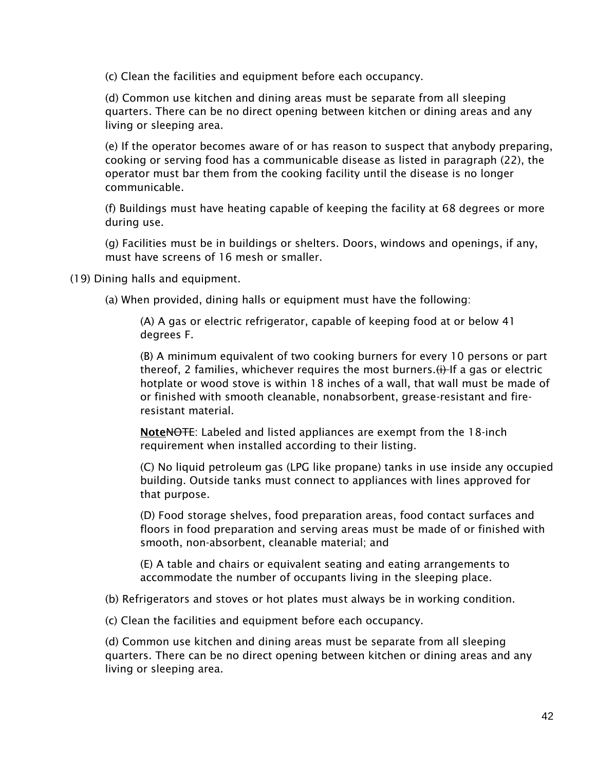(c) Clean the facilities and equipment before each occupancy.

(d) Common use kitchen and dining areas must be separate from all sleeping quarters. There can be no direct opening between kitchen or dining areas and any living or sleeping area.

(e) If the operator becomes aware of or has reason to suspect that anybody preparing, cooking or serving food has a communicable disease as listed in paragraph (22), the operator must bar them from the cooking facility until the disease is no longer communicable.

(f) Buildings must have heating capable of keeping the facility at 68 degrees or more during use.

(g) Facilities must be in buildings or shelters. Doors, windows and openings, if any, must have screens of 16 mesh or smaller.

(19) Dining halls and equipment.

(a) When provided, dining halls or equipment must have the following:

(A) A gas or electric refrigerator, capable of keeping food at or below 41 degrees F.

(B) A minimum equivalent of two cooking burners for every 10 persons or part thereof, 2 families, whichever requires the most burners.~~(i)~~ If a gas or electric hotplate or wood stove is within 18 inches of a wall, that wall must be made of or finished with smooth cleanable, nonabsorbent, grease-resistant and fire-resistant material.

**<u>Note</u>**~~NOTE~~: Labeled and listed appliances are exempt from the 18-inch requirement when installed according to their listing.

(C) No liquid petroleum gas (LPG like propane) tanks in use inside any occupied building. Outside tanks must connect to appliances with lines approved for that purpose.

(D) Food storage shelves, food preparation areas, food contact surfaces and floors in food preparation and serving areas must be made of or finished with smooth, non-absorbent, cleanable material; and

(E) A table and chairs or equivalent seating and eating arrangements to accommodate the number of occupants living in the sleeping place.

(b) Refrigerators and stoves or hot plates must always be in working condition.

(c) Clean the facilities and equipment before each occupancy.

(d) Common use kitchen and dining areas must be separate from all sleeping quarters. There can be no direct opening between kitchen or dining areas and any living or sleeping area.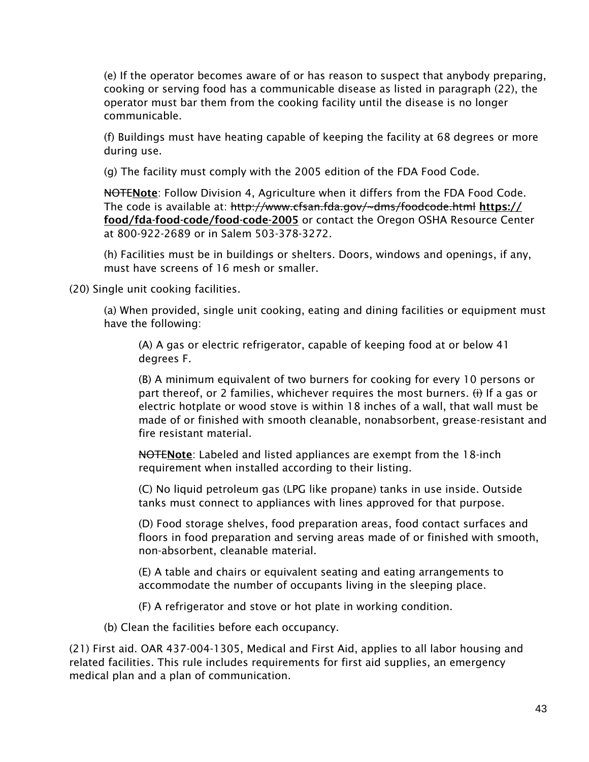(e) If the operator becomes aware of or has reason to suspect that anybody preparing, cooking or serving food has a communicable disease as listed in paragraph (22), the operator must bar them from the cooking facility until the disease is no longer communicable.

(f) Buildings must have heating capable of keeping the facility at 68 degrees or more during use.

(g) The facility must comply with the 2005 edition of the FDA Food Code.

~~NOTE~~**Note**: Follow Division 4, Agriculture when it differs from the FDA Food Code. The code is available at: ~~http://www.cfsan.fda.gov/~dms/foodcode.html~~ **https://food/fda-food-code/food-code-2005** or contact the Oregon OSHA Resource Center at 800-922-2689 or in Salem 503-378-3272.

(h) Facilities must be in buildings or shelters. Doors, windows and openings, if any, must have screens of 16 mesh or smaller.

(20) Single unit cooking facilities.

(a) When provided, single unit cooking, eating and dining facilities or equipment must have the following:

(A) A gas or electric refrigerator, capable of keeping food at or below 41 degrees F.

(B) A minimum equivalent of two burners for cooking for every 10 persons or part thereof, or 2 families, whichever requires the most burners. ~~(i)~~ If a gas or electric hotplate or wood stove is within 18 inches of a wall, that wall must be made of or finished with smooth cleanable, nonabsorbent, grease-resistant and fire resistant material.

~~NOTE~~**Note**: Labeled and listed appliances are exempt from the 18-inch requirement when installed according to their listing.

(C) No liquid petroleum gas (LPG like propane) tanks in use inside. Outside tanks must connect to appliances with lines approved for that purpose.

(D) Food storage shelves, food preparation areas, food contact surfaces and floors in food preparation and serving areas made of or finished with smooth, non-absorbent, cleanable material.

(E) A table and chairs or equivalent seating and eating arrangements to accommodate the number of occupants living in the sleeping place.

(F) A refrigerator and stove or hot plate in working condition.

(b) Clean the facilities before each occupancy.

(21) First aid. OAR 437-004-1305, Medical and First Aid, applies to all labor housing and related facilities. This rule includes requirements for first aid supplies, an emergency medical plan and a plan of communication.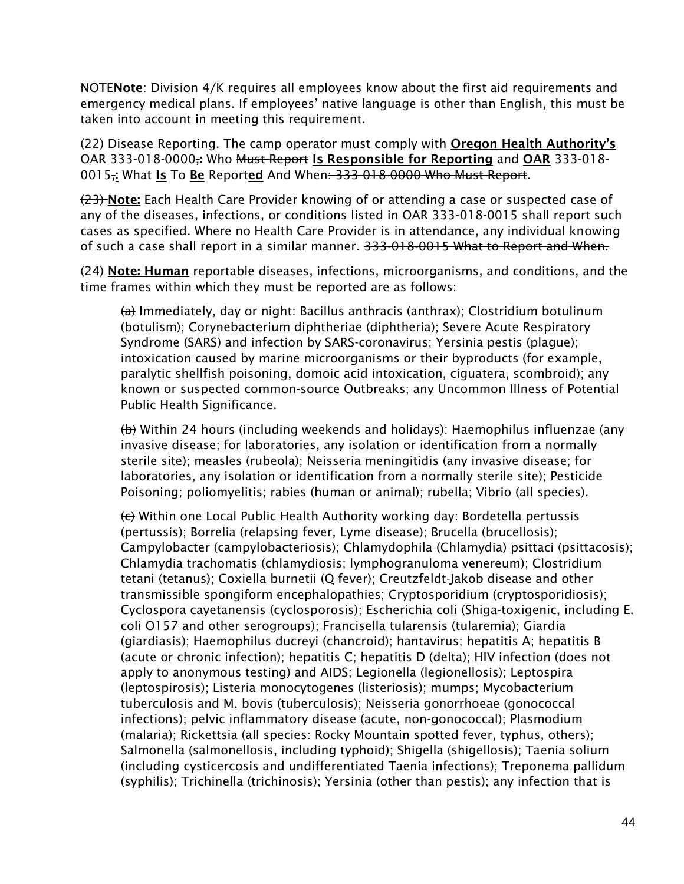~~NOTE~~**Note**: Division 4/K requires all employees know about the first aid requirements and emergency medical plans. If employees' native language is other than English, this must be taken into account in meeting this requirement.

(22) Disease Reporting. The camp operator must comply with **Oregon Health Authority's** OAR 333-018-0000~~,~~**:** Who ~~Must Report~~ **Is Responsible for Reporting** and **OAR** 333-018-0015~~,~~**:** What **Is** To **Be** Report**ed** And When~~: 333-018-0000 Who Must Report~~.

~~(23)~~ **Note:** Each Health Care Provider knowing of or attending a case or suspected case of any of the diseases, infections, or conditions listed in OAR 333-018-0015 shall report such cases as specified. Where no Health Care Provider is in attendance, any individual knowing of such a case shall report in a similar manner. ~~333-018-0015 What to Report and When.~~

~~(24)~~ **Note: Human** reportable diseases, infections, microorganisms, and conditions, and the time frames within which they must be reported are as follows:

~~(a)~~ Immediately, day or night: Bacillus anthracis (anthrax); Clostridium botulinum (botulism); Corynebacterium diphtheriae (diphtheria); Severe Acute Respiratory Syndrome (SARS) and infection by SARS-coronavirus; Yersinia pestis (plague); intoxication caused by marine microorganisms or their byproducts (for example, paralytic shellfish poisoning, domoic acid intoxication, ciguatera, scombroid); any known or suspected common-source Outbreaks; any Uncommon Illness of Potential Public Health Significance.

~~(b)~~ Within 24 hours (including weekends and holidays): Haemophilus influenzae (any invasive disease; for laboratories, any isolation or identification from a normally sterile site); measles (rubeola); Neisseria meningitidis (any invasive disease; for laboratories, any isolation or identification from a normally sterile site); Pesticide Poisoning; poliomyelitis; rabies (human or animal); rubella; Vibrio (all species).

~~(c)~~ Within one Local Public Health Authority working day: Bordetella pertussis (pertussis); Borrelia (relapsing fever, Lyme disease); Brucella (brucellosis); Campylobacter (campylobacteriosis); Chlamydophila (Chlamydia) psittaci (psittacosis); Chlamydia trachomatis (chlamydiosis; lymphogranuloma venereum); Clostridium tetani (tetanus); Coxiella burnetii (Q fever); Creutzfeldt-Jakob disease and other transmissible spongiform encephalopathies; Cryptosporidium (cryptosporidiosis); Cyclospora cayetanensis (cyclosporosis); Escherichia coli (Shiga-toxigenic, including E. coli O157 and other serogroups); Francisella tularensis (tularemia); Giardia (giardiasis); Haemophilus ducreyi (chancroid); hantavirus; hepatitis A; hepatitis B (acute or chronic infection); hepatitis C; hepatitis D (delta); HIV infection (does not apply to anonymous testing) and AIDS; Legionella (legionellosis); Leptospira (leptospirosis); Listeria monocytogenes (listeriosis); mumps; Mycobacterium tuberculosis and M. bovis (tuberculosis); Neisseria gonorrhoeae (gonococcal infections); pelvic inflammatory disease (acute, non-gonococcal); Plasmodium (malaria); Rickettsia (all species: Rocky Mountain spotted fever, typhus, others); Salmonella (salmonellosis, including typhoid); Shigella (shigellosis); Taenia solium (including cysticercosis and undifferentiated Taenia infections); Treponema pallidum (syphilis); Trichinella (trichinosis); Yersinia (other than pestis); any infection that is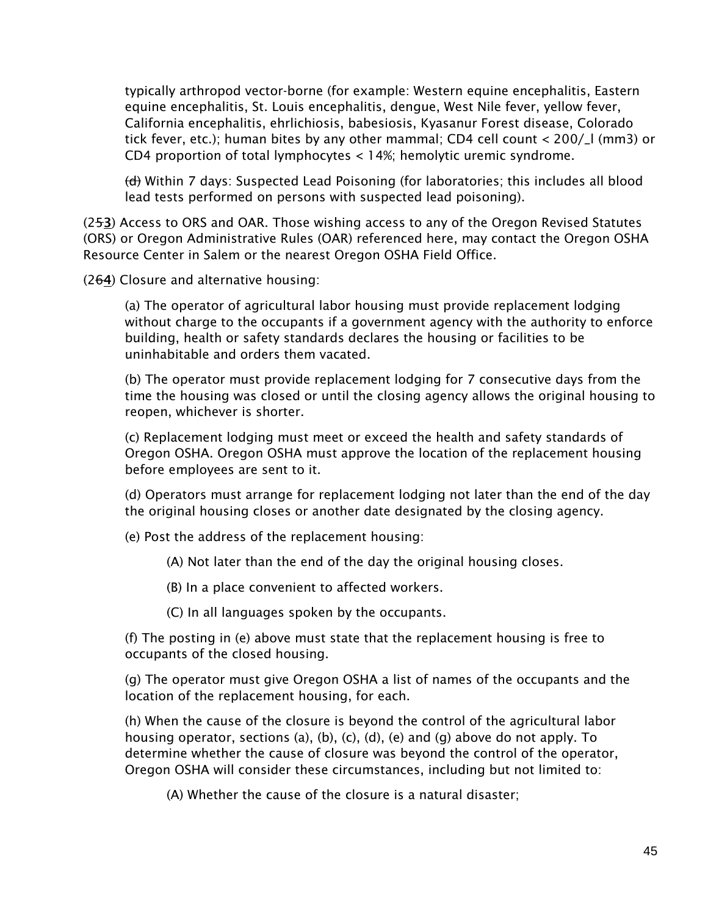typically arthropod vector-borne (for example: Western equine encephalitis, Eastern equine encephalitis, St. Louis encephalitis, dengue, West Nile fever, yellow fever, California encephalitis, ehrlichiosis, babesiosis, Kyasanur Forest disease, Colorado tick fever, etc.); human bites by any other mammal; CD4 cell count < 200/_l (mm3) or CD4 proportion of total lymphocytes < 14%; hemolytic uremic syndrome.

~~(d)~~ Within 7 days: Suspected Lead Poisoning (for laboratories; this includes all blood lead tests performed on persons with suspected lead poisoning).

(2~~5~~**3**) Access to ORS and OAR. Those wishing access to any of the Oregon Revised Statutes (ORS) or Oregon Administrative Rules (OAR) referenced here, may contact the Oregon OSHA Resource Center in Salem or the nearest Oregon OSHA Field Office.

(2~~6~~**4**) Closure and alternative housing:

(a) The operator of agricultural labor housing must provide replacement lodging without charge to the occupants if a government agency with the authority to enforce building, health or safety standards declares the housing or facilities to be uninhabitable and orders them vacated.

(b) The operator must provide replacement lodging for 7 consecutive days from the time the housing was closed or until the closing agency allows the original housing to reopen, whichever is shorter.

(c) Replacement lodging must meet or exceed the health and safety standards of Oregon OSHA. Oregon OSHA must approve the location of the replacement housing before employees are sent to it.

(d) Operators must arrange for replacement lodging not later than the end of the day the original housing closes or another date designated by the closing agency.

(e) Post the address of the replacement housing:

(A) Not later than the end of the day the original housing closes.

(B) In a place convenient to affected workers.

(C) In all languages spoken by the occupants.

(f) The posting in (e) above must state that the replacement housing is free to occupants of the closed housing.

(g) The operator must give Oregon OSHA a list of names of the occupants and the location of the replacement housing, for each.

(h) When the cause of the closure is beyond the control of the agricultural labor housing operator, sections (a), (b), (c), (d), (e) and (g) above do not apply. To determine whether the cause of closure was beyond the control of the operator, Oregon OSHA will consider these circumstances, including but not limited to:

(A) Whether the cause of the closure is a natural disaster;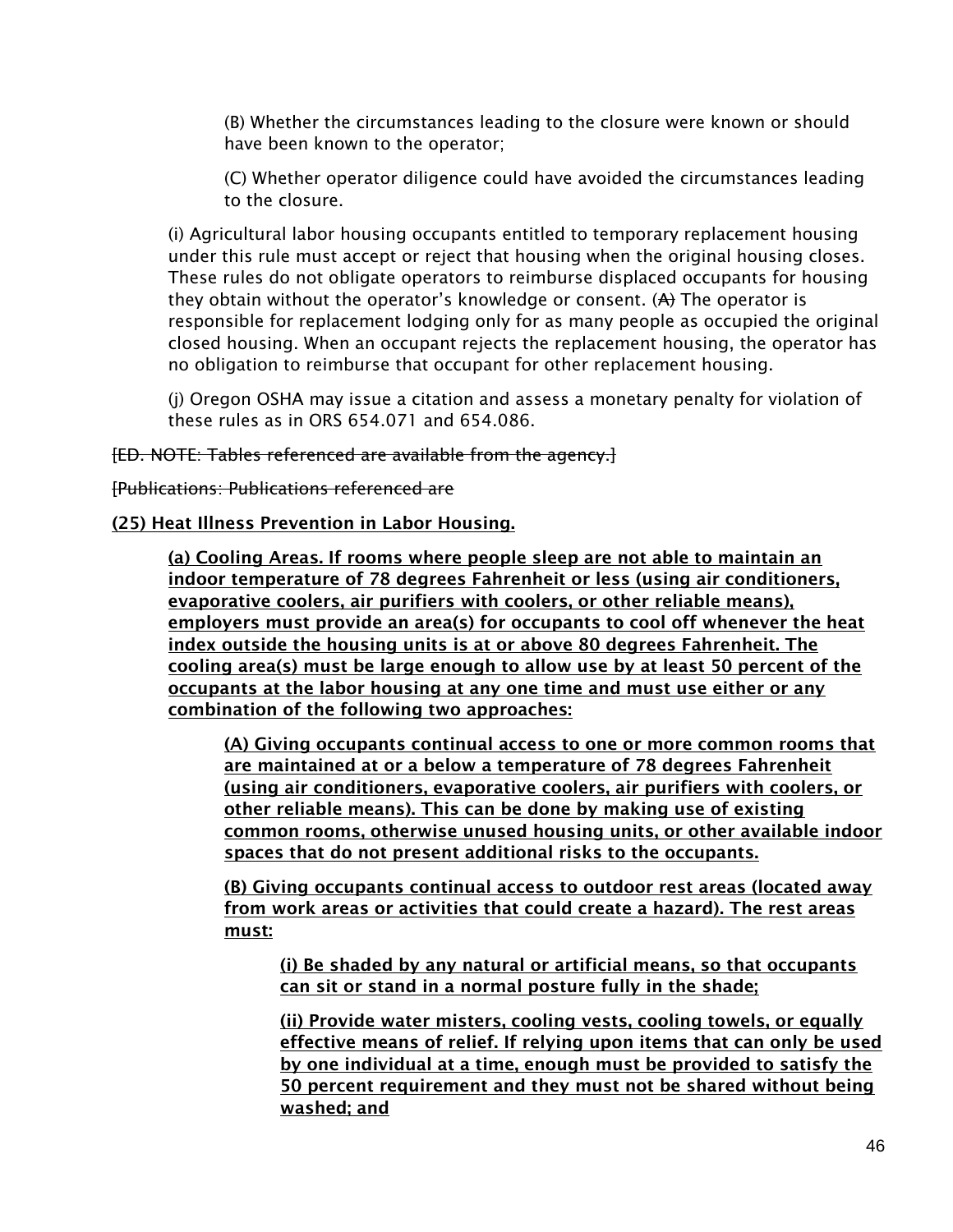(B) Whether the circumstances leading to the closure were known or should have been known to the operator;

(C) Whether operator diligence could have avoided the circumstances leading to the closure.

(i) Agricultural labor housing occupants entitled to temporary replacement housing under this rule must accept or reject that housing when the original housing closes. These rules do not obligate operators to reimburse displaced occupants for housing they obtain without the operator's knowledge or consent. (~~A)~~ The operator is responsible for replacement lodging only for as many people as occupied the original closed housing. When an occupant rejects the replacement housing, the operator has no obligation to reimburse that occupant for other replacement housing.

(j) Oregon OSHA may issue a citation and assess a monetary penalty for violation of these rules as in ORS 654.071 and 654.086.

~~[ED. NOTE: Tables referenced are available from the agency.]~~

~~[Publications: Publications referenced are~~

<u>**(25) Heat Illness Prevention in Labor Housing.**</u>

<u>**(a) Cooling Areas. If rooms where people sleep are not able to maintain an indoor temperature of 78 degrees Fahrenheit or less (using air conditioners, evaporative coolers, air purifiers with coolers, or other reliable means), employers must provide an area(s) for occupants to cool off whenever the heat index outside the housing units is at or above 80 degrees Fahrenheit. The cooling area(s) must be large enough to allow use by at least 50 percent of the occupants at the labor housing at any one time and must use either or any combination of the following two approaches:**</u>

<u>**(A) Giving occupants continual access to one or more common rooms that are maintained at or a below a temperature of 78 degrees Fahrenheit (using air conditioners, evaporative coolers, air purifiers with coolers, or other reliable means). This can be done by making use of existing common rooms, otherwise unused housing units, or other available indoor spaces that do not present additional risks to the occupants.**</u>

<u>**(B) Giving occupants continual access to outdoor rest areas (located away from work areas or activities that could create a hazard). The rest areas must:**</u>

<u>**(i) Be shaded by any natural or artificial means, so that occupants can sit or stand in a normal posture fully in the shade;**</u>

<u>**(ii) Provide water misters, cooling vests, cooling towels, or equally effective means of relief. If relying upon items that can only be used by one individual at a time, enough must be provided to satisfy the 50 percent requirement and they must not be shared without being washed; and**</u>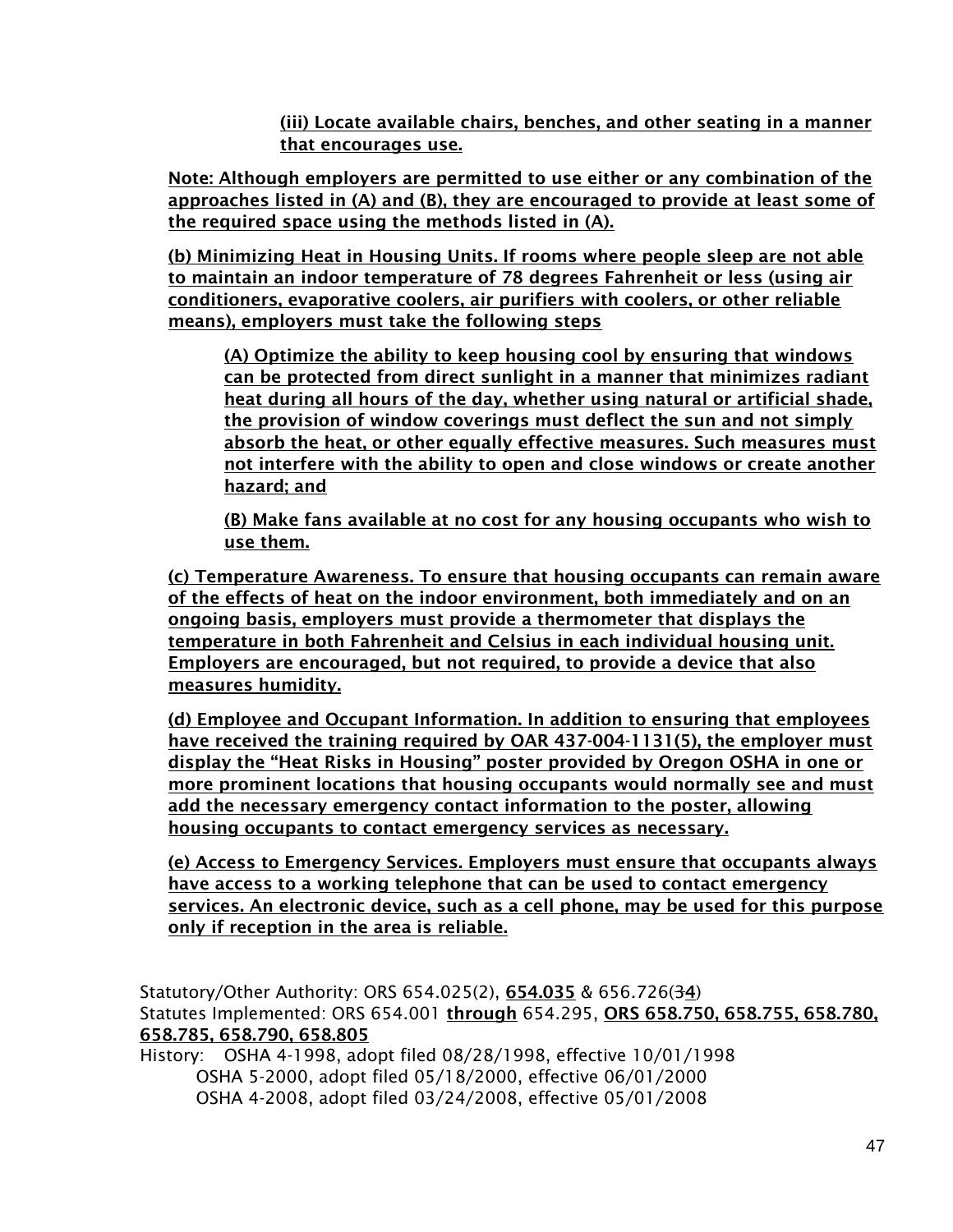(iii) Locate available chairs, benches, and other seating in a manner that encourages use.

Note: Although employers are permitted to use either or any combination of the approaches listed in (A) and (B), they are encouraged to provide at least some of the required space using the methods listed in (A).

(b) Minimizing Heat in Housing Units. If rooms where people sleep are not able to maintain an indoor temperature of 78 degrees Fahrenheit or less (using air conditioners, evaporative coolers, air purifiers with coolers, or other reliable means), employers must take the following steps

(A) Optimize the ability to keep housing cool by ensuring that windows can be protected from direct sunlight in a manner that minimizes radiant heat during all hours of the day, whether using natural or artificial shade, the provision of window coverings must deflect the sun and not simply absorb the heat, or other equally effective measures. Such measures must not interfere with the ability to open and close windows or create another hazard; and

(B) Make fans available at no cost for any housing occupants who wish to use them.

(c) Temperature Awareness. To ensure that housing occupants can remain aware of the effects of heat on the indoor environment, both immediately and on an ongoing basis, employers must provide a thermometer that displays the temperature in both Fahrenheit and Celsius in each individual housing unit. Employers are encouraged, but not required, to provide a device that also measures humidity.

(d) Employee and Occupant Information. In addition to ensuring that employees have received the training required by OAR 437-004-1131(5), the employer must display the "Heat Risks in Housing" poster provided by Oregon OSHA in one or more prominent locations that housing occupants would normally see and must add the necessary emergency contact information to the poster, allowing housing occupants to contact emergency services as necessary.

(e) Access to Emergency Services. Employers must ensure that occupants always have access to a working telephone that can be used to contact emergency services. An electronic device, such as a cell phone, may be used for this purpose only if reception in the area is reliable.

Statutory/Other Authority: ORS 654.025(2), 654.035 & 656.726(~~3~~4)
Statutes Implemented: ORS 654.001 through 654.295, ORS 658.750, 658.755, 658.780, 658.785, 658.790, 658.805
History: OSHA 4-1998, adopt filed 08/28/1998, effective 10/01/1998
OSHA 5-2000, adopt filed 05/18/2000, effective 06/01/2000
OSHA 4-2008, adopt filed 03/24/2008, effective 05/01/2008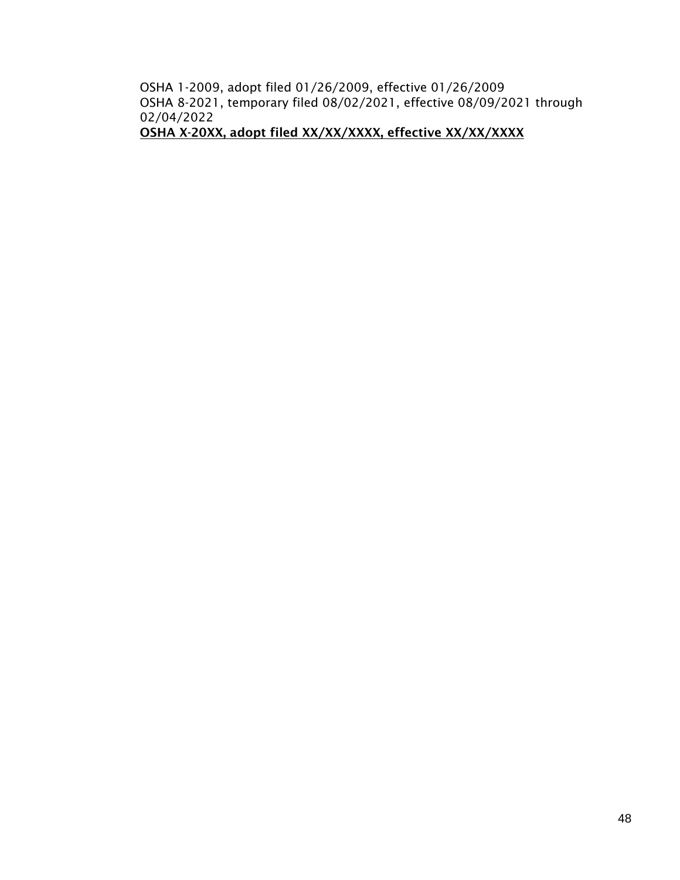OSHA 1-2009, adopt filed 01/26/2009, effective 01/26/2009
OSHA 8-2021, temporary filed 08/02/2021, effective 08/09/2021 through 02/04/2022
**<u>OSHA X-20XX, adopt filed XX/XX/XXXX, effective XX/XX/XXXX</u>**